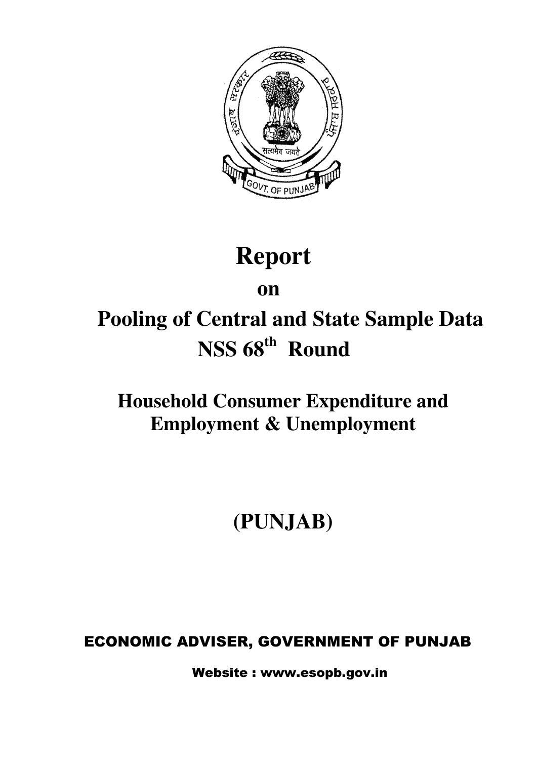# Report

## on

# Pooling of Central and State Sample Data NSS 68th Round

## Household Consumer Expenditure and Employment & Unemployment

# (PUNJAB)

ECONOMIC ADVISER, GOVERNMENT OF PUNJAB

Website : www.esopb.gov.in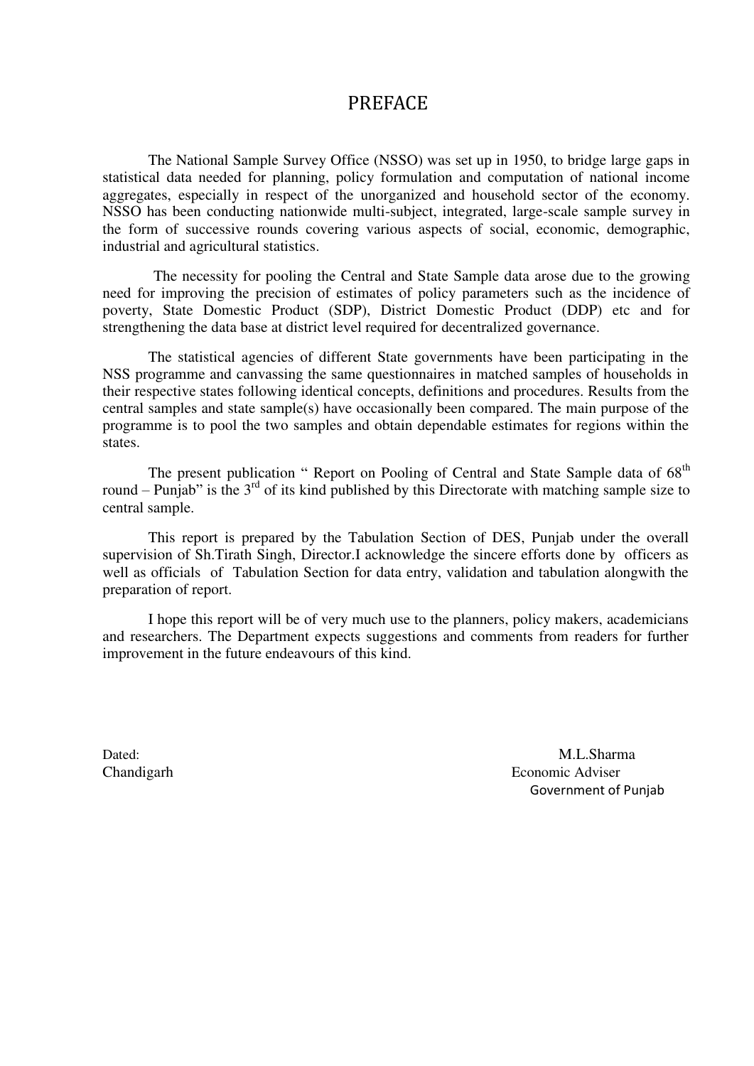# PREFACE

The National Sample Survey Office (NSSO) was set up in 1950, to bridge large gaps in statistical data needed for planning, policy formulation and computation of national income aggregates, especially in respect of the unorganized and household sector of the economy. NSSO has been conducting nationwide multi-subject, integrated, large-scale sample survey in the form of successive rounds covering various aspects of social, economic, demographic, industrial and agricultural statistics.

The necessity for pooling the Central and State Sample data arose due to the growing need for improving the precision of estimates of policy parameters such as the incidence of poverty, State Domestic Product (SDP), District Domestic Product (DDP) etc and for strengthening the data base at district level required for decentralized governance.

The statistical agencies of different State governments have been participating in the NSS programme and canvassing the same questionnaires in matched samples of households in their respective states following identical concepts, definitions and procedures. Results from the central samples and state sample(s) have occasionally been compared. The main purpose of the programme is to pool the two samples and obtain dependable estimates for regions within the states.

The present publication " Report on Pooling of Central and State Sample data of 68th round – Punjab" is the 3rd of its kind published by this Directorate with matching sample size to central sample.

This report is prepared by the Tabulation Section of DES, Punjab under the overall supervision of Sh.Tirath Singh, Director.I acknowledge the sincere efforts done by officers as well as officials of Tabulation Section for data entry, validation and tabulation alongwith the preparation of report.

I hope this report will be of very much use to the planners, policy makers, academicians and researchers. The Department expects suggestions and comments from readers for further improvement in the future endeavours of this kind.

Dated:
Chandigarh

M.L.Sharma
Economic Adviser
Government of Punjab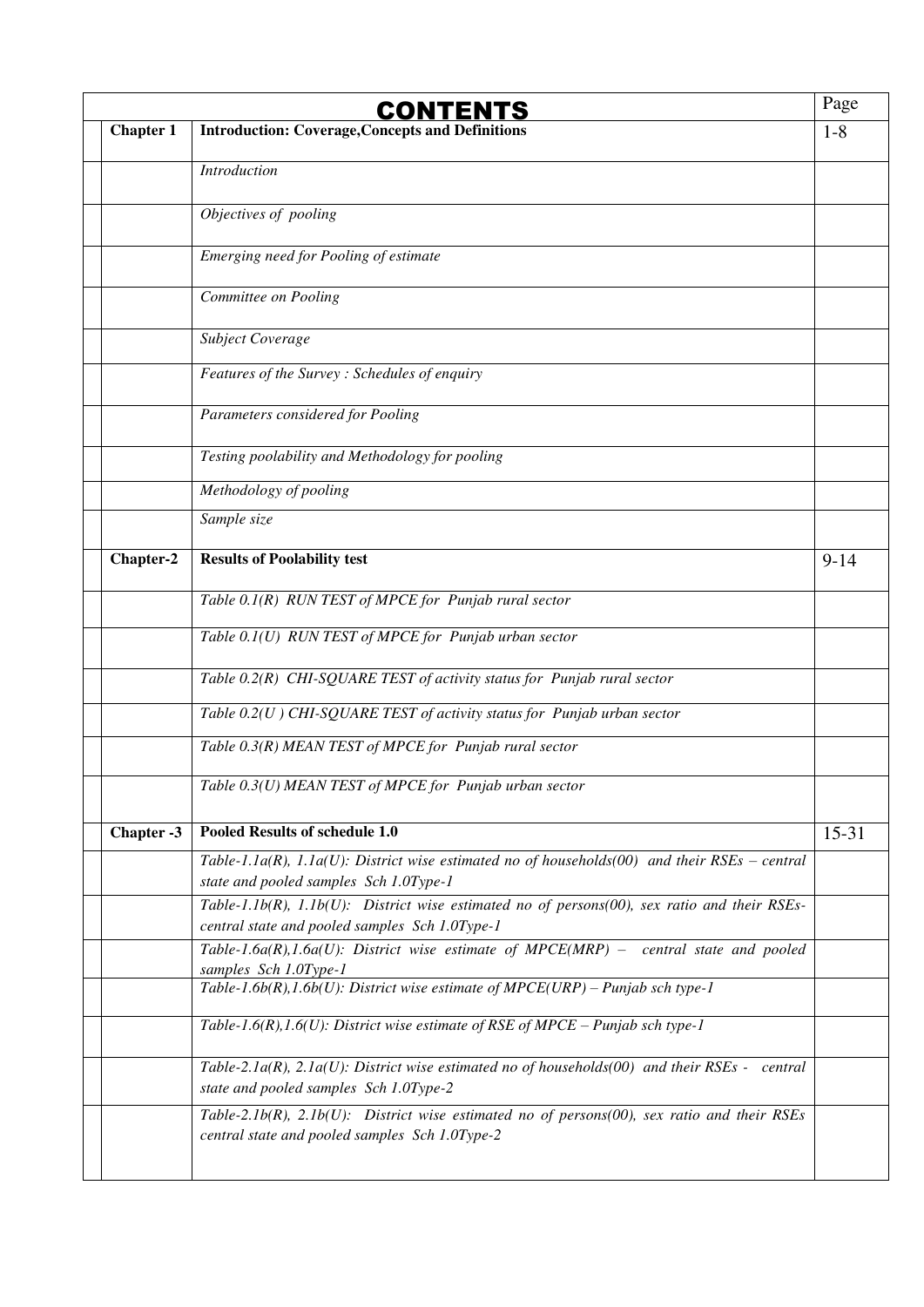# CONTENTS

| | | Page |
|---|---|---|
| **Chapter 1** | **Introduction: Coverage,Concepts and Definitions** | 1-8 |
| | *Introduction* | |
| | *Objectives of pooling* | |
| | *Emerging need for Pooling of estimate* | |
| | *Committee on Pooling* | |
| | *Subject Coverage* | |
| | *Features of the Survey : Schedules of enquiry* | |
| | *Parameters considered for Pooling* | |
| | *Testing poolability and Methodology for pooling* | |
| | *Methodology of pooling* | |
| | *Sample size* | |
| **Chapter-2** | **Results of Poolability test** | 9-14 |
| | *Table 0.1(R) RUN TEST of MPCE for Punjab rural sector* | |
| | *Table 0.1(U) RUN TEST of MPCE for Punjab urban sector* | |
| | *Table 0.2(R) CHI-SQUARE TEST of activity status for Punjab rural sector* | |
| | *Table 0.2(U ) CHI-SQUARE TEST of activity status for Punjab urban sector* | |
| | *Table 0.3(R) MEAN TEST of MPCE for Punjab rural sector* | |
| | *Table 0.3(U) MEAN TEST of MPCE for Punjab urban sector* | |
| **Chapter -3** | **Pooled Results of schedule 1.0** | 15-31 |
| | *Table-1.1a(R), 1.1a(U): District wise estimated no of households(00) and their RSEs – central state and pooled samples Sch 1.0Type-1* | |
| | *Table-1.1b(R), 1.1b(U): District wise estimated no of persons(00), sex ratio and their RSEs- central state and pooled samples Sch 1.0Type-1* | |
| | *Table-1.6a(R),1.6a(U): District wise estimate of MPCE(MRP) – central state and pooled samples Sch 1.0Type-1* | |
| | *Table-1.6b(R),1.6b(U): District wise estimate of MPCE(URP) – Punjab sch type-1* | |
| | *Table-1.6(R),1.6(U): District wise estimate of RSE of MPCE – Punjab sch type-1* | |
| | *Table-2.1a(R), 2.1a(U): District wise estimated no of households(00) and their RSEs - central state and pooled samples Sch 1.0Type-2* | |
| | *Table-2.1b(R), 2.1b(U): District wise estimated no of persons(00), sex ratio and their RSEs central state and pooled samples Sch 1.0Type-2* | |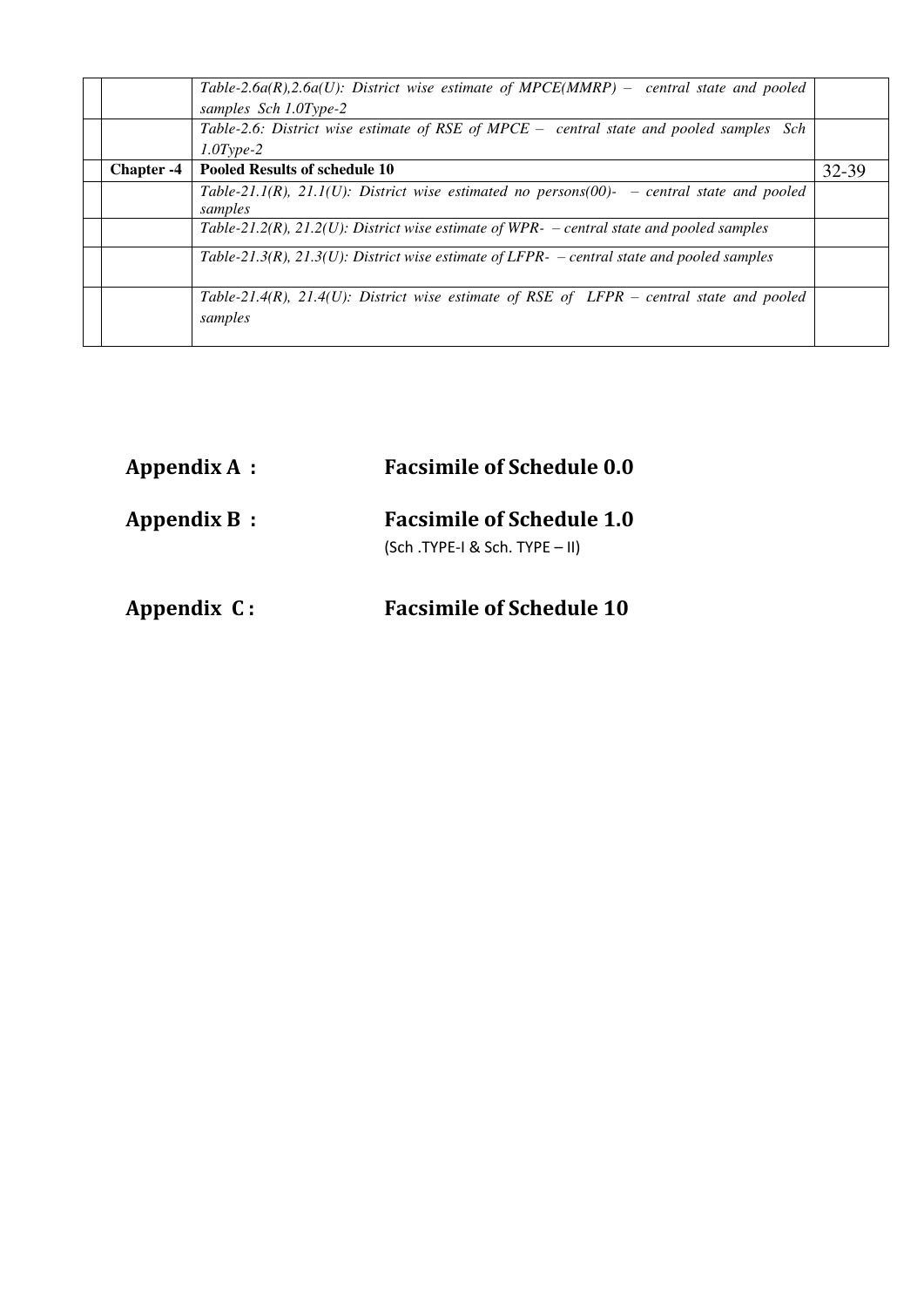| | | | |
|---|---|---|---|
| | | *Table-2.6a(R),2.6a(U): District wise estimate of MPCE(MMRP) – central state and pooled samples Sch 1.0Type-2* | |
| | | *Table-2.6: District wise estimate of RSE of MPCE – central state and pooled samples Sch 1.0Type-2* | |
| | **Chapter -4** | **Pooled Results of schedule 10** | 32-39 |
| | | *Table-21.1(R), 21.1(U): District wise estimated no persons(00)- – central state and pooled samples* | |
| | | *Table-21.2(R), 21.2(U): District wise estimate of WPR- – central state and pooled samples* | |
| | | *Table-21.3(R), 21.3(U): District wise estimate of LFPR- – central state and pooled samples* | |
| | | *Table-21.4(R), 21.4(U): District wise estimate of RSE of LFPR – central state and pooled samples* | |

**Appendix A : Facsimile of Schedule 0.0**

**Appendix B : Facsimile of Schedule 1.0**

(Sch .TYPE-I & Sch. TYPE – II)

**Appendix C : Facsimile of Schedule 10**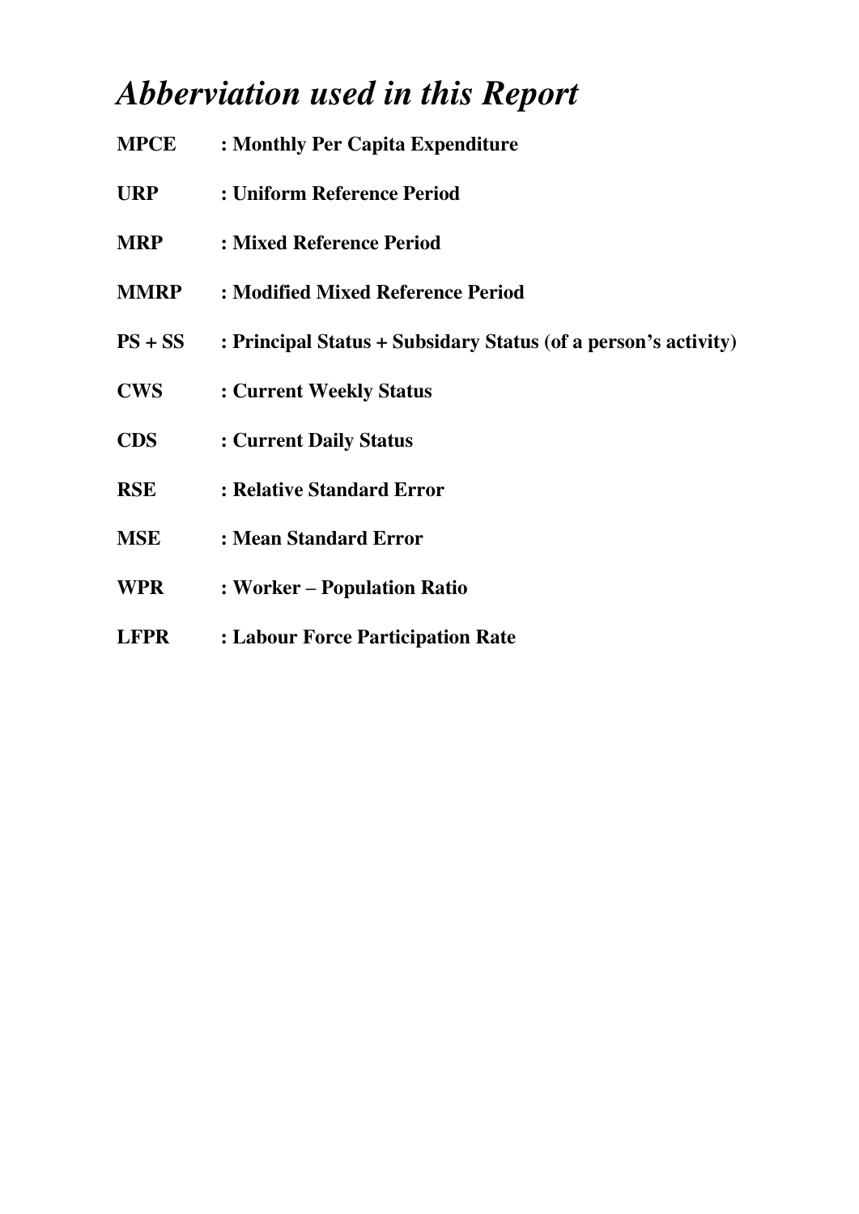# *Abberviation used in this Report*

**MPCE** : **Monthly Per Capita Expenditure**

**URP** : **Uniform Reference Period**

**MRP** : **Mixed Reference Period**

**MMRP** : **Modified Mixed Reference Period**

**PS + SS** : **Principal Status + Subsidary Status (of a person's activity)**

**CWS** : **Current Weekly Status**

**CDS** : **Current Daily Status**

**RSE** : **Relative Standard Error**

**MSE** : **Mean Standard Error**

**WPR** : **Worker – Population Ratio**

**LFPR** : **Labour Force Participation Rate**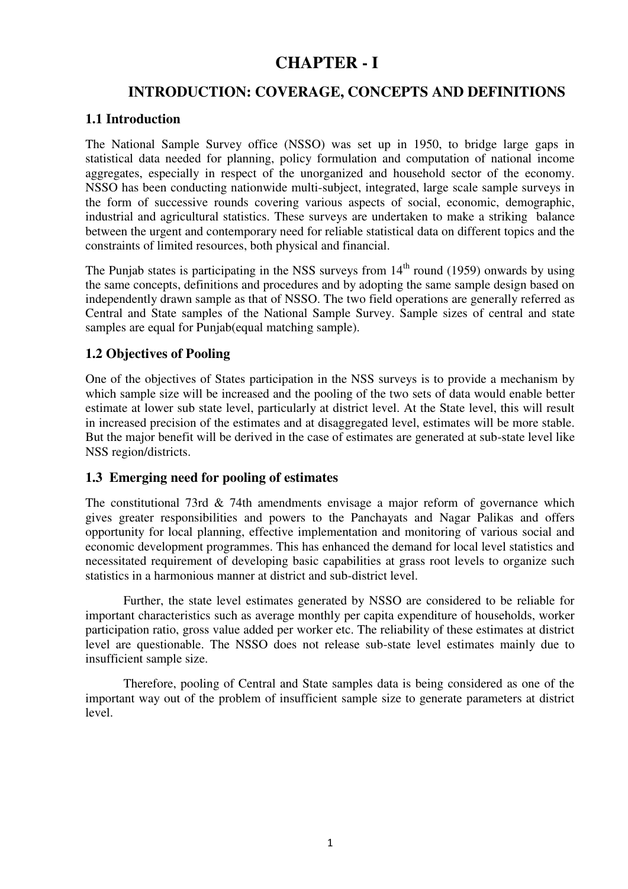# CHAPTER - I

## INTRODUCTION: COVERAGE, CONCEPTS AND DEFINITIONS

### 1.1 Introduction

The National Sample Survey office (NSSO) was set up in 1950, to bridge large gaps in statistical data needed for planning, policy formulation and computation of national income aggregates, especially in respect of the unorganized and household sector of the economy. NSSO has been conducting nationwide multi-subject, integrated, large scale sample surveys in the form of successive rounds covering various aspects of social, economic, demographic, industrial and agricultural statistics. These surveys are undertaken to make a striking balance between the urgent and contemporary need for reliable statistical data on different topics and the constraints of limited resources, both physical and financial.

The Punjab states is participating in the NSS surveys from 14th round (1959) onwards by using the same concepts, definitions and procedures and by adopting the same sample design based on independently drawn sample as that of NSSO. The two field operations are generally referred as Central and State samples of the National Sample Survey. Sample sizes of central and state samples are equal for Punjab(equal matching sample).

### 1.2 Objectives of Pooling

One of the objectives of States participation in the NSS surveys is to provide a mechanism by which sample size will be increased and the pooling of the two sets of data would enable better estimate at lower sub state level, particularly at district level. At the State level, this will result in increased precision of the estimates and at disaggregated level, estimates will be more stable. But the major benefit will be derived in the case of estimates are generated at sub-state level like NSS region/districts.

### 1.3 Emerging need for pooling of estimates

The constitutional 73rd & 74th amendments envisage a major reform of governance which gives greater responsibilities and powers to the Panchayats and Nagar Palikas and offers opportunity for local planning, effective implementation and monitoring of various social and economic development programmes. This has enhanced the demand for local level statistics and necessitated requirement of developing basic capabilities at grass root levels to organize such statistics in a harmonious manner at district and sub-district level.

Further, the state level estimates generated by NSSO are considered to be reliable for important characteristics such as average monthly per capita expenditure of households, worker participation ratio, gross value added per worker etc. The reliability of these estimates at district level are questionable. The NSSO does not release sub-state level estimates mainly due to insufficient sample size.

Therefore, pooling of Central and State samples data is being considered as one of the important way out of the problem of insufficient sample size to generate parameters at district level.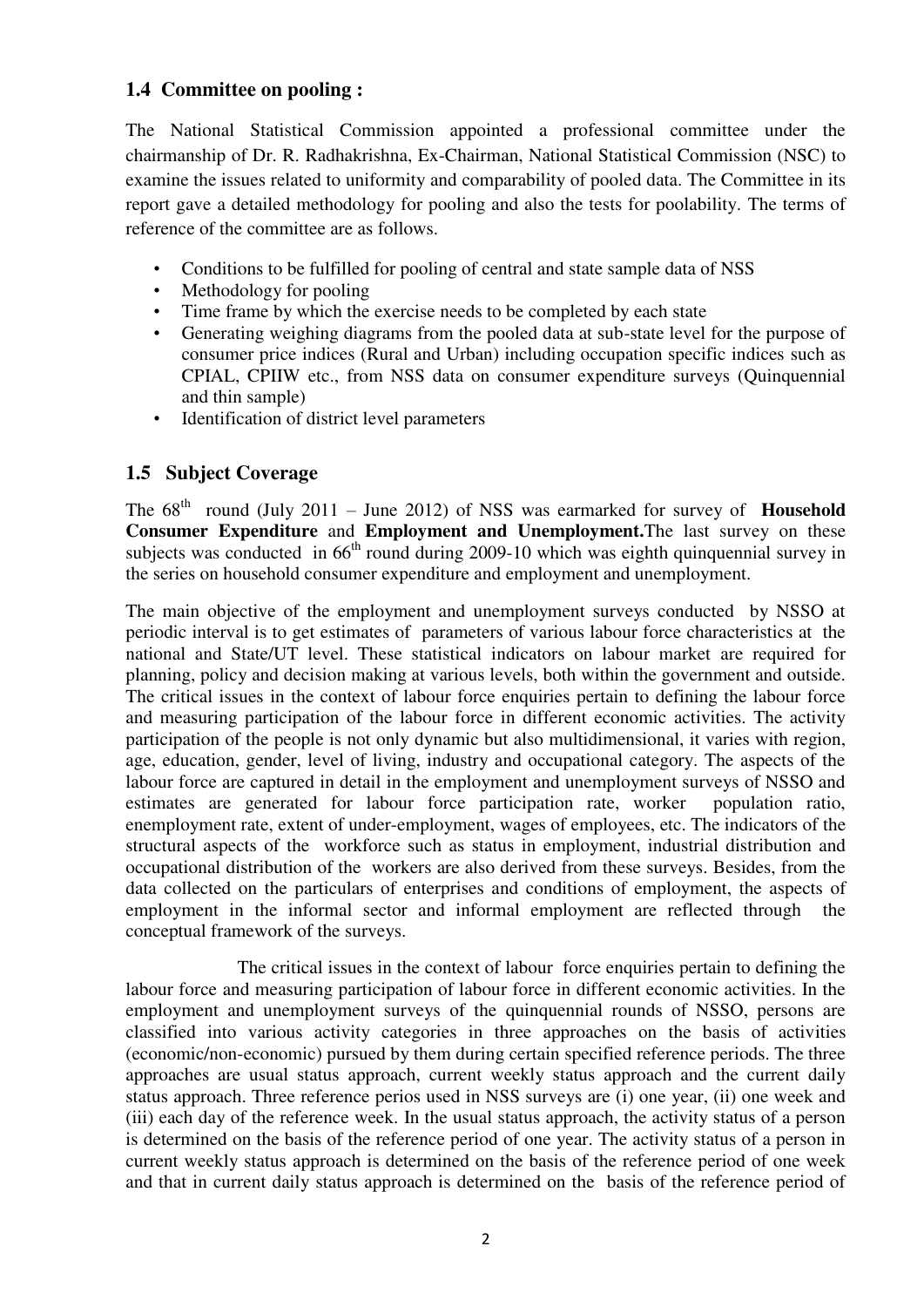## 1.4 Committee on pooling :

The National Statistical Commission appointed a professional committee under the chairmanship of Dr. R. Radhakrishna, Ex-Chairman, National Statistical Commission (NSC) to examine the issues related to uniformity and comparability of pooled data. The Committee in its report gave a detailed methodology for pooling and also the tests for poolability. The terms of reference of the committee are as follows.

- Conditions to be fulfilled for pooling of central and state sample data of NSS
- Methodology for pooling
- Time frame by which the exercise needs to be completed by each state
- Generating weighing diagrams from the pooled data at sub-state level for the purpose of consumer price indices (Rural and Urban) including occupation specific indices such as CPIAL, CPIIW etc., from NSS data on consumer expenditure surveys (Quinquennial and thin sample)
- Identification of district level parameters

## 1.5 Subject Coverage

The 68th round (July 2011 – June 2012) of NSS was earmarked for survey of **Household Consumer Expenditure** and **Employment and Unemployment.**The last survey on these subjects was conducted in 66th round during 2009-10 which was eighth quinquennial survey in the series on household consumer expenditure and employment and unemployment.

The main objective of the employment and unemployment surveys conducted by NSSO at periodic interval is to get estimates of parameters of various labour force characteristics at the national and State/UT level. These statistical indicators on labour market are required for planning, policy and decision making at various levels, both within the government and outside. The critical issues in the context of labour force enquiries pertain to defining the labour force and measuring participation of the labour force in different economic activities. The activity participation of the people is not only dynamic but also multidimensional, it varies with region, age, education, gender, level of living, industry and occupational category. The aspects of the labour force are captured in detail in the employment and unemployment surveys of NSSO and estimates are generated for labour force participation rate, worker population ratio, enemployment rate, extent of under-employment, wages of employees, etc. The indicators of the structural aspects of the workforce such as status in employment, industrial distribution and occupational distribution of the workers are also derived from these surveys. Besides, from the data collected on the particulars of enterprises and conditions of employment, the aspects of employment in the informal sector and informal employment are reflected through the conceptual framework of the surveys.

The critical issues in the context of labour force enquiries pertain to defining the labour force and measuring participation of labour force in different economic activities. In the employment and unemployment surveys of the quinquennial rounds of NSSO, persons are classified into various activity categories in three approaches on the basis of activities (economic/non-economic) pursued by them during certain specified reference periods. The three approaches are usual status approach, current weekly status approach and the current daily status approach. Three reference perios used in NSS surveys are (i) one year, (ii) one week and (iii) each day of the reference week. In the usual status approach, the activity status of a person is determined on the basis of the reference period of one year. The activity status of a person in current weekly status approach is determined on the basis of the reference period of one week and that in current daily status approach is determined on the basis of the reference period of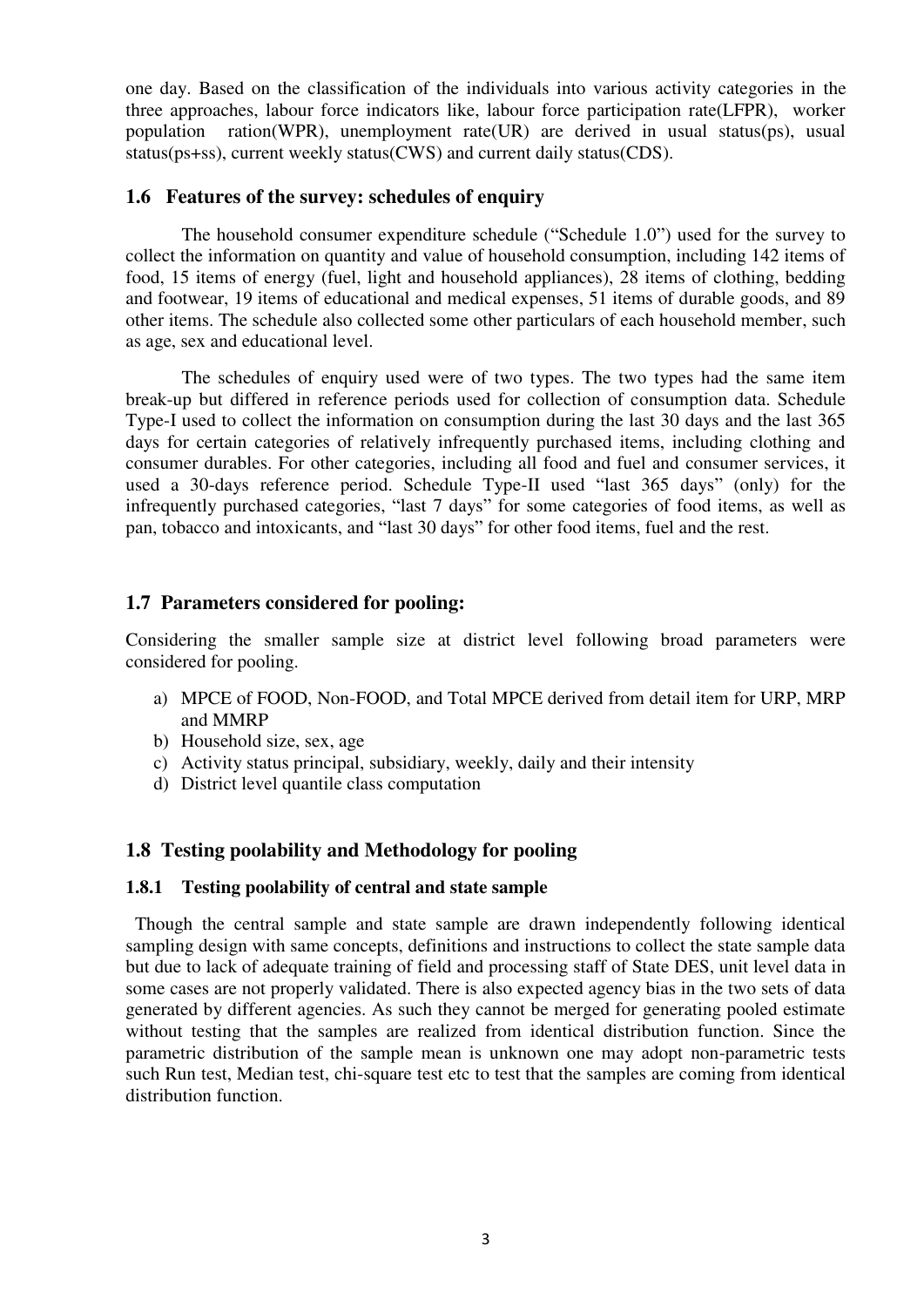one day. Based on the classification of the individuals into various activity categories in the three approaches, labour force indicators like, labour force participation rate(LFPR), worker population ration(WPR), unemployment rate(UR) are derived in usual status(ps), usual status(ps+ss), current weekly status(CWS) and current daily status(CDS).

### 1.6 Features of the survey: schedules of enquiry

The household consumer expenditure schedule ("Schedule 1.0") used for the survey to collect the information on quantity and value of household consumption, including 142 items of food, 15 items of energy (fuel, light and household appliances), 28 items of clothing, bedding and footwear, 19 items of educational and medical expenses, 51 items of durable goods, and 89 other items. The schedule also collected some other particulars of each household member, such as age, sex and educational level.

The schedules of enquiry used were of two types. The two types had the same item break-up but differed in reference periods used for collection of consumption data. Schedule Type-I used to collect the information on consumption during the last 30 days and the last 365 days for certain categories of relatively infrequently purchased items, including clothing and consumer durables. For other categories, including all food and fuel and consumer services, it used a 30-days reference period. Schedule Type-II used "last 365 days" (only) for the infrequently purchased categories, "last 7 days" for some categories of food items, as well as pan, tobacco and intoxicants, and "last 30 days" for other food items, fuel and the rest.

### 1.7 Parameters considered for pooling:

Considering the smaller sample size at district level following broad parameters were considered for pooling.

a) MPCE of FOOD, Non-FOOD, and Total MPCE derived from detail item for URP, MRP and MMRP
b) Household size, sex, age
c) Activity status principal, subsidiary, weekly, daily and their intensity
d) District level quantile class computation

### 1.8 Testing poolability and Methodology for pooling

#### 1.8.1 Testing poolability of central and state sample

Though the central sample and state sample are drawn independently following identical sampling design with same concepts, definitions and instructions to collect the state sample data but due to lack of adequate training of field and processing staff of State DES, unit level data in some cases are not properly validated. There is also expected agency bias in the two sets of data generated by different agencies. As such they cannot be merged for generating pooled estimate without testing that the samples are realized from identical distribution function. Since the parametric distribution of the sample mean is unknown one may adopt non-parametric tests such Run test, Median test, chi-square test etc to test that the samples are coming from identical distribution function.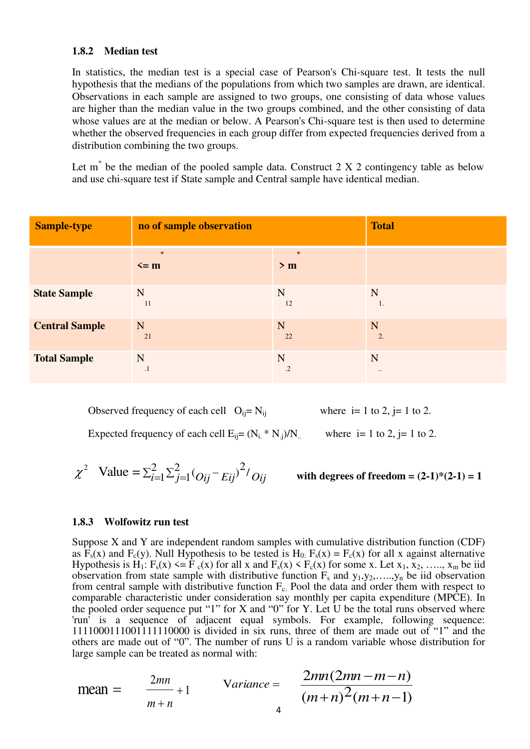### 1.8.2 Median test

In statistics, the median test is a special case of Pearson's Chi-square test. It tests the null hypothesis that the medians of the populations from which two samples are drawn, are identical. Observations in each sample are assigned to two groups, one consisting of data whose values are higher than the median value in the two groups combined, and the other consisting of data whose values are at the median or below. A Pearson's Chi-square test is then used to determine whether the observed frequencies in each group differ from expected frequencies derived from a distribution combining the two groups.

Let $m^*$ be the median of the pooled sample data. Construct 2 X 2 contingency table as below and use chi-square test if State sample and Central sample have identical median.

| Sample-type | no of sample observation | | Total |
|---|---|---|---|
| | $<= m^*$ | $> m^*$ | |
| **State Sample** | $N_{11}$ | $N_{12}$ | $N_{1.}$ |
| **Central Sample** | $N_{21}$ | $N_{22}$ | $N_{2.}$ |
| **Total Sample** | $N_{.1}$ | $N_{.2}$ | $N_{..}$ |

Observed frequency of each cell $O_{ij} = N_{ij}$ where i= 1 to 2, j= 1 to 2.

Expected frequency of each cell $E_{ij} = (N_{i.} * N_{.j})/N_{..}$ where i= 1 to 2, j= 1 to 2.

$$\chi^2 \text{ Value} = \sum_{i=1}^{2}\sum_{j=1}^{2}(O_{ij} - E_{ij})^2 / O_{ij}$$

**with degrees of freedom = (2-1)*(2-1) = 1**

### 1.8.3 Wolfowitz run test

Suppose X and Y are independent random samples with cumulative distribution function (CDF) as $F_s(x)$ and $F_c(y)$. Null Hypothesis to be tested is $H_0$: $F_s(x) = F_c(x)$ for all x against alternative Hypothesis is $H_1$: $F_s(x) <= F_c(x)$ for all x and $F_s(x) < F_c(x)$ for some x. Let $x_1, x_2, \ldots, x_m$ be iid observation from state sample with distributive function $F_s$ and $y_1, y_2, \ldots, y_n$ be iid observation from central sample with distributive function $F_c$. Pool the data and order them with respect to comparable characteristic under consideration say monthly per capita expenditure (MPCE). In the pooled order sequence put "1" for X and "0" for Y. Let U be the total runs observed where 'run' is a sequence of adjacent equal symbols. For example, following sequence: 1111000111001111110000 is divided in six runs, three of them are made out of "1" and the others are made out of "0". The number of runs U is a random variable whose distribution for large sample can be treated as normal with:

$$\text{mean} = \frac{2mn}{m+n} + 1 \qquad \text{Variance} = \frac{2mn(2mn - m - n)}{(m+n)^2(m+n-1)}$$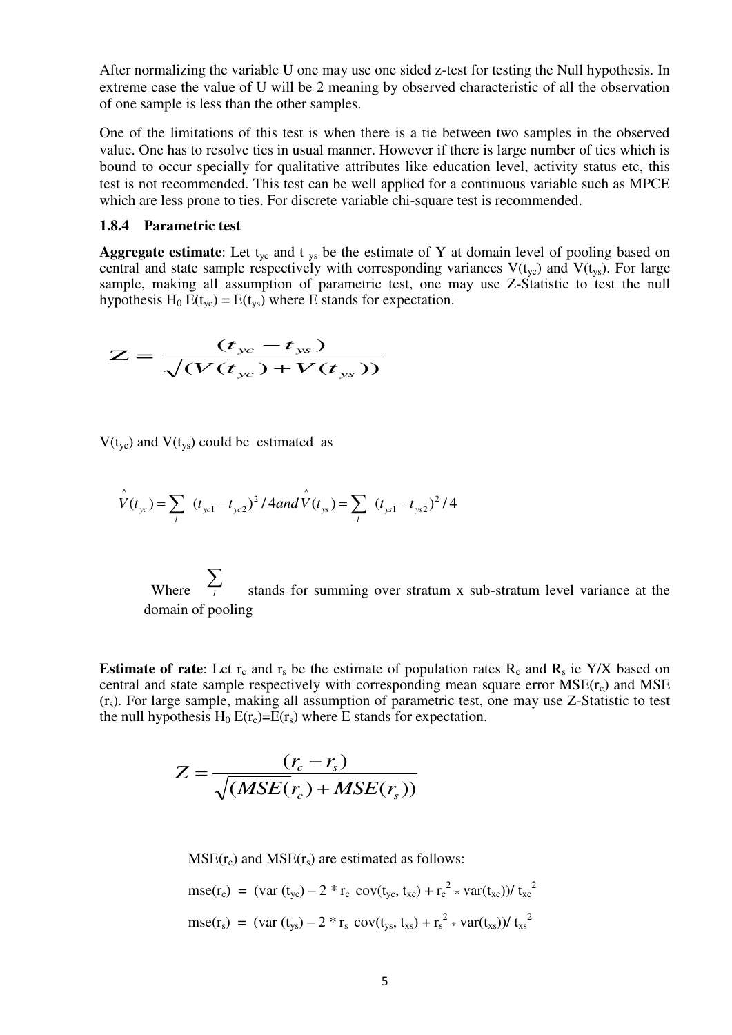After normalizing the variable U one may use one sided z-test for testing the Null hypothesis. In extreme case the value of U will be 2 meaning by observed characteristic of all the observation of one sample is less than the other samples.

One of the limitations of this test is when there is a tie between two samples in the observed value. One has to resolve ties in usual manner. However if there is large number of ties which is bound to occur specially for qualitative attributes like education level, activity status etc, this test is not recommended. This test can be well applied for a continuous variable such as MPCE which are less prone to ties. For discrete variable chi-square test is recommended.

### 1.8.4 Parametric test

**Aggregate estimate**: Let $t_{yc}$ and $t_{ys}$ be the estimate of Y at domain level of pooling based on central and state sample respectively with corresponding variances $V(t_{yc})$ and $V(t_{ys})$. For large sample, making all assumption of parametric test, one may use Z-Statistic to test the null hypothesis $H_0$ $E(t_{yc}) = E(t_{ys})$ where E stands for expectation.

$$Z = \frac{(t_{yc} - t_{ys})}{\sqrt{(V(t_{yc}) + V(t_{ys}))}}$$

$V(t_{yc})$ and $V(t_{ys})$ could be estimated as

$$\hat{V}(t_{yc}) = \sum_{l} (t_{yc1} - t_{yc2})^2 / 4 \; and \; \hat{V}(t_{ys}) = \sum_{l} (t_{ys1} - t_{ys2})^2 / 4$$

Where $\sum_{l}$ stands for summing over stratum x sub-stratum level variance at the domain of pooling

**Estimate of rate**: Let $r_c$ and $r_s$ be the estimate of population rates $R_c$ and $R_s$ ie Y/X based on central and state sample respectively with corresponding mean square error $MSE(r_c)$ and $MSE(r_s)$. For large sample, making all assumption of parametric test, one may use Z-Statistic to test the null hypothesis $H_0$ $E(r_c)=E(r_s)$ where E stands for expectation.

$$Z = \frac{(r_c - r_s)}{\sqrt{(MSE(r_c) + MSE(r_s))}}$$

$MSE(r_c)$ and $MSE(r_s)$ are estimated as follows:

$$mse(r_c) = (var(t_{yc}) - 2 * r_c \; cov(t_{yc}, t_{xc}) + r_c^2 * var(t_{xc})) / t_{xc}^2$$

$$mse(r_s) = (var(t_{ys}) - 2 * r_s \; cov(t_{ys}, t_{xs}) + r_s^2 * var(t_{xs})) / t_{xs}^2$$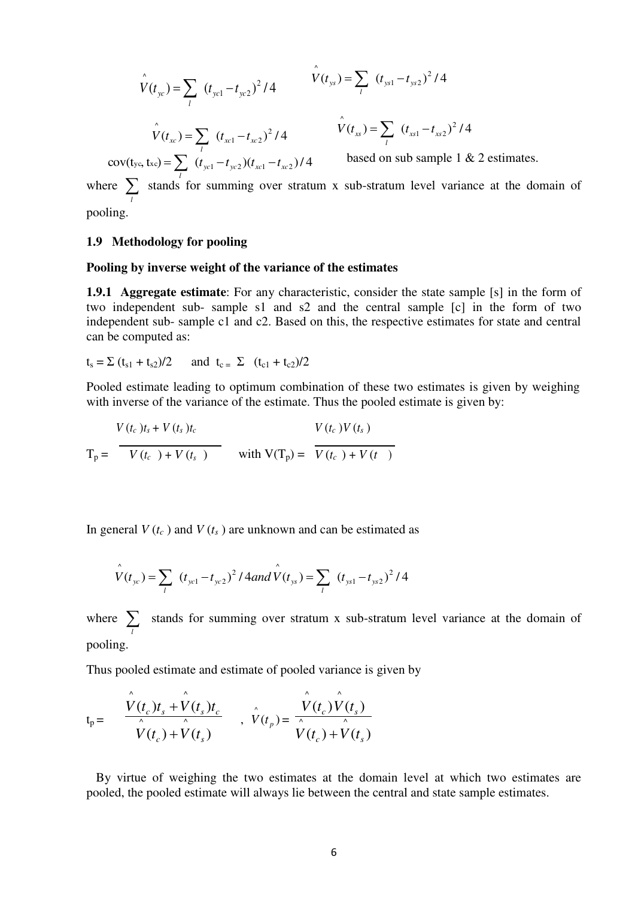$$\hat{V}(t_{yc}) = \sum_{l} (t_{yc1} - t_{yc2})^2 / 4 \qquad \hat{V}(t_{ys}) = \sum_{l} (t_{ys1} - t_{ys2})^2 / 4$$

$$\hat{V}(t_{xc}) = \sum_{l} (t_{xc1} - t_{xc2})^2 / 4 \qquad \hat{V}(t_{xs}) = \sum_{l} (t_{xs1} - t_{xs2})^2 / 4$$

$$\text{cov}(t_{yc}, t_{xc}) = \sum_{l} (t_{yc1} - t_{yc2})(t_{xc1} - t_{xc2}) / 4$$

based on sub sample 1 & 2 estimates.

where $\sum_{l}$ stands for summing over stratum x sub-stratum level variance at the domain of pooling.

### 1.9 Methodology for pooling

**Pooling by inverse weight of the variance of the estimates**

**1.9.1 Aggregate estimate**: For any characteristic, consider the state sample [s] in the form of two independent sub- sample s1 and s2 and the central sample [c] in the form of two independent sub- sample c1 and c2. Based on this, the respective estimates for state and central can be computed as:

$t_s = \Sigma (t_{s1} + t_{s2})/2$ and $t_c = \Sigma (t_{c1} + t_{c2})/2$

Pooled estimate leading to optimum combination of these two estimates is given by weighing with inverse of the variance of the estimate. Thus the pooled estimate is given by:

$$T_p = \frac{V(t_c)t_s + V(t_s)t_c}{V(t_c) + V(t_s)} \quad \text{with } V(T_p) = \frac{V(t_c)V(t_s)}{V(t_c) + V(t\ \ )}$$

In general $V(t_c)$ and $V(t_s)$ are unknown and can be estimated as

$$\hat{V}(t_{yc}) = \sum_{l} (t_{yc1} - t_{yc2})^2 / 4 and \hat{V}(t_{ys}) = \sum_{l} (t_{ys1} - t_{ys2})^2 / 4$$

where $\sum_{l}$ stands for summing over stratum x sub-stratum level variance at the domain of pooling.

Thus pooled estimate and estimate of pooled variance is given by

$$t_p = \frac{\hat{V}(t_c)t_s + \hat{V}(t_s)t_c}{\hat{V}(t_c) + \hat{V}(t_s)} \quad , \quad \hat{V}(t_p) = \frac{\hat{V}(t_c)\hat{V}(t_s)}{\hat{V}(t_c) + \hat{V}(t_s)}$$

By virtue of weighing the two estimates at the domain level at which two estimates are pooled, the pooled estimate will always lie between the central and state sample estimates.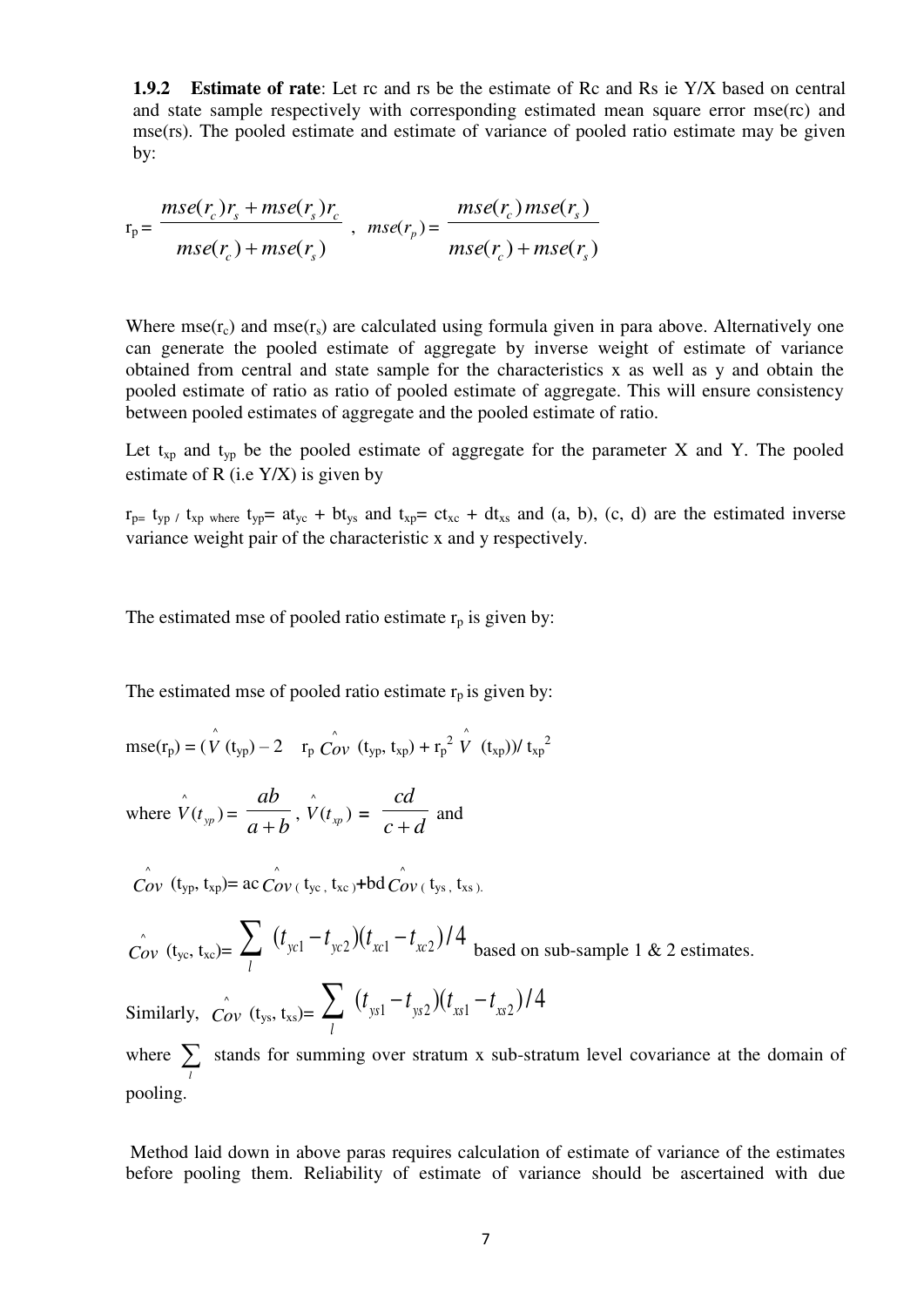**1.9.2 Estimate of rate**: Let rc and rs be the estimate of Rc and Rs ie Y/X based on central and state sample respectively with corresponding estimated mean square error mse(rc) and mse(rs). The pooled estimate and estimate of variance of pooled ratio estimate may be given by:

$$r_p = \frac{mse(r_c)r_s + mse(r_s)r_c}{mse(r_c) + mse(r_s)}, \quad mse(r_p) = \frac{mse(r_c)\,mse(r_s)}{mse(r_c) + mse(r_s)}$$

Where $mse(r_c)$ and $mse(r_s)$ are calculated using formula given in para above. Alternatively one can generate the pooled estimate of aggregate by inverse weight of estimate of variance obtained from central and state sample for the characteristics x as well as y and obtain the pooled estimate of ratio as ratio of pooled estimate of aggregate. This will ensure consistency between pooled estimates of aggregate and the pooled estimate of ratio.

Let $t_{xp}$ and $t_{yp}$ be the pooled estimate of aggregate for the parameter X and Y. The pooled estimate of R (i.e Y/X) is given by

$r_p = t_{yp} / t_{xp}$ where $t_{yp} = at_{yc} + bt_{ys}$ and $t_{xp} = ct_{xc} + dt_{xs}$ and (a, b), (c, d) are the estimated inverse variance weight pair of the characteristic x and y respectively.

The estimated mse of pooled ratio estimate $r_p$ is given by:

The estimated mse of pooled ratio estimate $r_p$ is given by:

$$mse(r_p) = (\hat{V}(t_{yp}) - 2\, r_p\, \hat{Cov}(t_{yp}, t_{xp}) + r_p^2\, \hat{V}(t_{xp}))/\, t_{xp}^2$$

where $\hat{V}(t_{yp}) = \dfrac{ab}{a+b}$, $\hat{V}(t_{xp}) = \dfrac{cd}{c+d}$ and

$$\hat{Cov}(t_{yp}, t_{xp}) = ac\,\hat{Cov}(t_{yc}, t_{xc}) + bd\,\hat{Cov}(t_{ys}, t_{xs}).$$

$\hat{Cov}(t_{yc}, t_{xc}) = \sum_{l} (t_{yc1} - t_{yc2})(t_{xc1} - t_{xc2})/4$ based on sub-sample 1 & 2 estimates.

Similarly, $\hat{Cov}(t_{ys}, t_{xs}) = \sum_{l} (t_{ys1} - t_{ys2})(t_{xs1} - t_{xs2})/4$

where $\sum_{l}$ stands for summing over stratum x sub-stratum level covariance at the domain of pooling.

Method laid down in above paras requires calculation of estimate of variance of the estimates before pooling them. Reliability of estimate of variance should be ascertained with due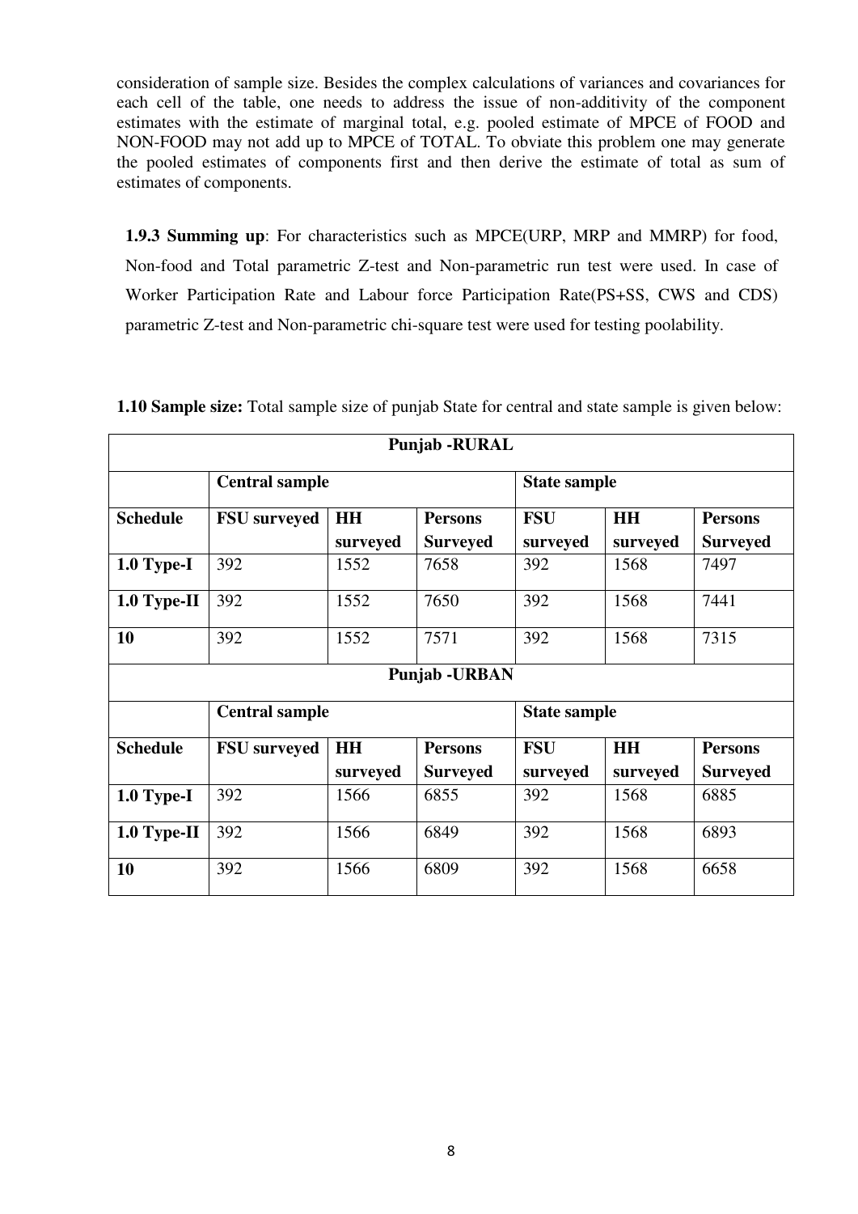consideration of sample size. Besides the complex calculations of variances and covariances for each cell of the table, one needs to address the issue of non-additivity of the component estimates with the estimate of marginal total, e.g. pooled estimate of MPCE of FOOD and NON-FOOD may not add up to MPCE of TOTAL. To obviate this problem one may generate the pooled estimates of components first and then derive the estimate of total as sum of estimates of components.

**1.9.3 Summing up**: For characteristics such as MPCE(URP, MRP and MMRP) for food, Non-food and Total parametric Z-test and Non-parametric run test were used. In case of Worker Participation Rate and Labour force Participation Rate(PS+SS, CWS and CDS) parametric Z-test and Non-parametric chi-square test were used for testing poolability.

**1.10 Sample size:** Total sample size of punjab State for central and state sample is given below:

| **Punjab -RURAL** | | | | | | |
|---|---|---|---|---|---|---|
| | **Central sample** | | | **State sample** | | |
| **Schedule** | **FSU surveyed** | **HH surveyed** | **Persons Surveyed** | **FSU surveyed** | **HH surveyed** | **Persons Surveyed** |
| **1.0 Type-I** | 392 | 1552 | 7658 | 392 | 1568 | 7497 |
| **1.0 Type-II** | 392 | 1552 | 7650 | 392 | 1568 | 7441 |
| **10** | 392 | 1552 | 7571 | 392 | 1568 | 7315 |
| **Punjab -URBAN** | | | | | | |
| | **Central sample** | | | **State sample** | | |
| **Schedule** | **FSU surveyed** | **HH surveyed** | **Persons Surveyed** | **FSU surveyed** | **HH surveyed** | **Persons Surveyed** |
| **1.0 Type-I** | 392 | 1566 | 6855 | 392 | 1568 | 6885 |
| **1.0 Type-II** | 392 | 1566 | 6849 | 392 | 1568 | 6893 |
| **10** | 392 | 1566 | 6809 | 392 | 1568 | 6658 |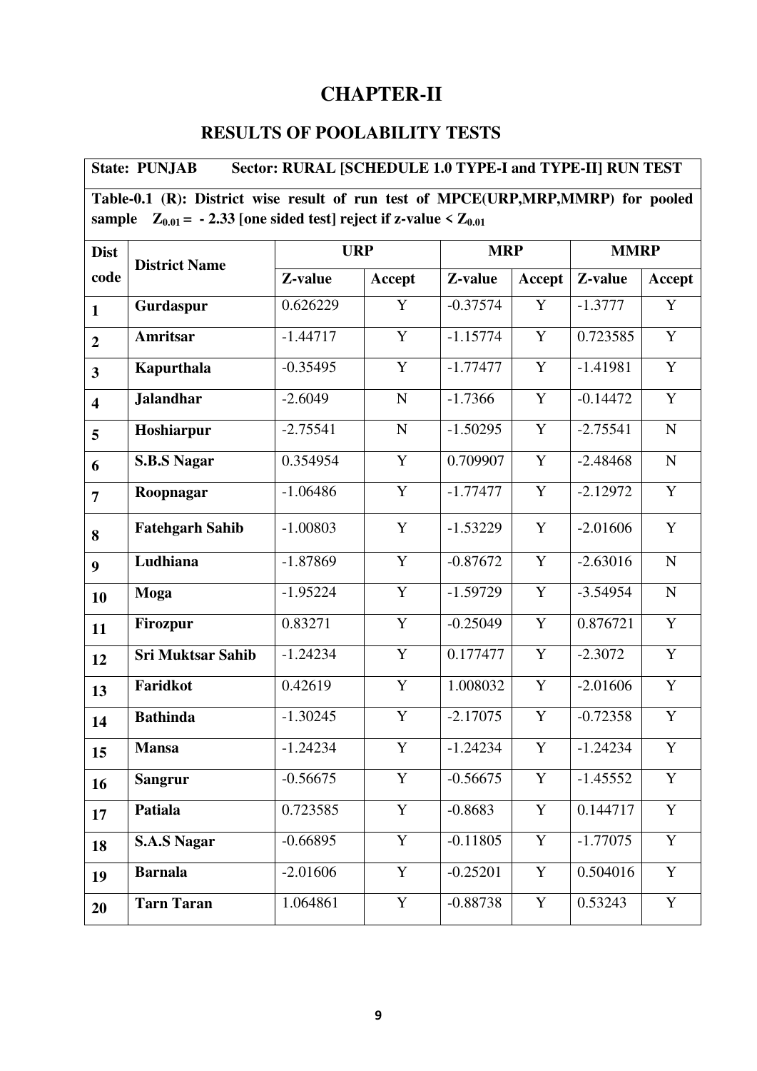# CHAPTER-II

## RESULTS OF POOLABILITY TESTS

**State: PUNJAB Sector: RURAL [SCHEDULE 1.0 TYPE-I and TYPE-II] RUN TEST**

**Table-0.1 (R): District wise result of run test of MPCE(URP,MRP,MMRP) for pooled sample $Z_{0.01}$ = - 2.33 [one sided test] reject if z-value < $Z_{0.01}$**

| Dist code | District Name | URP | | MRP | | MMRP | |
|---|---|---|---|---|---|---|---|
| | | Z-value | Accept | Z-value | Accept | Z-value | Accept |
| 1 | Gurdaspur | 0.626229 | Y | -0.37574 | Y | -1.3777 | Y |
| 2 | Amritsar | -1.44717 | Y | -1.15774 | Y | 0.723585 | Y |
| 3 | Kapurthala | -0.35495 | Y | -1.77477 | Y | -1.41981 | Y |
| 4 | Jalandhar | -2.6049 | N | -1.7366 | Y | -0.14472 | Y |
| 5 | Hoshiarpur | -2.75541 | N | -1.50295 | Y | -2.75541 | N |
| 6 | S.B.S Nagar | 0.354954 | Y | 0.709907 | Y | -2.48468 | N |
| 7 | Roopnagar | -1.06486 | Y | -1.77477 | Y | -2.12972 | Y |
| 8 | Fatehgarh Sahib | -1.00803 | Y | -1.53229 | Y | -2.01606 | Y |
| 9 | Ludhiana | -1.87869 | Y | -0.87672 | Y | -2.63016 | N |
| 10 | Moga | -1.95224 | Y | -1.59729 | Y | -3.54954 | N |
| 11 | Firozpur | 0.83271 | Y | -0.25049 | Y | 0.876721 | Y |
| 12 | Sri Muktsar Sahib | -1.24234 | Y | 0.177477 | Y | -2.3072 | Y |
| 13 | Faridkot | 0.42619 | Y | 1.008032 | Y | -2.01606 | Y |
| 14 | Bathinda | -1.30245 | Y | -2.17075 | Y | -0.72358 | Y |
| 15 | Mansa | -1.24234 | Y | -1.24234 | Y | -1.24234 | Y |
| 16 | Sangrur | -0.56675 | Y | -0.56675 | Y | -1.45552 | Y |
| 17 | Patiala | 0.723585 | Y | -0.8683 | Y | 0.144717 | Y |
| 18 | S.A.S Nagar | -0.66895 | Y | -0.11805 | Y | -1.77075 | Y |
| 19 | Barnala | -2.01606 | Y | -0.25201 | Y | 0.504016 | Y |
| 20 | Tarn Taran | 1.064861 | Y | -0.88738 | Y | 0.53243 | Y |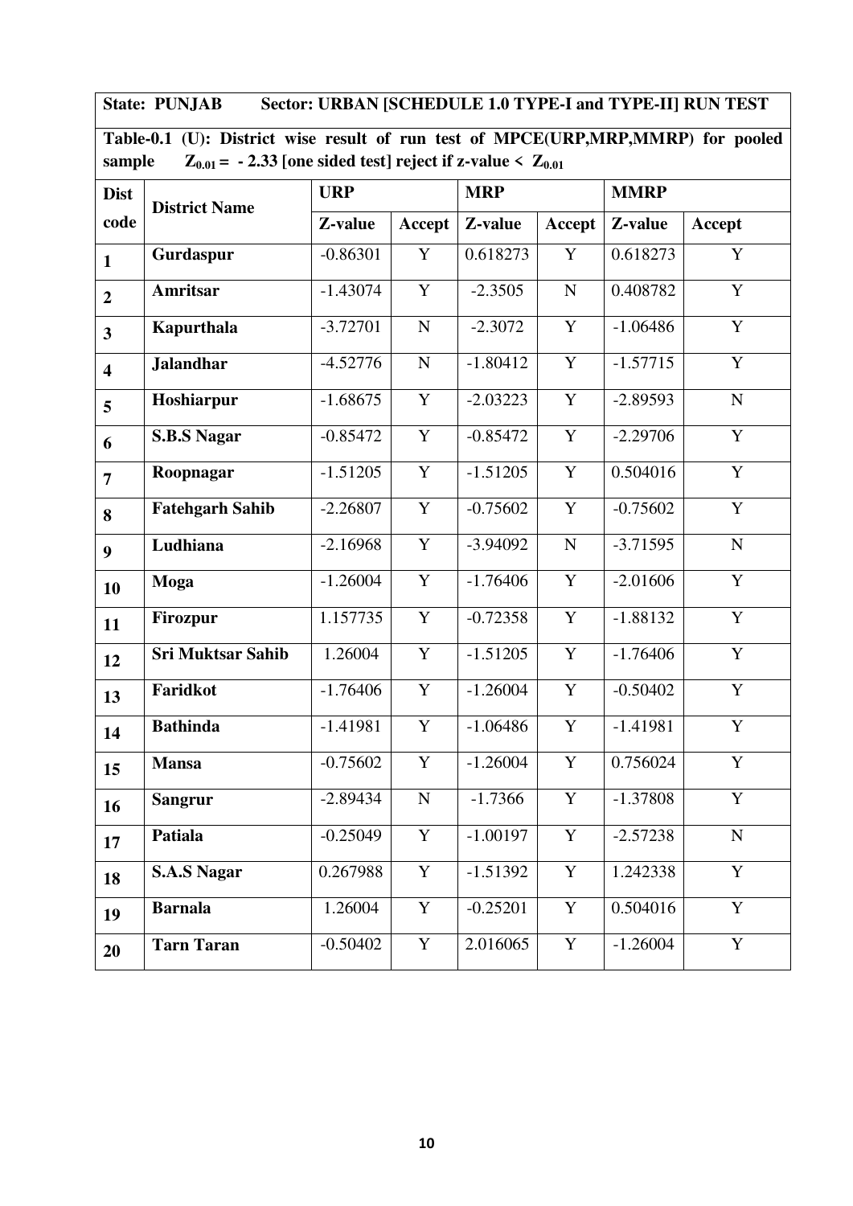**State: PUNJAB Sector: URBAN [SCHEDULE 1.0 TYPE-I and TYPE-II] RUN TEST**

**Table-0.1 (U): District wise result of run test of MPCE(URP,MRP,MMRP) for pooled sample $Z_{0.01} = -2.33$ [one sided test] reject if z-value < $Z_{0.01}$**

| Dist code | District Name | URP | | MRP | | MMRP | |
|---|---|---|---|---|---|---|---|
| | | Z-value | Accept | Z-value | Accept | Z-value | Accept |
| 1 | Gurdaspur | -0.86301 | Y | 0.618273 | Y | 0.618273 | Y |
| 2 | Amritsar | -1.43074 | Y | -2.3505 | N | 0.408782 | Y |
| 3 | Kapurthala | -3.72701 | N | -2.3072 | Y | -1.06486 | Y |
| 4 | Jalandhar | -4.52776 | N | -1.80412 | Y | -1.57715 | Y |
| 5 | Hoshiarpur | -1.68675 | Y | -2.03223 | Y | -2.89593 | N |
| 6 | S.B.S Nagar | -0.85472 | Y | -0.85472 | Y | -2.29706 | Y |
| 7 | Roopnagar | -1.51205 | Y | -1.51205 | Y | 0.504016 | Y |
| 8 | Fatehgarh Sahib | -2.26807 | Y | -0.75602 | Y | -0.75602 | Y |
| 9 | Ludhiana | -2.16968 | Y | -3.94092 | N | -3.71595 | N |
| 10 | Moga | -1.26004 | Y | -1.76406 | Y | -2.01606 | Y |
| 11 | Firozpur | 1.157735 | Y | -0.72358 | Y | -1.88132 | Y |
| 12 | Sri Muktsar Sahib | 1.26004 | Y | -1.51205 | Y | -1.76406 | Y |
| 13 | Faridkot | -1.76406 | Y | -1.26004 | Y | -0.50402 | Y |
| 14 | Bathinda | -1.41981 | Y | -1.06486 | Y | -1.41981 | Y |
| 15 | Mansa | -0.75602 | Y | -1.26004 | Y | 0.756024 | Y |
| 16 | Sangrur | -2.89434 | N | -1.7366 | Y | -1.37808 | Y |
| 17 | Patiala | -0.25049 | Y | -1.00197 | Y | -2.57238 | N |
| 18 | S.A.S Nagar | 0.267988 | Y | -1.51392 | Y | 1.242338 | Y |
| 19 | Barnala | 1.26004 | Y | -0.25201 | Y | 0.504016 | Y |
| 20 | Tarn Taran | -0.50402 | Y | 2.016065 | Y | -1.26004 | Y |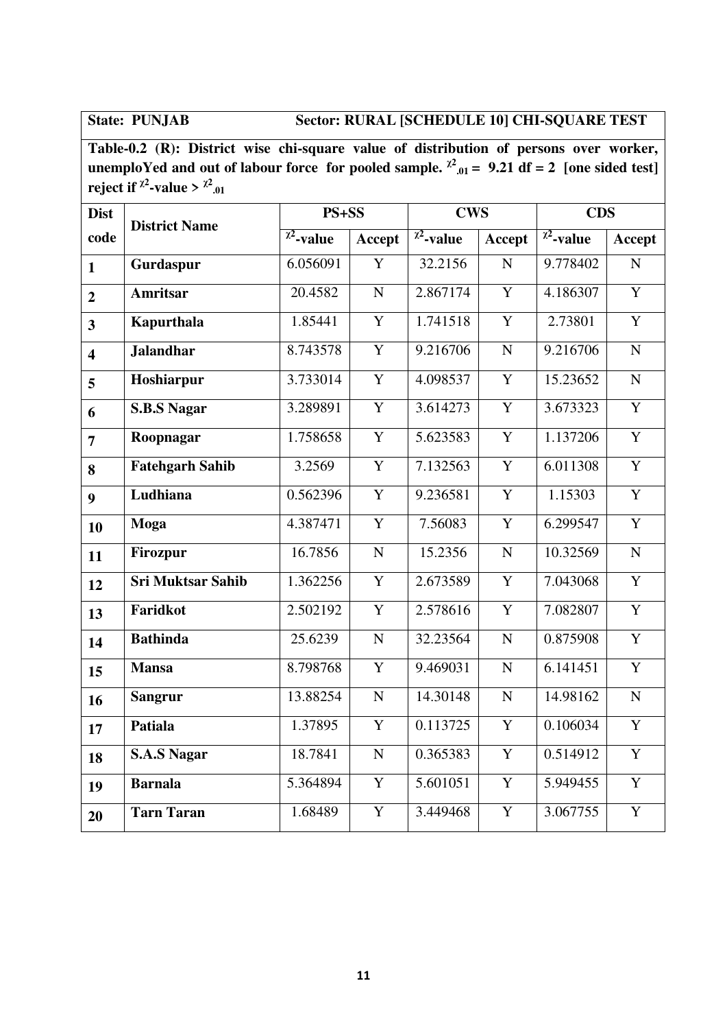**State: PUNJAB Sector: RURAL [SCHEDULE 10] CHI-SQUARE TEST**

**Table-0.2 (R): District wise chi-square value of distribution of persons over worker, unemploYed and out of labour force for pooled sample. $\chi^2_{.01} = 9.21$ df = 2 [one sided test] reject if $\chi^2$-value > $\chi^2_{.01}$**

| Dist code | District Name | PS+SS | | CWS | | CDS | |
|---|---|---|---|---|---|---|---|
| | | $\chi^2$-value | Accept | $\chi^2$-value | Accept | $\chi^2$-value | Accept |
| **1** | **Gurdaspur** | 6.056091 | Y | 32.2156 | N | 9.778402 | N |
| **2** | **Amritsar** | 20.4582 | N | 2.867174 | Y | 4.186307 | Y |
| **3** | **Kapurthala** | 1.85441 | Y | 1.741518 | Y | 2.73801 | Y |
| **4** | **Jalandhar** | 8.743578 | Y | 9.216706 | N | 9.216706 | N |
| **5** | **Hoshiarpur** | 3.733014 | Y | 4.098537 | Y | 15.23652 | N |
| **6** | **S.B.S Nagar** | 3.289891 | Y | 3.614273 | Y | 3.673323 | Y |
| **7** | **Roopnagar** | 1.758658 | Y | 5.623583 | Y | 1.137206 | Y |
| **8** | **Fatehgarh Sahib** | 3.2569 | Y | 7.132563 | Y | 6.011308 | Y |
| **9** | **Ludhiana** | 0.562396 | Y | 9.236581 | Y | 1.15303 | Y |
| **10** | **Moga** | 4.387471 | Y | 7.56083 | Y | 6.299547 | Y |
| **11** | **Firozpur** | 16.7856 | N | 15.2356 | N | 10.32569 | N |
| **12** | **Sri Muktsar Sahib** | 1.362256 | Y | 2.673589 | Y | 7.043068 | Y |
| **13** | **Faridkot** | 2.502192 | Y | 2.578616 | Y | 7.082807 | Y |
| **14** | **Bathinda** | 25.6239 | N | 32.23564 | N | 0.875908 | Y |
| **15** | **Mansa** | 8.798768 | Y | 9.469031 | N | 6.141451 | Y |
| **16** | **Sangrur** | 13.88254 | N | 14.30148 | N | 14.98162 | N |
| **17** | **Patiala** | 1.37895 | Y | 0.113725 | Y | 0.106034 | Y |
| **18** | **S.A.S Nagar** | 18.7841 | N | 0.365383 | Y | 0.514912 | Y |
| **19** | **Barnala** | 5.364894 | Y | 5.601051 | Y | 5.949455 | Y |
| **20** | **Tarn Taran** | 1.68489 | Y | 3.449468 | Y | 3.067755 | Y |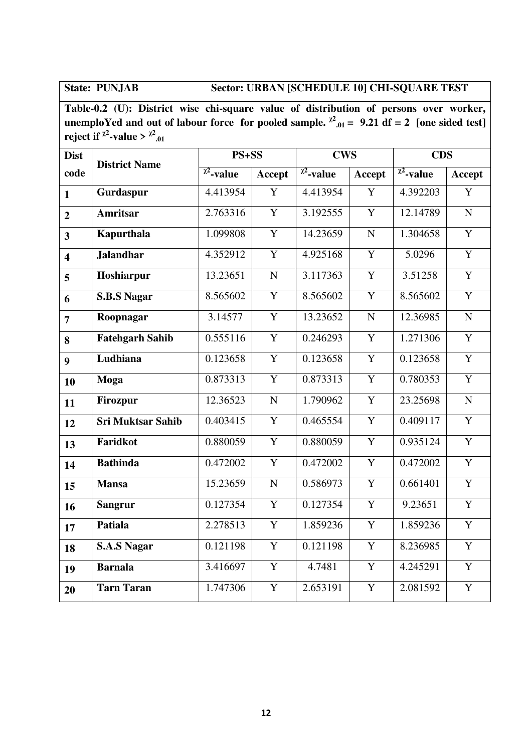**State: PUNJAB Sector: URBAN [SCHEDULE 10] CHI-SQUARE TEST**

**Table-0.2 (U): District wise chi-square value of distribution of persons over worker, unemploYed and out of labour force for pooled sample. $\chi^2_{.01}$ = 9.21 df = 2 [one sided test] reject if $\chi^2$-value > $\chi^2_{.01}$**

| Dist code | District Name | PS+SS | | CWS | | CDS | |
|---|---|---|---|---|---|---|---|
| | | $\chi^2$-value | Accept | $\chi^2$-value | Accept | $\chi^2$-value | Accept |
| **1** | **Gurdaspur** | 4.413954 | Y | 4.413954 | Y | 4.392203 | Y |
| **2** | **Amritsar** | 2.763316 | Y | 3.192555 | Y | 12.14789 | N |
| **3** | **Kapurthala** | 1.099808 | Y | 14.23659 | N | 1.304658 | Y |
| **4** | **Jalandhar** | 4.352912 | Y | 4.925168 | Y | 5.0296 | Y |
| **5** | **Hoshiarpur** | 13.23651 | N | 3.117363 | Y | 3.51258 | Y |
| **6** | **S.B.S Nagar** | 8.565602 | Y | 8.565602 | Y | 8.565602 | Y |
| **7** | **Roopnagar** | 3.14577 | Y | 13.23652 | N | 12.36985 | N |
| **8** | **Fatehgarh Sahib** | 0.555116 | Y | 0.246293 | Y | 1.271306 | Y |
| **9** | **Ludhiana** | 0.123658 | Y | 0.123658 | Y | 0.123658 | Y |
| **10** | **Moga** | 0.873313 | Y | 0.873313 | Y | 0.780353 | Y |
| **11** | **Firozpur** | 12.36523 | N | 1.790962 | Y | 23.25698 | N |
| **12** | **Sri Muktsar Sahib** | 0.403415 | Y | 0.465554 | Y | 0.409117 | Y |
| **13** | **Faridkot** | 0.880059 | Y | 0.880059 | Y | 0.935124 | Y |
| **14** | **Bathinda** | 0.472002 | Y | 0.472002 | Y | 0.472002 | Y |
| **15** | **Mansa** | 15.23659 | N | 0.586973 | Y | 0.661401 | Y |
| **16** | **Sangrur** | 0.127354 | Y | 0.127354 | Y | 9.23651 | Y |
| **17** | **Patiala** | 2.278513 | Y | 1.859236 | Y | 1.859236 | Y |
| **18** | **S.A.S Nagar** | 0.121198 | Y | 0.121198 | Y | 8.236985 | Y |
| **19** | **Barnala** | 3.416697 | Y | 4.7481 | Y | 4.245291 | Y |
| **20** | **Tarn Taran** | 1.747306 | Y | 2.653191 | Y | 2.081592 | Y |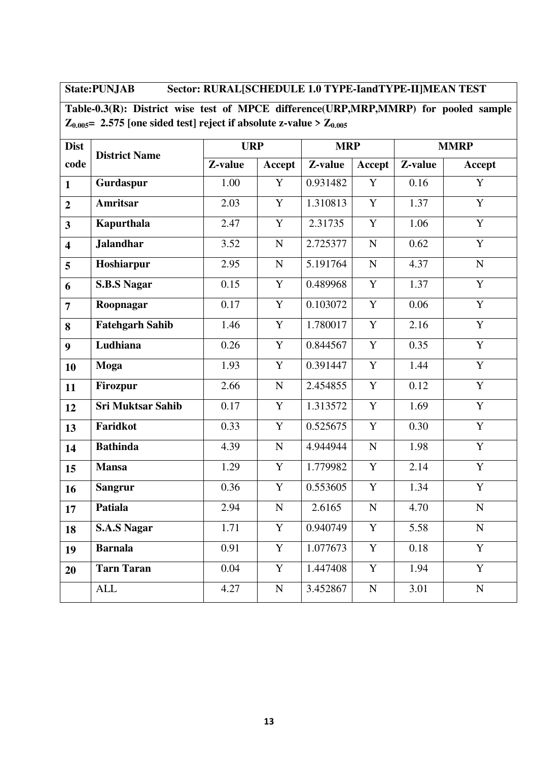**State:PUNJAB Sector: RURAL[SCHEDULE 1.0 TYPE-IandTYPE-II]MEAN TEST**

**Table-0.3(R): District wise test of MPCE difference(URP,MRP,MMRP) for pooled sample $Z_{0.005}$= 2.575 [one sided test] reject if absolute z-value > $Z_{0.005}$**

| Dist code | District Name | URP | | MRP | | MMRP | |
|---|---|---|---|---|---|---|---|
| | | Z-value | Accept | Z-value | Accept | Z-value | Accept |
| 1 | Gurdaspur | 1.00 | Y | 0.931482 | Y | 0.16 | Y |
| 2 | Amritsar | 2.03 | Y | 1.310813 | Y | 1.37 | Y |
| 3 | Kapurthala | 2.47 | Y | 2.31735 | Y | 1.06 | Y |
| 4 | Jalandhar | 3.52 | N | 2.725377 | N | 0.62 | Y |
| 5 | Hoshiarpur | 2.95 | N | 5.191764 | N | 4.37 | N |
| 6 | S.B.S Nagar | 0.15 | Y | 0.489968 | Y | 1.37 | Y |
| 7 | Roopnagar | 0.17 | Y | 0.103072 | Y | 0.06 | Y |
| 8 | Fatehgarh Sahib | 1.46 | Y | 1.780017 | Y | 2.16 | Y |
| 9 | Ludhiana | 0.26 | Y | 0.844567 | Y | 0.35 | Y |
| 10 | Moga | 1.93 | Y | 0.391447 | Y | 1.44 | Y |
| 11 | Firozpur | 2.66 | N | 2.454855 | Y | 0.12 | Y |
| 12 | Sri Muktsar Sahib | 0.17 | Y | 1.313572 | Y | 1.69 | Y |
| 13 | Faridkot | 0.33 | Y | 0.525675 | Y | 0.30 | Y |
| 14 | Bathinda | 4.39 | N | 4.944944 | N | 1.98 | Y |
| 15 | Mansa | 1.29 | Y | 1.779982 | Y | 2.14 | Y |
| 16 | Sangrur | 0.36 | Y | 0.553605 | Y | 1.34 | Y |
| 17 | Patiala | 2.94 | N | 2.6165 | N | 4.70 | N |
| 18 | S.A.S Nagar | 1.71 | Y | 0.940749 | Y | 5.58 | N |
| 19 | Barnala | 0.91 | Y | 1.077673 | Y | 0.18 | Y |
| 20 | Tarn Taran | 0.04 | Y | 1.447408 | Y | 1.94 | Y |
| | ALL | 4.27 | N | 3.452867 | N | 3.01 | N |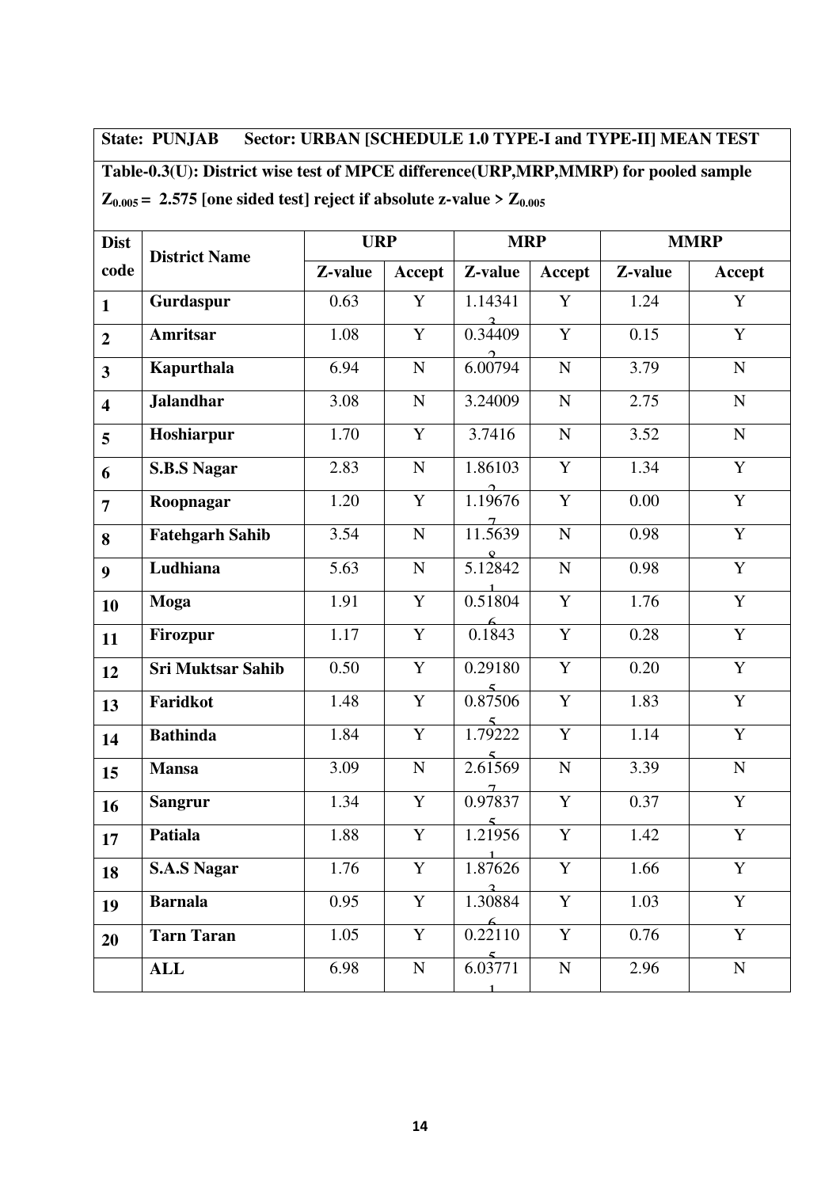**State: PUNJAB Sector: URBAN [SCHEDULE 1.0 TYPE-I and TYPE-II] MEAN TEST**

**Table-0.3(U): District wise test of MPCE difference(URP,MRP,MMRP) for pooled sample**

**$Z_{0.005} = 2.575$ [one sided test] reject if absolute z-value > $Z_{0.005}$**

| Dist code | District Name | URP | | MRP | | MMRP | |
|---|---|---|---|---|---|---|---|
| | | Z-value | Accept | Z-value | Accept | Z-value | Accept |
| 1 | Gurdaspur | 0.63 | Y | 1.143413 | Y | 1.24 | Y |
| 2 | Amritsar | 1.08 | Y | 0.344092 | Y | 0.15 | Y |
| 3 | Kapurthala | 6.94 | N | 6.00794 | N | 3.79 | N |
| 4 | Jalandhar | 3.08 | N | 3.24009 | N | 2.75 | N |
| 5 | Hoshiarpur | 1.70 | Y | 3.7416 | N | 3.52 | N |
| 6 | S.B.S Nagar | 2.83 | N | 1.861032 | Y | 1.34 | Y |
| 7 | Roopnagar | 1.20 | Y | 1.196767 | Y | 0.00 | Y |
| 8 | Fatehgarh Sahib | 3.54 | N | 11.56398 | N | 0.98 | Y |
| 9 | Ludhiana | 5.63 | N | 5.128421 | N | 0.98 | Y |
| 10 | Moga | 1.91 | Y | 0.518046 | Y | 1.76 | Y |
| 11 | Firozpur | 1.17 | Y | 0.1843 | Y | 0.28 | Y |
| 12 | Sri Muktsar Sahib | 0.50 | Y | 0.291805 | Y | 0.20 | Y |
| 13 | Faridkot | 1.48 | Y | 0.875065 | Y | 1.83 | Y |
| 14 | Bathinda | 1.84 | Y | 1.792225 | Y | 1.14 | Y |
| 15 | Mansa | 3.09 | N | 2.615697 | N | 3.39 | N |
| 16 | Sangrur | 1.34 | Y | 0.978375 | Y | 0.37 | Y |
| 17 | Patiala | 1.88 | Y | 1.219561 | Y | 1.42 | Y |
| 18 | S.A.S Nagar | 1.76 | Y | 1.876263 | Y | 1.66 | Y |
| 19 | Barnala | 0.95 | Y | 1.308846 | Y | 1.03 | Y |
| 20 | Tarn Taran | 1.05 | Y | 0.221105 | Y | 0.76 | Y |
| | ALL | 6.98 | N | 6.037711 | N | 2.96 | N |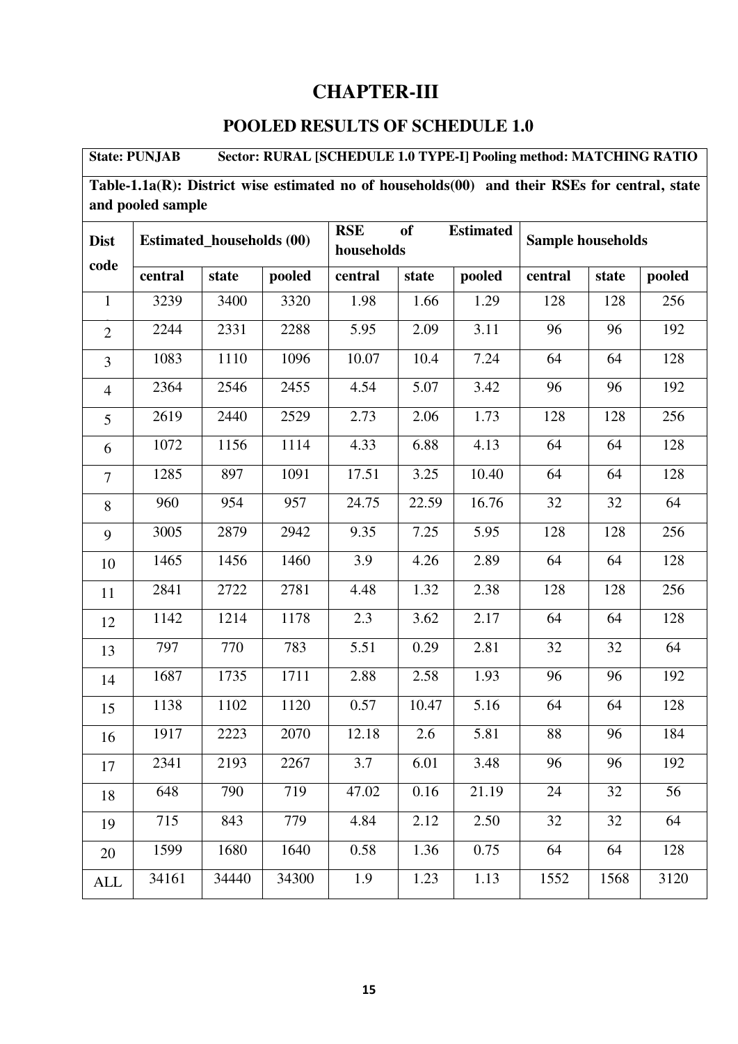# CHAPTER-III

## POOLED RESULTS OF SCHEDULE 1.0

**State: PUNJAB Sector: RURAL [SCHEDULE 1.0 TYPE-I] Pooling method: MATCHING RATIO**

**Table-1.1a(R): District wise estimated no of households(00) and their RSEs for central, state and pooled sample**

| Dist code | Estimated_households (00) | | | RSE of Estimated households | | | Sample households | | |
|---|---|---|---|---|---|---|---|---|---|
| | central | state | pooled | central | state | pooled | central | state | pooled |
| 1 | 3239 | 3400 | 3320 | 1.98 | 1.66 | 1.29 | 128 | 128 | 256 |
| 2 | 2244 | 2331 | 2288 | 5.95 | 2.09 | 3.11 | 96 | 96 | 192 |
| 3 | 1083 | 1110 | 1096 | 10.07 | 10.4 | 7.24 | 64 | 64 | 128 |
| 4 | 2364 | 2546 | 2455 | 4.54 | 5.07 | 3.42 | 96 | 96 | 192 |
| 5 | 2619 | 2440 | 2529 | 2.73 | 2.06 | 1.73 | 128 | 128 | 256 |
| 6 | 1072 | 1156 | 1114 | 4.33 | 6.88 | 4.13 | 64 | 64 | 128 |
| 7 | 1285 | 897 | 1091 | 17.51 | 3.25 | 10.40 | 64 | 64 | 128 |
| 8 | 960 | 954 | 957 | 24.75 | 22.59 | 16.76 | 32 | 32 | 64 |
| 9 | 3005 | 2879 | 2942 | 9.35 | 7.25 | 5.95 | 128 | 128 | 256 |
| 10 | 1465 | 1456 | 1460 | 3.9 | 4.26 | 2.89 | 64 | 64 | 128 |
| 11 | 2841 | 2722 | 2781 | 4.48 | 1.32 | 2.38 | 128 | 128 | 256 |
| 12 | 1142 | 1214 | 1178 | 2.3 | 3.62 | 2.17 | 64 | 64 | 128 |
| 13 | 797 | 770 | 783 | 5.51 | 0.29 | 2.81 | 32 | 32 | 64 |
| 14 | 1687 | 1735 | 1711 | 2.88 | 2.58 | 1.93 | 96 | 96 | 192 |
| 15 | 1138 | 1102 | 1120 | 0.57 | 10.47 | 5.16 | 64 | 64 | 128 |
| 16 | 1917 | 2223 | 2070 | 12.18 | 2.6 | 5.81 | 88 | 96 | 184 |
| 17 | 2341 | 2193 | 2267 | 3.7 | 6.01 | 3.48 | 96 | 96 | 192 |
| 18 | 648 | 790 | 719 | 47.02 | 0.16 | 21.19 | 24 | 32 | 56 |
| 19 | 715 | 843 | 779 | 4.84 | 2.12 | 2.50 | 32 | 32 | 64 |
| 20 | 1599 | 1680 | 1640 | 0.58 | 1.36 | 0.75 | 64 | 64 | 128 |
| ALL | 34161 | 34440 | 34300 | 1.9 | 1.23 | 1.13 | 1552 | 1568 | 3120 |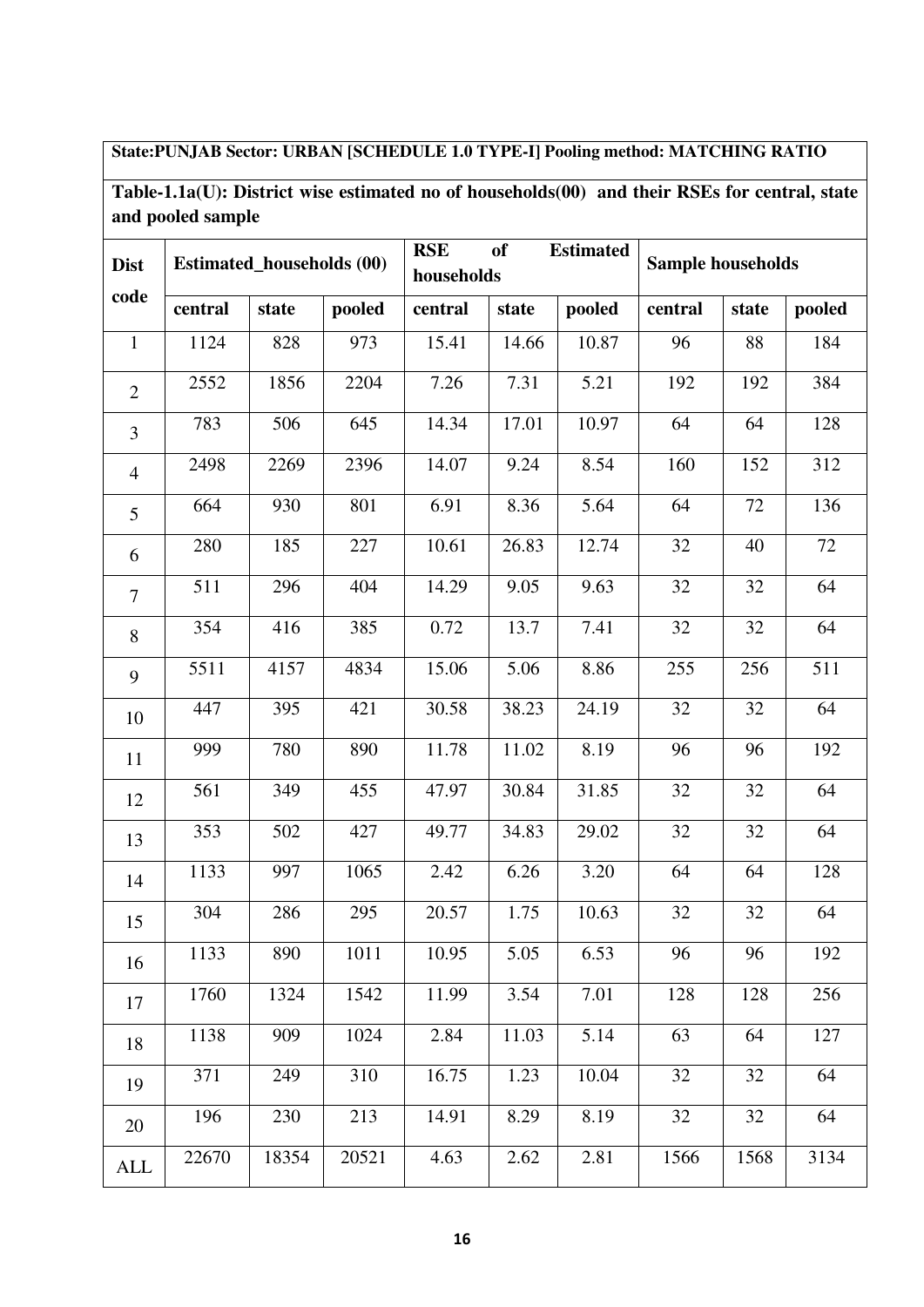**State:PUNJAB Sector: URBAN [SCHEDULE 1.0 TYPE-I] Pooling method: MATCHING RATIO**

**Table-1.1a(U): District wise estimated no of households(00) and their RSEs for central, state and pooled sample**

| Dist code | Estimated_households (00) | | | RSE of Estimated households | | | Sample households | | |
|---|---|---|---|---|---|---|---|---|---|
| | central | state | pooled | central | state | pooled | central | state | pooled |
| 1 | 1124 | 828 | 973 | 15.41 | 14.66 | 10.87 | 96 | 88 | 184 |
| 2 | 2552 | 1856 | 2204 | 7.26 | 7.31 | 5.21 | 192 | 192 | 384 |
| 3 | 783 | 506 | 645 | 14.34 | 17.01 | 10.97 | 64 | 64 | 128 |
| 4 | 2498 | 2269 | 2396 | 14.07 | 9.24 | 8.54 | 160 | 152 | 312 |
| 5 | 664 | 930 | 801 | 6.91 | 8.36 | 5.64 | 64 | 72 | 136 |
| 6 | 280 | 185 | 227 | 10.61 | 26.83 | 12.74 | 32 | 40 | 72 |
| 7 | 511 | 296 | 404 | 14.29 | 9.05 | 9.63 | 32 | 32 | 64 |
| 8 | 354 | 416 | 385 | 0.72 | 13.7 | 7.41 | 32 | 32 | 64 |
| 9 | 5511 | 4157 | 4834 | 15.06 | 5.06 | 8.86 | 255 | 256 | 511 |
| 10 | 447 | 395 | 421 | 30.58 | 38.23 | 24.19 | 32 | 32 | 64 |
| 11 | 999 | 780 | 890 | 11.78 | 11.02 | 8.19 | 96 | 96 | 192 |
| 12 | 561 | 349 | 455 | 47.97 | 30.84 | 31.85 | 32 | 32 | 64 |
| 13 | 353 | 502 | 427 | 49.77 | 34.83 | 29.02 | 32 | 32 | 64 |
| 14 | 1133 | 997 | 1065 | 2.42 | 6.26 | 3.20 | 64 | 64 | 128 |
| 15 | 304 | 286 | 295 | 20.57 | 1.75 | 10.63 | 32 | 32 | 64 |
| 16 | 1133 | 890 | 1011 | 10.95 | 5.05 | 6.53 | 96 | 96 | 192 |
| 17 | 1760 | 1324 | 1542 | 11.99 | 3.54 | 7.01 | 128 | 128 | 256 |
| 18 | 1138 | 909 | 1024 | 2.84 | 11.03 | 5.14 | 63 | 64 | 127 |
| 19 | 371 | 249 | 310 | 16.75 | 1.23 | 10.04 | 32 | 32 | 64 |
| 20 | 196 | 230 | 213 | 14.91 | 8.29 | 8.19 | 32 | 32 | 64 |
| ALL | 22670 | 18354 | 20521 | 4.63 | 2.62 | 2.81 | 1566 | 1568 | 3134 |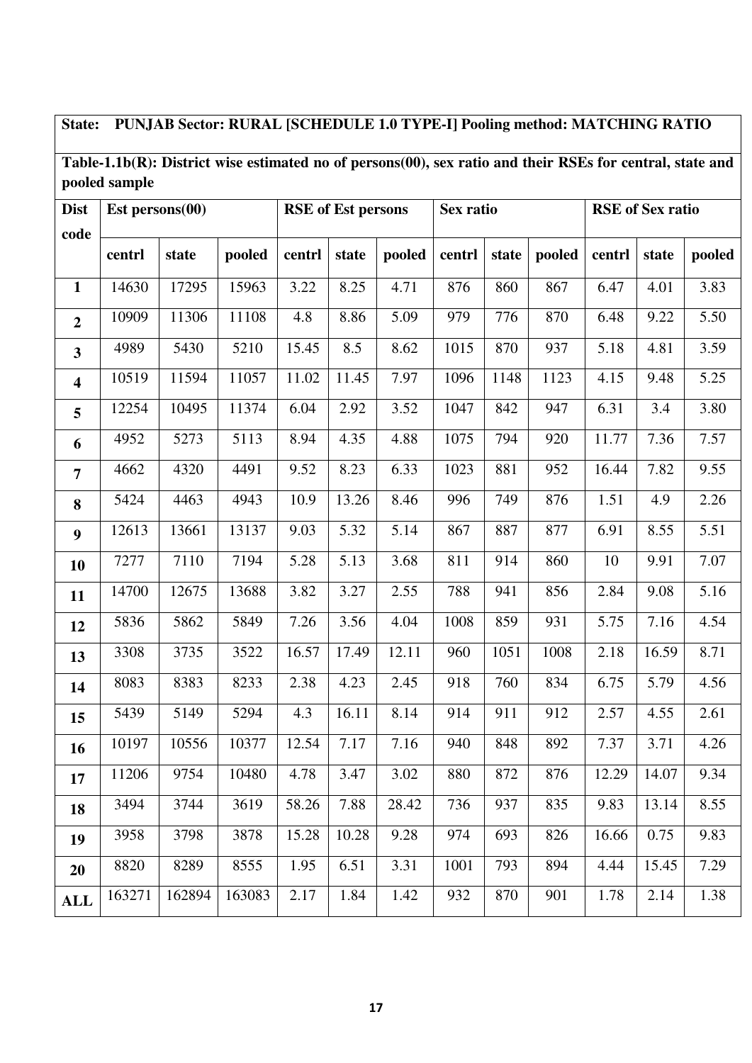**State: PUNJAB Sector: RURAL [SCHEDULE 1.0 TYPE-I] Pooling method: MATCHING RATIO**

**Table-1.1b(R): District wise estimated no of persons(00), sex ratio and their RSEs for central, state and pooled sample**

| Dist code | Est persons(00) | | | RSE of Est persons | | | Sex ratio | | | RSE of Sex ratio | | |
|---|---|---|---|---|---|---|---|---|---|---|---|---|
| | centrl | state | pooled | centrl | state | pooled | centrl | state | pooled | centrl | state | pooled |
| **1** | 14630 | 17295 | 15963 | 3.22 | 8.25 | 4.71 | 876 | 860 | 867 | 6.47 | 4.01 | 3.83 |
| **2** | 10909 | 11306 | 11108 | 4.8 | 8.86 | 5.09 | 979 | 776 | 870 | 6.48 | 9.22 | 5.50 |
| **3** | 4989 | 5430 | 5210 | 15.45 | 8.5 | 8.62 | 1015 | 870 | 937 | 5.18 | 4.81 | 3.59 |
| **4** | 10519 | 11594 | 11057 | 11.02 | 11.45 | 7.97 | 1096 | 1148 | 1123 | 4.15 | 9.48 | 5.25 |
| **5** | 12254 | 10495 | 11374 | 6.04 | 2.92 | 3.52 | 1047 | 842 | 947 | 6.31 | 3.4 | 3.80 |
| **6** | 4952 | 5273 | 5113 | 8.94 | 4.35 | 4.88 | 1075 | 794 | 920 | 11.77 | 7.36 | 7.57 |
| **7** | 4662 | 4320 | 4491 | 9.52 | 8.23 | 6.33 | 1023 | 881 | 952 | 16.44 | 7.82 | 9.55 |
| **8** | 5424 | 4463 | 4943 | 10.9 | 13.26 | 8.46 | 996 | 749 | 876 | 1.51 | 4.9 | 2.26 |
| **9** | 12613 | 13661 | 13137 | 9.03 | 5.32 | 5.14 | 867 | 887 | 877 | 6.91 | 8.55 | 5.51 |
| **10** | 7277 | 7110 | 7194 | 5.28 | 5.13 | 3.68 | 811 | 914 | 860 | 10 | 9.91 | 7.07 |
| **11** | 14700 | 12675 | 13688 | 3.82 | 3.27 | 2.55 | 788 | 941 | 856 | 2.84 | 9.08 | 5.16 |
| **12** | 5836 | 5862 | 5849 | 7.26 | 3.56 | 4.04 | 1008 | 859 | 931 | 5.75 | 7.16 | 4.54 |
| **13** | 3308 | 3735 | 3522 | 16.57 | 17.49 | 12.11 | 960 | 1051 | 1008 | 2.18 | 16.59 | 8.71 |
| **14** | 8083 | 8383 | 8233 | 2.38 | 4.23 | 2.45 | 918 | 760 | 834 | 6.75 | 5.79 | 4.56 |
| **15** | 5439 | 5149 | 5294 | 4.3 | 16.11 | 8.14 | 914 | 911 | 912 | 2.57 | 4.55 | 2.61 |
| **16** | 10197 | 10556 | 10377 | 12.54 | 7.17 | 7.16 | 940 | 848 | 892 | 7.37 | 3.71 | 4.26 |
| **17** | 11206 | 9754 | 10480 | 4.78 | 3.47 | 3.02 | 880 | 872 | 876 | 12.29 | 14.07 | 9.34 |
| **18** | 3494 | 3744 | 3619 | 58.26 | 7.88 | 28.42 | 736 | 937 | 835 | 9.83 | 13.14 | 8.55 |
| **19** | 3958 | 3798 | 3878 | 15.28 | 10.28 | 9.28 | 974 | 693 | 826 | 16.66 | 0.75 | 9.83 |
| **20** | 8820 | 8289 | 8555 | 1.95 | 6.51 | 3.31 | 1001 | 793 | 894 | 4.44 | 15.45 | 7.29 |
| **ALL** | 163271 | 162894 | 163083 | 2.17 | 1.84 | 1.42 | 932 | 870 | 901 | 1.78 | 2.14 | 1.38 |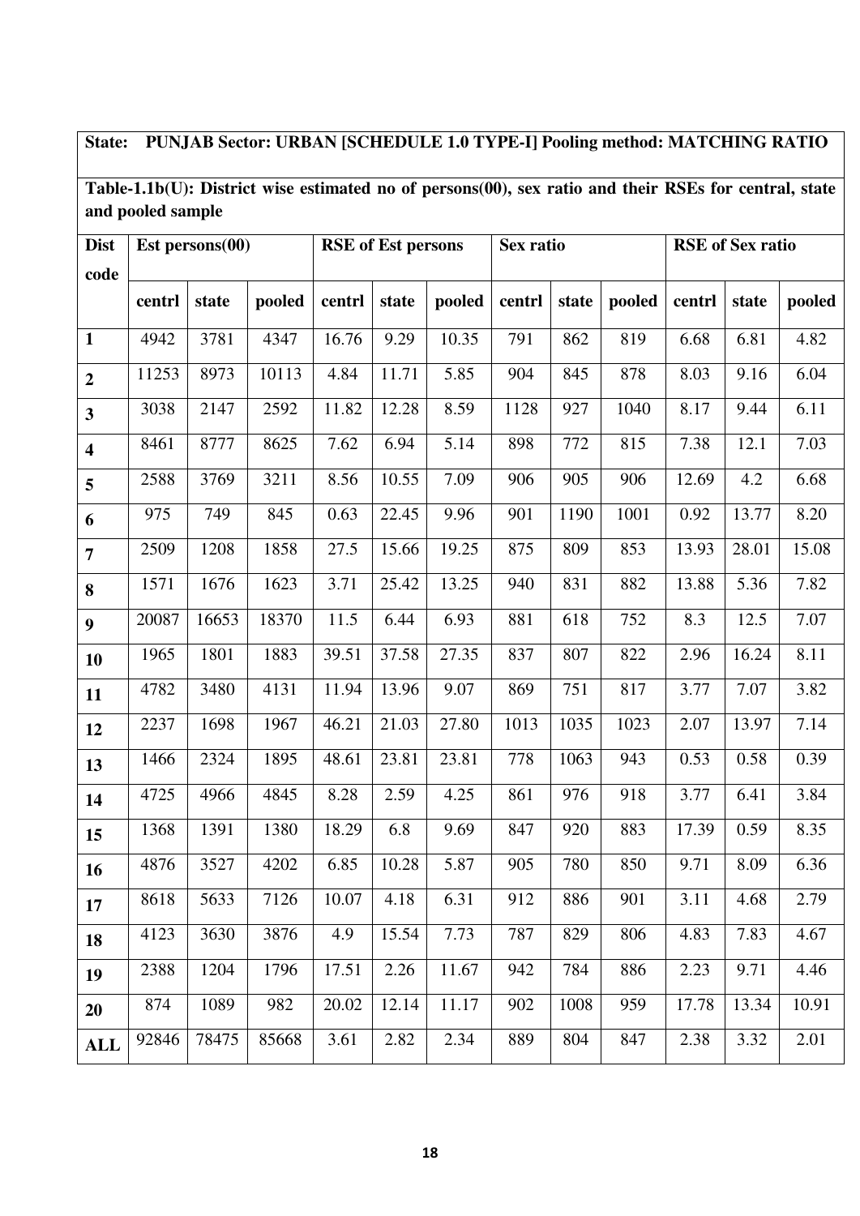**State: PUNJAB Sector: URBAN [SCHEDULE 1.0 TYPE-I] Pooling method: MATCHING RATIO**

**Table-1.1b(U): District wise estimated no of persons(00), sex ratio and their RSEs for central, state and pooled sample**

| Dist code | Est persons(00) | | | RSE of Est persons | | | Sex ratio | | | RSE of Sex ratio | | |
|---|---|---|---|---|---|---|---|---|---|---|---|---|
| | centrl | state | pooled | centrl | state | pooled | centrl | state | pooled | centrl | state | pooled |
| **1** | 4942 | 3781 | 4347 | 16.76 | 9.29 | 10.35 | 791 | 862 | 819 | 6.68 | 6.81 | 4.82 |
| **2** | 11253 | 8973 | 10113 | 4.84 | 11.71 | 5.85 | 904 | 845 | 878 | 8.03 | 9.16 | 6.04 |
| **3** | 3038 | 2147 | 2592 | 11.82 | 12.28 | 8.59 | 1128 | 927 | 1040 | 8.17 | 9.44 | 6.11 |
| **4** | 8461 | 8777 | 8625 | 7.62 | 6.94 | 5.14 | 898 | 772 | 815 | 7.38 | 12.1 | 7.03 |
| **5** | 2588 | 3769 | 3211 | 8.56 | 10.55 | 7.09 | 906 | 905 | 906 | 12.69 | 4.2 | 6.68 |
| **6** | 975 | 749 | 845 | 0.63 | 22.45 | 9.96 | 901 | 1190 | 1001 | 0.92 | 13.77 | 8.20 |
| **7** | 2509 | 1208 | 1858 | 27.5 | 15.66 | 19.25 | 875 | 809 | 853 | 13.93 | 28.01 | 15.08 |
| **8** | 1571 | 1676 | 1623 | 3.71 | 25.42 | 13.25 | 940 | 831 | 882 | 13.88 | 5.36 | 7.82 |
| **9** | 20087 | 16653 | 18370 | 11.5 | 6.44 | 6.93 | 881 | 618 | 752 | 8.3 | 12.5 | 7.07 |
| **10** | 1965 | 1801 | 1883 | 39.51 | 37.58 | 27.35 | 837 | 807 | 822 | 2.96 | 16.24 | 8.11 |
| **11** | 4782 | 3480 | 4131 | 11.94 | 13.96 | 9.07 | 869 | 751 | 817 | 3.77 | 7.07 | 3.82 |
| **12** | 2237 | 1698 | 1967 | 46.21 | 21.03 | 27.80 | 1013 | 1035 | 1023 | 2.07 | 13.97 | 7.14 |
| **13** | 1466 | 2324 | 1895 | 48.61 | 23.81 | 23.81 | 778 | 1063 | 943 | 0.53 | 0.58 | 0.39 |
| **14** | 4725 | 4966 | 4845 | 8.28 | 2.59 | 4.25 | 861 | 976 | 918 | 3.77 | 6.41 | 3.84 |
| **15** | 1368 | 1391 | 1380 | 18.29 | 6.8 | 9.69 | 847 | 920 | 883 | 17.39 | 0.59 | 8.35 |
| **16** | 4876 | 3527 | 4202 | 6.85 | 10.28 | 5.87 | 905 | 780 | 850 | 9.71 | 8.09 | 6.36 |
| **17** | 8618 | 5633 | 7126 | 10.07 | 4.18 | 6.31 | 912 | 886 | 901 | 3.11 | 4.68 | 2.79 |
| **18** | 4123 | 3630 | 3876 | 4.9 | 15.54 | 7.73 | 787 | 829 | 806 | 4.83 | 7.83 | 4.67 |
| **19** | 2388 | 1204 | 1796 | 17.51 | 2.26 | 11.67 | 942 | 784 | 886 | 2.23 | 9.71 | 4.46 |
| **20** | 874 | 1089 | 982 | 20.02 | 12.14 | 11.17 | 902 | 1008 | 959 | 17.78 | 13.34 | 10.91 |
| **ALL** | 92846 | 78475 | 85668 | 3.61 | 2.82 | 2.34 | 889 | 804 | 847 | 2.38 | 3.32 | 2.01 |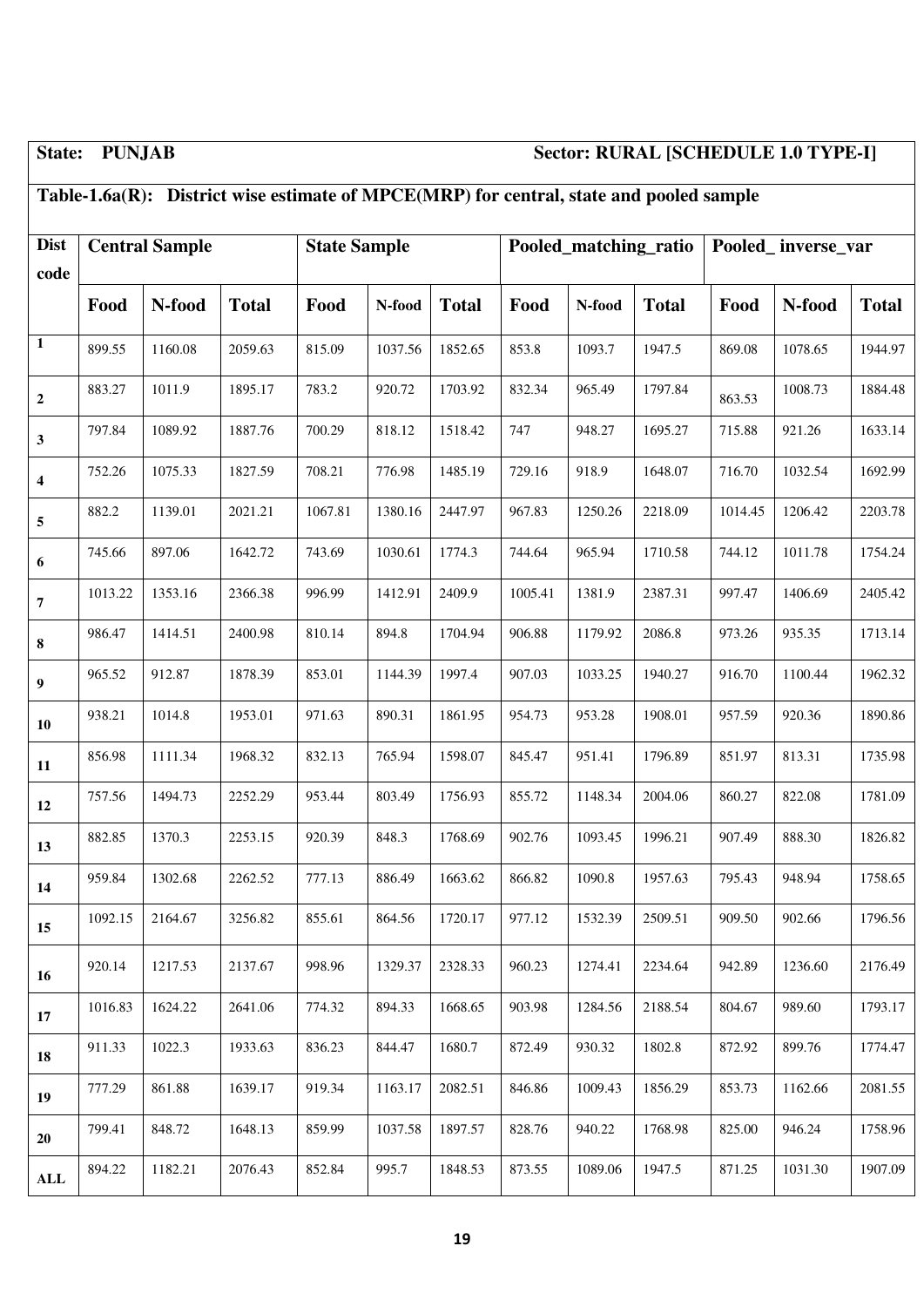**State: PUNJAB** **Sector: RURAL [SCHEDULE 1.0 TYPE-I]**

**Table-1.6a(R): District wise estimate of MPCE(MRP) for central, state and pooled sample**

| Dist code | Central Sample | | | State Sample | | | Pooled_matching_ratio | | | Pooled_ inverse_var | | |
|---|---|---|---|---|---|---|---|---|---|---|---|---|
| | Food | N-food | Total | Food | N-food | Total | Food | N-food | Total | Food | N-food | Total |
| 1 | 899.55 | 1160.08 | 2059.63 | 815.09 | 1037.56 | 1852.65 | 853.8 | 1093.7 | 1947.5 | 869.08 | 1078.65 | 1944.97 |
| 2 | 883.27 | 1011.9 | 1895.17 | 783.2 | 920.72 | 1703.92 | 832.34 | 965.49 | 1797.84 | 863.53 | 1008.73 | 1884.48 |
| 3 | 797.84 | 1089.92 | 1887.76 | 700.29 | 818.12 | 1518.42 | 747 | 948.27 | 1695.27 | 715.88 | 921.26 | 1633.14 |
| 4 | 752.26 | 1075.33 | 1827.59 | 708.21 | 776.98 | 1485.19 | 729.16 | 918.9 | 1648.07 | 716.70 | 1032.54 | 1692.99 |
| 5 | 882.2 | 1139.01 | 2021.21 | 1067.81 | 1380.16 | 2447.97 | 967.83 | 1250.26 | 2218.09 | 1014.45 | 1206.42 | 2203.78 |
| 6 | 745.66 | 897.06 | 1642.72 | 743.69 | 1030.61 | 1774.3 | 744.64 | 965.94 | 1710.58 | 744.12 | 1011.78 | 1754.24 |
| 7 | 1013.22 | 1353.16 | 2366.38 | 996.99 | 1412.91 | 2409.9 | 1005.41 | 1381.9 | 2387.31 | 997.47 | 1406.69 | 2405.42 |
| 8 | 986.47 | 1414.51 | 2400.98 | 810.14 | 894.8 | 1704.94 | 906.88 | 1179.92 | 2086.8 | 973.26 | 935.35 | 1713.14 |
| 9 | 965.52 | 912.87 | 1878.39 | 853.01 | 1144.39 | 1997.4 | 907.03 | 1033.25 | 1940.27 | 916.70 | 1100.44 | 1962.32 |
| 10 | 938.21 | 1014.8 | 1953.01 | 971.63 | 890.31 | 1861.95 | 954.73 | 953.28 | 1908.01 | 957.59 | 920.36 | 1890.86 |
| 11 | 856.98 | 1111.34 | 1968.32 | 832.13 | 765.94 | 1598.07 | 845.47 | 951.41 | 1796.89 | 851.97 | 813.31 | 1735.98 |
| 12 | 757.56 | 1494.73 | 2252.29 | 953.44 | 803.49 | 1756.93 | 855.72 | 1148.34 | 2004.06 | 860.27 | 822.08 | 1781.09 |
| 13 | 882.85 | 1370.3 | 2253.15 | 920.39 | 848.3 | 1768.69 | 902.76 | 1093.45 | 1996.21 | 907.49 | 888.30 | 1826.82 |
| 14 | 959.84 | 1302.68 | 2262.52 | 777.13 | 886.49 | 1663.62 | 866.82 | 1090.8 | 1957.63 | 795.43 | 948.94 | 1758.65 |
| 15 | 1092.15 | 2164.67 | 3256.82 | 855.61 | 864.56 | 1720.17 | 977.12 | 1532.39 | 2509.51 | 909.50 | 902.66 | 1796.56 |
| 16 | 920.14 | 1217.53 | 2137.67 | 998.96 | 1329.37 | 2328.33 | 960.23 | 1274.41 | 2234.64 | 942.89 | 1236.60 | 2176.49 |
| 17 | 1016.83 | 1624.22 | 2641.06 | 774.32 | 894.33 | 1668.65 | 903.98 | 1284.56 | 2188.54 | 804.67 | 989.60 | 1793.17 |
| 18 | 911.33 | 1022.3 | 1933.63 | 836.23 | 844.47 | 1680.7 | 872.49 | 930.32 | 1802.8 | 872.92 | 899.76 | 1774.47 |
| 19 | 777.29 | 861.88 | 1639.17 | 919.34 | 1163.17 | 2082.51 | 846.86 | 1009.43 | 1856.29 | 853.73 | 1162.66 | 2081.55 |
| 20 | 799.41 | 848.72 | 1648.13 | 859.99 | 1037.58 | 1897.57 | 828.76 | 940.22 | 1768.98 | 825.00 | 946.24 | 1758.96 |
| ALL | 894.22 | 1182.21 | 2076.43 | 852.84 | 995.7 | 1848.53 | 873.55 | 1089.06 | 1947.5 | 871.25 | 1031.30 | 1907.09 |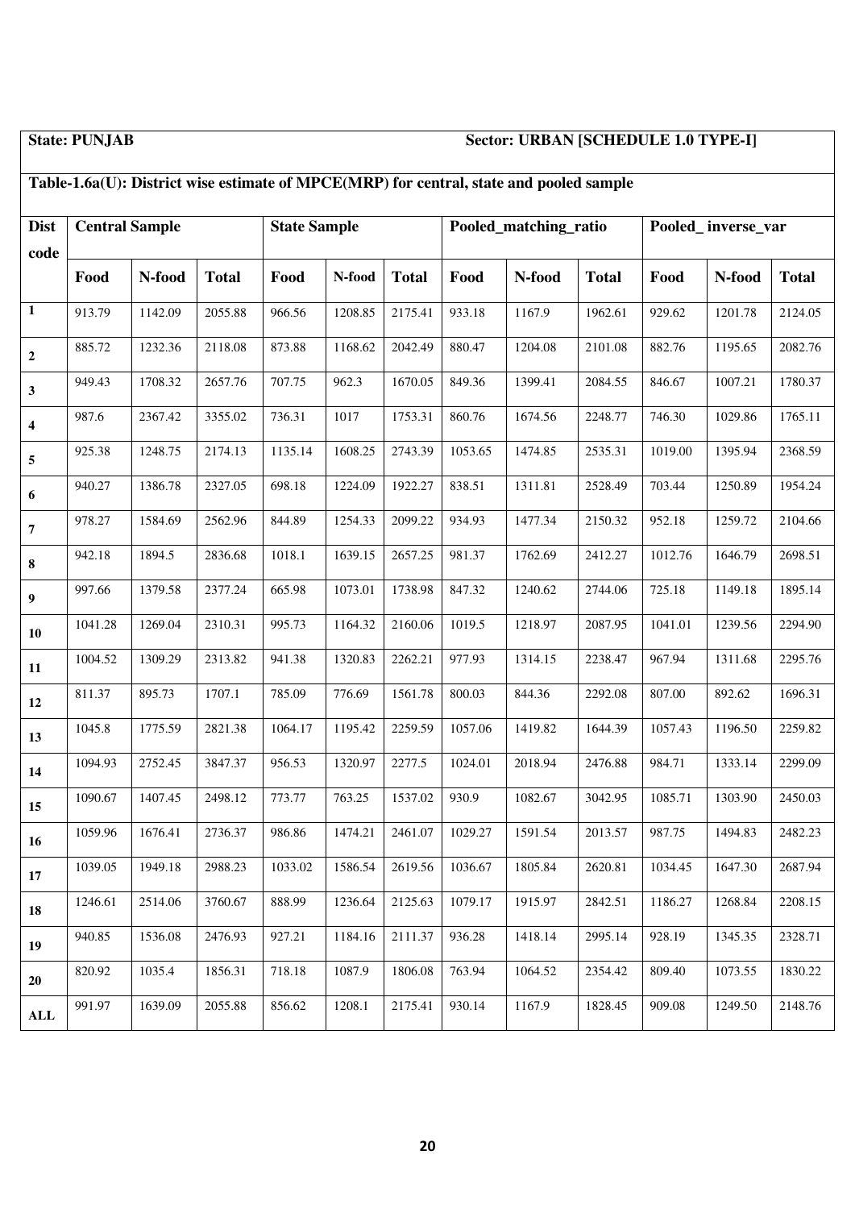**State: PUNJAB** **Sector: URBAN [SCHEDULE 1.0 TYPE-I]**

**Table-1.6a(U): District wise estimate of MPCE(MRP) for central, state and pooled sample**

| Dist code | Central Sample | | | State Sample | | | Pooled_matching_ratio | | | Pooled_ inverse_var | | |
|---|---|---|---|---|---|---|---|---|---|---|---|---|
| | **Food** | **N-food** | **Total** | **Food** | **N-food** | **Total** | **Food** | **N-food** | **Total** | **Food** | **N-food** | **Total** |
| **1** | 913.79 | 1142.09 | 2055.88 | 966.56 | 1208.85 | 2175.41 | 933.18 | 1167.9 | 1962.61 | 929.62 | 1201.78 | 2124.05 |
| **2** | 885.72 | 1232.36 | 2118.08 | 873.88 | 1168.62 | 2042.49 | 880.47 | 1204.08 | 2101.08 | 882.76 | 1195.65 | 2082.76 |
| **3** | 949.43 | 1708.32 | 2657.76 | 707.75 | 962.3 | 1670.05 | 849.36 | 1399.41 | 2084.55 | 846.67 | 1007.21 | 1780.37 |
| **4** | 987.6 | 2367.42 | 3355.02 | 736.31 | 1017 | 1753.31 | 860.76 | 1674.56 | 2248.77 | 746.30 | 1029.86 | 1765.11 |
| **5** | 925.38 | 1248.75 | 2174.13 | 1135.14 | 1608.25 | 2743.39 | 1053.65 | 1474.85 | 2535.31 | 1019.00 | 1395.94 | 2368.59 |
| **6** | 940.27 | 1386.78 | 2327.05 | 698.18 | 1224.09 | 1922.27 | 838.51 | 1311.81 | 2528.49 | 703.44 | 1250.89 | 1954.24 |
| **7** | 978.27 | 1584.69 | 2562.96 | 844.89 | 1254.33 | 2099.22 | 934.93 | 1477.34 | 2150.32 | 952.18 | 1259.72 | 2104.66 |
| **8** | 942.18 | 1894.5 | 2836.68 | 1018.1 | 1639.15 | 2657.25 | 981.37 | 1762.69 | 2412.27 | 1012.76 | 1646.79 | 2698.51 |
| **9** | 997.66 | 1379.58 | 2377.24 | 665.98 | 1073.01 | 1738.98 | 847.32 | 1240.62 | 2744.06 | 725.18 | 1149.18 | 1895.14 |
| **10** | 1041.28 | 1269.04 | 2310.31 | 995.73 | 1164.32 | 2160.06 | 1019.5 | 1218.97 | 2087.95 | 1041.01 | 1239.56 | 2294.90 |
| **11** | 1004.52 | 1309.29 | 2313.82 | 941.38 | 1320.83 | 2262.21 | 977.93 | 1314.15 | 2238.47 | 967.94 | 1311.68 | 2295.76 |
| **12** | 811.37 | 895.73 | 1707.1 | 785.09 | 776.69 | 1561.78 | 800.03 | 844.36 | 2292.08 | 807.00 | 892.62 | 1696.31 |
| **13** | 1045.8 | 1775.59 | 2821.38 | 1064.17 | 1195.42 | 2259.59 | 1057.06 | 1419.82 | 1644.39 | 1057.43 | 1196.50 | 2259.82 |
| **14** | 1094.93 | 2752.45 | 3847.37 | 956.53 | 1320.97 | 2277.5 | 1024.01 | 2018.94 | 2476.88 | 984.71 | 1333.14 | 2299.09 |
| **15** | 1090.67 | 1407.45 | 2498.12 | 773.77 | 763.25 | 1537.02 | 930.9 | 1082.67 | 3042.95 | 1085.71 | 1303.90 | 2450.03 |
| **16** | 1059.96 | 1676.41 | 2736.37 | 986.86 | 1474.21 | 2461.07 | 1029.27 | 1591.54 | 2013.57 | 987.75 | 1494.83 | 2482.23 |
| **17** | 1039.05 | 1949.18 | 2988.23 | 1033.02 | 1586.54 | 2619.56 | 1036.67 | 1805.84 | 2620.81 | 1034.45 | 1647.30 | 2687.94 |
| **18** | 1246.61 | 2514.06 | 3760.67 | 888.99 | 1236.64 | 2125.63 | 1079.17 | 1915.97 | 2842.51 | 1186.27 | 1268.84 | 2208.15 |
| **19** | 940.85 | 1536.08 | 2476.93 | 927.21 | 1184.16 | 2111.37 | 936.28 | 1418.14 | 2995.14 | 928.19 | 1345.35 | 2328.71 |
| **20** | 820.92 | 1035.4 | 1856.31 | 718.18 | 1087.9 | 1806.08 | 763.94 | 1064.52 | 2354.42 | 809.40 | 1073.55 | 1830.22 |
| **ALL** | 991.97 | 1639.09 | 2055.88 | 856.62 | 1208.1 | 2175.41 | 930.14 | 1167.9 | 1828.45 | 909.08 | 1249.50 | 2148.76 |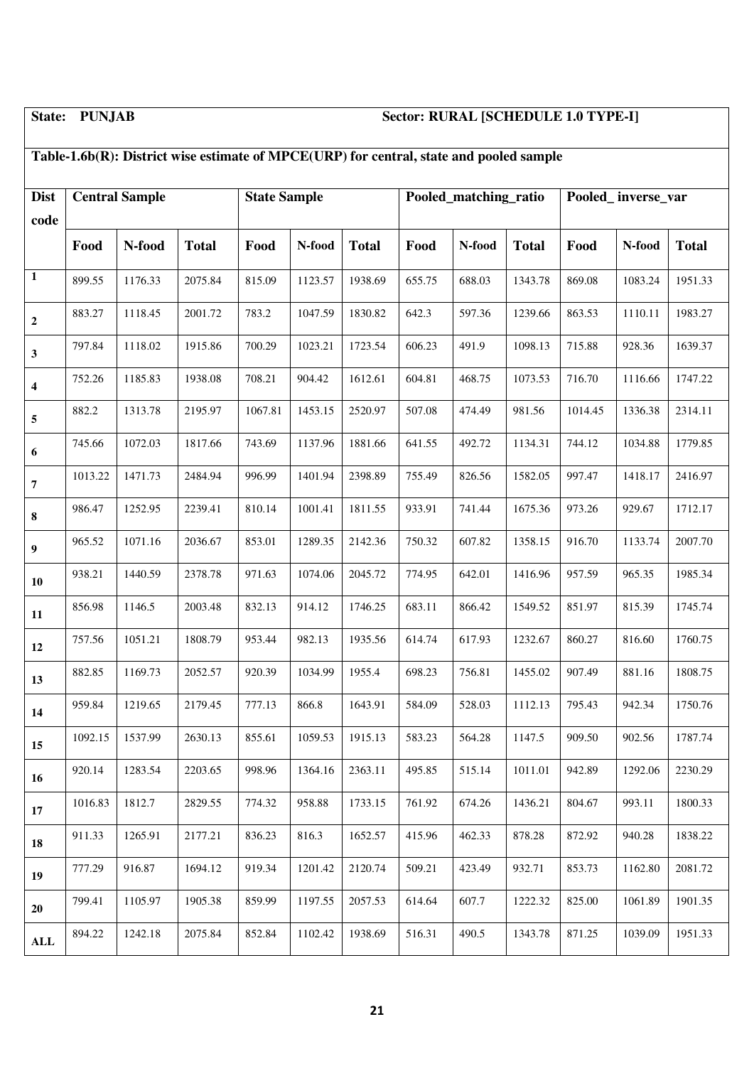**State: PUNJAB** **Sector: RURAL [SCHEDULE 1.0 TYPE-I]**

**Table-1.6b(R): District wise estimate of MPCE(URP) for central, state and pooled sample**

| Dist code | Central Sample | | | State Sample | | | Pooled_matching_ratio | | | Pooled_ inverse_var | | |
|---|---|---|---|---|---|---|---|---|---|---|---|---|
| | Food | N-food | Total | Food | N-food | Total | Food | N-food | Total | Food | N-food | Total |
| 1 | 899.55 | 1176.33 | 2075.84 | 815.09 | 1123.57 | 1938.69 | 655.75 | 688.03 | 1343.78 | 869.08 | 1083.24 | 1951.33 |
| 2 | 883.27 | 1118.45 | 2001.72 | 783.2 | 1047.59 | 1830.82 | 642.3 | 597.36 | 1239.66 | 863.53 | 1110.11 | 1983.27 |
| 3 | 797.84 | 1118.02 | 1915.86 | 700.29 | 1023.21 | 1723.54 | 606.23 | 491.9 | 1098.13 | 715.88 | 928.36 | 1639.37 |
| 4 | 752.26 | 1185.83 | 1938.08 | 708.21 | 904.42 | 1612.61 | 604.81 | 468.75 | 1073.53 | 716.70 | 1116.66 | 1747.22 |
| 5 | 882.2 | 1313.78 | 2195.97 | 1067.81 | 1453.15 | 2520.97 | 507.08 | 474.49 | 981.56 | 1014.45 | 1336.38 | 2314.11 |
| 6 | 745.66 | 1072.03 | 1817.66 | 743.69 | 1137.96 | 1881.66 | 641.55 | 492.72 | 1134.31 | 744.12 | 1034.88 | 1779.85 |
| 7 | 1013.22 | 1471.73 | 2484.94 | 996.99 | 1401.94 | 2398.89 | 755.49 | 826.56 | 1582.05 | 997.47 | 1418.17 | 2416.97 |
| 8 | 986.47 | 1252.95 | 2239.41 | 810.14 | 1001.41 | 1811.55 | 933.91 | 741.44 | 1675.36 | 973.26 | 929.67 | 1712.17 |
| 9 | 965.52 | 1071.16 | 2036.67 | 853.01 | 1289.35 | 2142.36 | 750.32 | 607.82 | 1358.15 | 916.70 | 1133.74 | 2007.70 |
| 10 | 938.21 | 1440.59 | 2378.78 | 971.63 | 1074.06 | 2045.72 | 774.95 | 642.01 | 1416.96 | 957.59 | 965.35 | 1985.34 |
| 11 | 856.98 | 1146.5 | 2003.48 | 832.13 | 914.12 | 1746.25 | 683.11 | 866.42 | 1549.52 | 851.97 | 815.39 | 1745.74 |
| 12 | 757.56 | 1051.21 | 1808.79 | 953.44 | 982.13 | 1935.56 | 614.74 | 617.93 | 1232.67 | 860.27 | 816.60 | 1760.75 |
| 13 | 882.85 | 1169.73 | 2052.57 | 920.39 | 1034.99 | 1955.4 | 698.23 | 756.81 | 1455.02 | 907.49 | 881.16 | 1808.75 |
| 14 | 959.84 | 1219.65 | 2179.45 | 777.13 | 866.8 | 1643.91 | 584.09 | 528.03 | 1112.13 | 795.43 | 942.34 | 1750.76 |
| 15 | 1092.15 | 1537.99 | 2630.13 | 855.61 | 1059.53 | 1915.13 | 583.23 | 564.28 | 1147.5 | 909.50 | 902.56 | 1787.74 |
| 16 | 920.14 | 1283.54 | 2203.65 | 998.96 | 1364.16 | 2363.11 | 495.85 | 515.14 | 1011.01 | 942.89 | 1292.06 | 2230.29 |
| 17 | 1016.83 | 1812.7 | 2829.55 | 774.32 | 958.88 | 1733.15 | 761.92 | 674.26 | 1436.21 | 804.67 | 993.11 | 1800.33 |
| 18 | 911.33 | 1265.91 | 2177.21 | 836.23 | 816.3 | 1652.57 | 415.96 | 462.33 | 878.28 | 872.92 | 940.28 | 1838.22 |
| 19 | 777.29 | 916.87 | 1694.12 | 919.34 | 1201.42 | 2120.74 | 509.21 | 423.49 | 932.71 | 853.73 | 1162.80 | 2081.72 |
| 20 | 799.41 | 1105.97 | 1905.38 | 859.99 | 1197.55 | 2057.53 | 614.64 | 607.7 | 1222.32 | 825.00 | 1061.89 | 1901.35 |
| ALL | 894.22 | 1242.18 | 2075.84 | 852.84 | 1102.42 | 1938.69 | 516.31 | 490.5 | 1343.78 | 871.25 | 1039.09 | 1951.33 |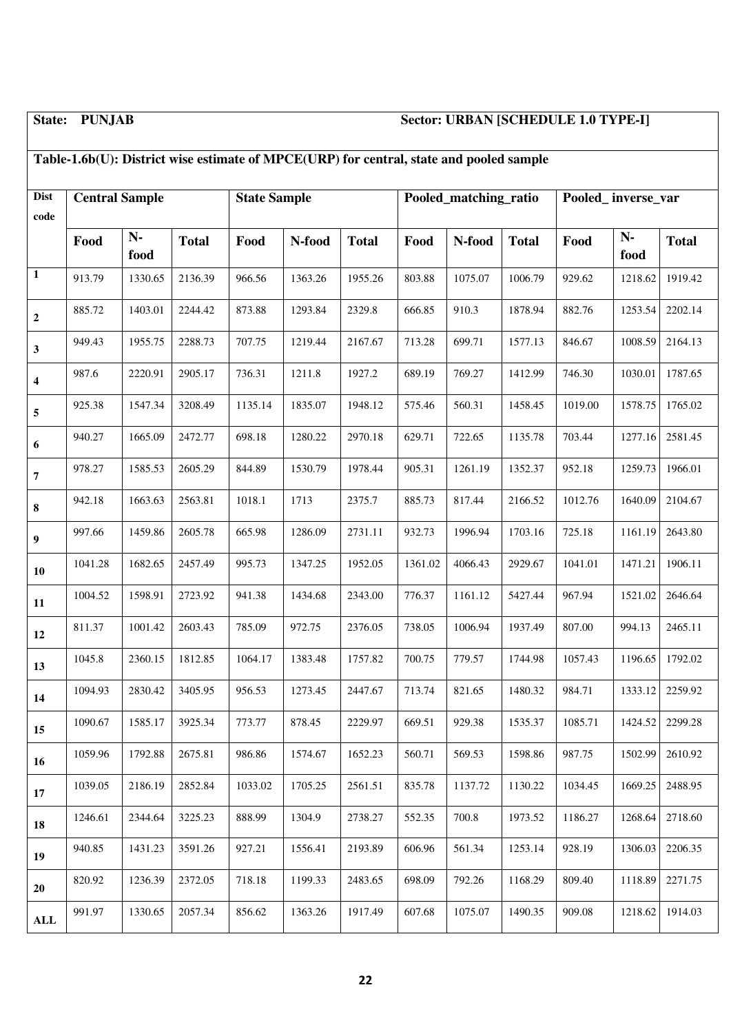**State: PUNJAB** **Sector: URBAN [SCHEDULE 1.0 TYPE-I]**

**Table-1.6b(U): District wise estimate of MPCE(URP) for central, state and pooled sample**

| Dist code | Central Sample | | | State Sample | | | Pooled_matching_ratio | | | Pooled_ inverse_var | | |
|---|---|---|---|---|---|---|---|---|---|---|---|---|
| | Food | N-food | Total | Food | N-food | Total | Food | N-food | Total | Food | N-food | Total |
| 1 | 913.79 | 1330.65 | 2136.39 | 966.56 | 1363.26 | 1955.26 | 803.88 | 1075.07 | 1006.79 | 929.62 | 1218.62 | 1919.42 |
| 2 | 885.72 | 1403.01 | 2244.42 | 873.88 | 1293.84 | 2329.8 | 666.85 | 910.3 | 1878.94 | 882.76 | 1253.54 | 2202.14 |
| 3 | 949.43 | 1955.75 | 2288.73 | 707.75 | 1219.44 | 2167.67 | 713.28 | 699.71 | 1577.13 | 846.67 | 1008.59 | 2164.13 |
| 4 | 987.6 | 2220.91 | 2905.17 | 736.31 | 1211.8 | 1927.2 | 689.19 | 769.27 | 1412.99 | 746.30 | 1030.01 | 1787.65 |
| 5 | 925.38 | 1547.34 | 3208.49 | 1135.14 | 1835.07 | 1948.12 | 575.46 | 560.31 | 1458.45 | 1019.00 | 1578.75 | 1765.02 |
| 6 | 940.27 | 1665.09 | 2472.77 | 698.18 | 1280.22 | 2970.18 | 629.71 | 722.65 | 1135.78 | 703.44 | 1277.16 | 2581.45 |
| 7 | 978.27 | 1585.53 | 2605.29 | 844.89 | 1530.79 | 1978.44 | 905.31 | 1261.19 | 1352.37 | 952.18 | 1259.73 | 1966.01 |
| 8 | 942.18 | 1663.63 | 2563.81 | 1018.1 | 1713 | 2375.7 | 885.73 | 817.44 | 2166.52 | 1012.76 | 1640.09 | 2104.67 |
| 9 | 997.66 | 1459.86 | 2605.78 | 665.98 | 1286.09 | 2731.11 | 932.73 | 1996.94 | 1703.16 | 725.18 | 1161.19 | 2643.80 |
| 10 | 1041.28 | 1682.65 | 2457.49 | 995.73 | 1347.25 | 1952.05 | 1361.02 | 4066.43 | 2929.67 | 1041.01 | 1471.21 | 1906.11 |
| 11 | 1004.52 | 1598.91 | 2723.92 | 941.38 | 1434.68 | 2343.00 | 776.37 | 1161.12 | 5427.44 | 967.94 | 1521.02 | 2646.64 |
| 12 | 811.37 | 1001.42 | 2603.43 | 785.09 | 972.75 | 2376.05 | 738.05 | 1006.94 | 1937.49 | 807.00 | 994.13 | 2465.11 |
| 13 | 1045.8 | 2360.15 | 1812.85 | 1064.17 | 1383.48 | 1757.82 | 700.75 | 779.57 | 1744.98 | 1057.43 | 1196.65 | 1792.02 |
| 14 | 1094.93 | 2830.42 | 3405.95 | 956.53 | 1273.45 | 2447.67 | 713.74 | 821.65 | 1480.32 | 984.71 | 1333.12 | 2259.92 |
| 15 | 1090.67 | 1585.17 | 3925.34 | 773.77 | 878.45 | 2229.97 | 669.51 | 929.38 | 1535.37 | 1085.71 | 1424.52 | 2299.28 |
| 16 | 1059.96 | 1792.88 | 2675.81 | 986.86 | 1574.67 | 1652.23 | 560.71 | 569.53 | 1598.86 | 987.75 | 1502.99 | 2610.92 |
| 17 | 1039.05 | 2186.19 | 2852.84 | 1033.02 | 1705.25 | 2561.51 | 835.78 | 1137.72 | 1130.22 | 1034.45 | 1669.25 | 2488.95 |
| 18 | 1246.61 | 2344.64 | 3225.23 | 888.99 | 1304.9 | 2738.27 | 552.35 | 700.8 | 1973.52 | 1186.27 | 1268.64 | 2718.60 |
| 19 | 940.85 | 1431.23 | 3591.26 | 927.21 | 1556.41 | 2193.89 | 606.96 | 561.34 | 1253.14 | 928.19 | 1306.03 | 2206.35 |
| 20 | 820.92 | 1236.39 | 2372.05 | 718.18 | 1199.33 | 2483.65 | 698.09 | 792.26 | 1168.29 | 809.40 | 1118.89 | 2271.75 |
| ALL | 991.97 | 1330.65 | 2057.34 | 856.62 | 1363.26 | 1917.49 | 607.68 | 1075.07 | 1490.35 | 909.08 | 1218.62 | 1914.03 |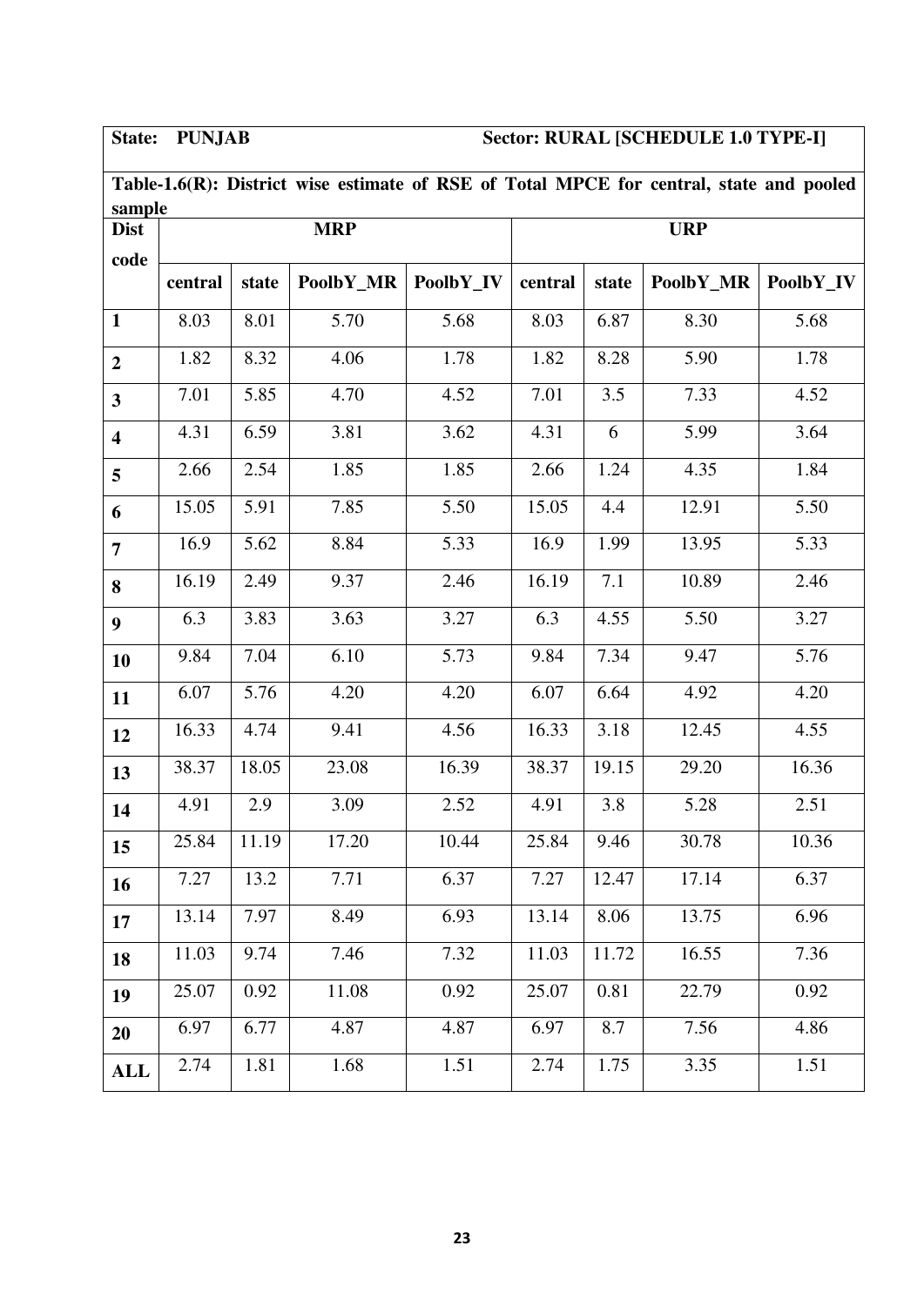**State: PUNJAB** **Sector: RURAL [SCHEDULE 1.0 TYPE-I]**

**Table-1.6(R): District wise estimate of RSE of Total MPCE for central, state and pooled sample**

| Dist code | MRP | | | | URP | | | |
|---|---|---|---|---|---|---|---|---|
| | central | state | PoolbY_MR | PoolbY_IV | central | state | PoolbY_MR | PoolbY_IV |
| 1 | 8.03 | 8.01 | 5.70 | 5.68 | 8.03 | 6.87 | 8.30 | 5.68 |
| 2 | 1.82 | 8.32 | 4.06 | 1.78 | 1.82 | 8.28 | 5.90 | 1.78 |
| 3 | 7.01 | 5.85 | 4.70 | 4.52 | 7.01 | 3.5 | 7.33 | 4.52 |
| 4 | 4.31 | 6.59 | 3.81 | 3.62 | 4.31 | 6 | 5.99 | 3.64 |
| 5 | 2.66 | 2.54 | 1.85 | 1.85 | 2.66 | 1.24 | 4.35 | 1.84 |
| 6 | 15.05 | 5.91 | 7.85 | 5.50 | 15.05 | 4.4 | 12.91 | 5.50 |
| 7 | 16.9 | 5.62 | 8.84 | 5.33 | 16.9 | 1.99 | 13.95 | 5.33 |
| 8 | 16.19 | 2.49 | 9.37 | 2.46 | 16.19 | 7.1 | 10.89 | 2.46 |
| 9 | 6.3 | 3.83 | 3.63 | 3.27 | 6.3 | 4.55 | 5.50 | 3.27 |
| 10 | 9.84 | 7.04 | 6.10 | 5.73 | 9.84 | 7.34 | 9.47 | 5.76 |
| 11 | 6.07 | 5.76 | 4.20 | 4.20 | 6.07 | 6.64 | 4.92 | 4.20 |
| 12 | 16.33 | 4.74 | 9.41 | 4.56 | 16.33 | 3.18 | 12.45 | 4.55 |
| 13 | 38.37 | 18.05 | 23.08 | 16.39 | 38.37 | 19.15 | 29.20 | 16.36 |
| 14 | 4.91 | 2.9 | 3.09 | 2.52 | 4.91 | 3.8 | 5.28 | 2.51 |
| 15 | 25.84 | 11.19 | 17.20 | 10.44 | 25.84 | 9.46 | 30.78 | 10.36 |
| 16 | 7.27 | 13.2 | 7.71 | 6.37 | 7.27 | 12.47 | 17.14 | 6.37 |
| 17 | 13.14 | 7.97 | 8.49 | 6.93 | 13.14 | 8.06 | 13.75 | 6.96 |
| 18 | 11.03 | 9.74 | 7.46 | 7.32 | 11.03 | 11.72 | 16.55 | 7.36 |
| 19 | 25.07 | 0.92 | 11.08 | 0.92 | 25.07 | 0.81 | 22.79 | 0.92 |
| 20 | 6.97 | 6.77 | 4.87 | 4.87 | 6.97 | 8.7 | 7.56 | 4.86 |
| ALL | 2.74 | 1.81 | 1.68 | 1.51 | 2.74 | 1.75 | 3.35 | 1.51 |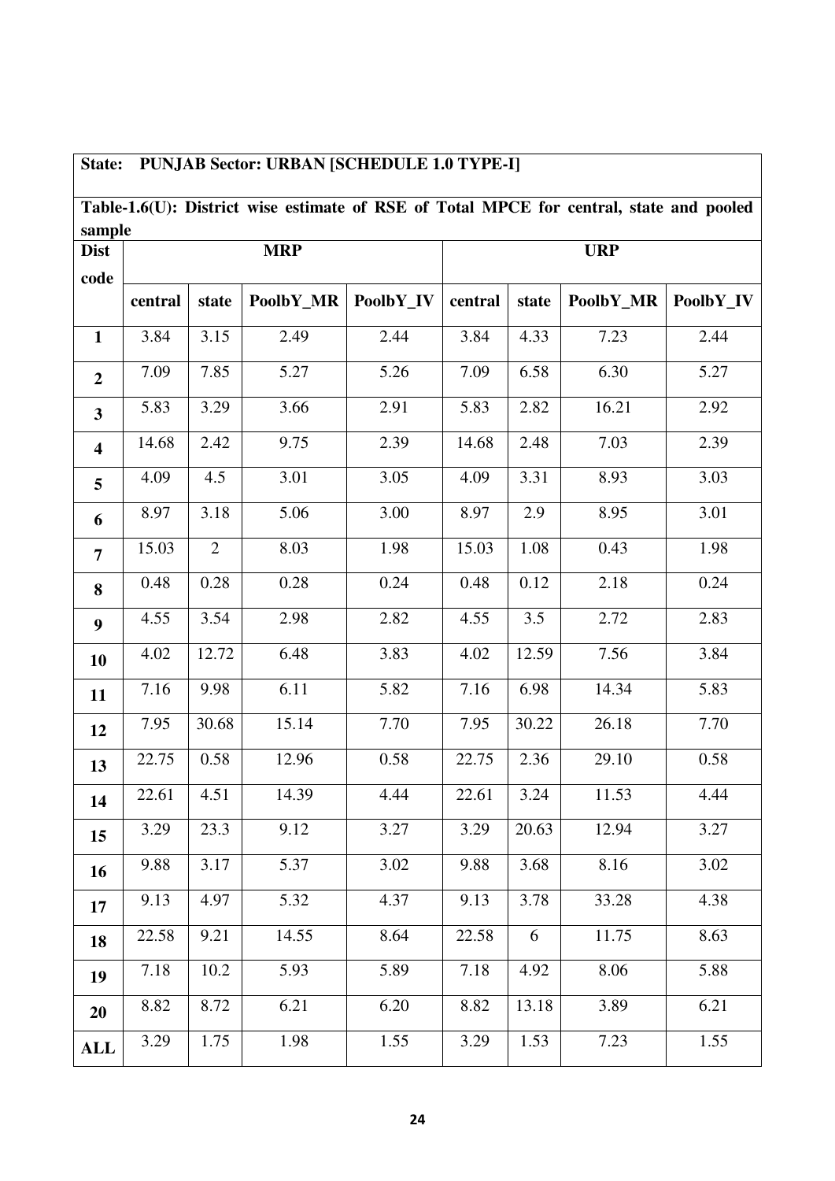**State: PUNJAB Sector: URBAN [SCHEDULE 1.0 TYPE-I]**

**Table-1.6(U): District wise estimate of RSE of Total MPCE for central, state and pooled sample**

| Dist code | MRP | | | | URP | | | |
|---|---|---|---|---|---|---|---|---|
| | central | state | PoolbY_MR | PoolbY_IV | central | state | PoolbY_MR | PoolbY_IV |
| **1** | 3.84 | 3.15 | 2.49 | 2.44 | 3.84 | 4.33 | 7.23 | 2.44 |
| **2** | 7.09 | 7.85 | 5.27 | 5.26 | 7.09 | 6.58 | 6.30 | 5.27 |
| **3** | 5.83 | 3.29 | 3.66 | 2.91 | 5.83 | 2.82 | 16.21 | 2.92 |
| **4** | 14.68 | 2.42 | 9.75 | 2.39 | 14.68 | 2.48 | 7.03 | 2.39 |
| **5** | 4.09 | 4.5 | 3.01 | 3.05 | 4.09 | 3.31 | 8.93 | 3.03 |
| **6** | 8.97 | 3.18 | 5.06 | 3.00 | 8.97 | 2.9 | 8.95 | 3.01 |
| **7** | 15.03 | 2 | 8.03 | 1.98 | 15.03 | 1.08 | 0.43 | 1.98 |
| **8** | 0.48 | 0.28 | 0.28 | 0.24 | 0.48 | 0.12 | 2.18 | 0.24 |
| **9** | 4.55 | 3.54 | 2.98 | 2.82 | 4.55 | 3.5 | 2.72 | 2.83 |
| **10** | 4.02 | 12.72 | 6.48 | 3.83 | 4.02 | 12.59 | 7.56 | 3.84 |
| **11** | 7.16 | 9.98 | 6.11 | 5.82 | 7.16 | 6.98 | 14.34 | 5.83 |
| **12** | 7.95 | 30.68 | 15.14 | 7.70 | 7.95 | 30.22 | 26.18 | 7.70 |
| **13** | 22.75 | 0.58 | 12.96 | 0.58 | 22.75 | 2.36 | 29.10 | 0.58 |
| **14** | 22.61 | 4.51 | 14.39 | 4.44 | 22.61 | 3.24 | 11.53 | 4.44 |
| **15** | 3.29 | 23.3 | 9.12 | 3.27 | 3.29 | 20.63 | 12.94 | 3.27 |
| **16** | 9.88 | 3.17 | 5.37 | 3.02 | 9.88 | 3.68 | 8.16 | 3.02 |
| **17** | 9.13 | 4.97 | 5.32 | 4.37 | 9.13 | 3.78 | 33.28 | 4.38 |
| **18** | 22.58 | 9.21 | 14.55 | 8.64 | 22.58 | 6 | 11.75 | 8.63 |
| **19** | 7.18 | 10.2 | 5.93 | 5.89 | 7.18 | 4.92 | 8.06 | 5.88 |
| **20** | 8.82 | 8.72 | 6.21 | 6.20 | 8.82 | 13.18 | 3.89 | 6.21 |
| **ALL** | 3.29 | 1.75 | 1.98 | 1.55 | 3.29 | 1.53 | 7.23 | 1.55 |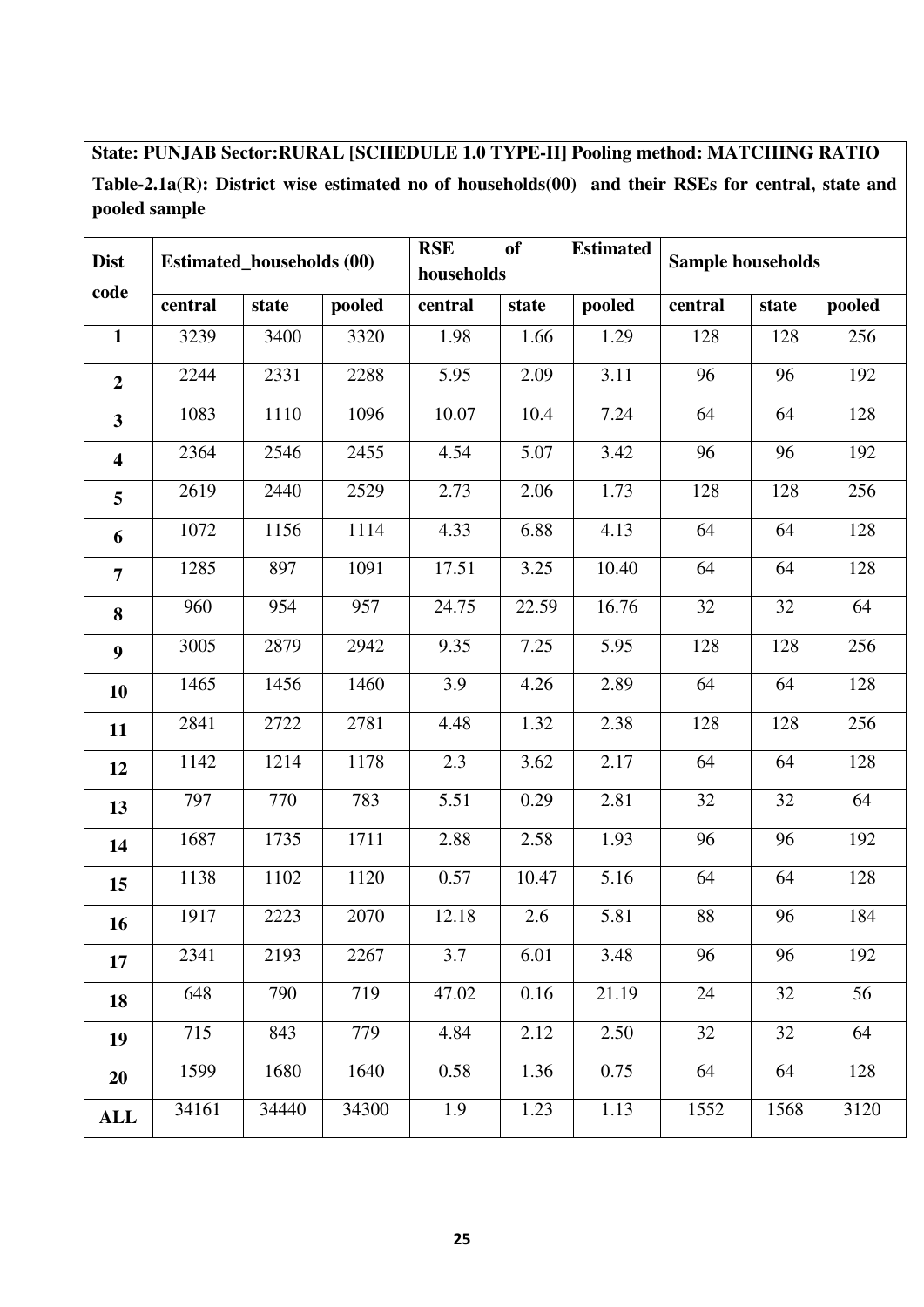**State: PUNJAB Sector:RURAL [SCHEDULE 1.0 TYPE-II] Pooling method: MATCHING RATIO**

**Table-2.1a(R): District wise estimated no of households(00) and their RSEs for central, state and pooled sample**

| Dist code | Estimated_households (00) | | | RSE of Estimated households | | | Sample households | | |
|---|---|---|---|---|---|---|---|---|---|
| | central | state | pooled | central | state | pooled | central | state | pooled |
| **1** | 3239 | 3400 | 3320 | 1.98 | 1.66 | 1.29 | 128 | 128 | 256 |
| **2** | 2244 | 2331 | 2288 | 5.95 | 2.09 | 3.11 | 96 | 96 | 192 |
| **3** | 1083 | 1110 | 1096 | 10.07 | 10.4 | 7.24 | 64 | 64 | 128 |
| **4** | 2364 | 2546 | 2455 | 4.54 | 5.07 | 3.42 | 96 | 96 | 192 |
| **5** | 2619 | 2440 | 2529 | 2.73 | 2.06 | 1.73 | 128 | 128 | 256 |
| **6** | 1072 | 1156 | 1114 | 4.33 | 6.88 | 4.13 | 64 | 64 | 128 |
| **7** | 1285 | 897 | 1091 | 17.51 | 3.25 | 10.40 | 64 | 64 | 128 |
| **8** | 960 | 954 | 957 | 24.75 | 22.59 | 16.76 | 32 | 32 | 64 |
| **9** | 3005 | 2879 | 2942 | 9.35 | 7.25 | 5.95 | 128 | 128 | 256 |
| **10** | 1465 | 1456 | 1460 | 3.9 | 4.26 | 2.89 | 64 | 64 | 128 |
| **11** | 2841 | 2722 | 2781 | 4.48 | 1.32 | 2.38 | 128 | 128 | 256 |
| **12** | 1142 | 1214 | 1178 | 2.3 | 3.62 | 2.17 | 64 | 64 | 128 |
| **13** | 797 | 770 | 783 | 5.51 | 0.29 | 2.81 | 32 | 32 | 64 |
| **14** | 1687 | 1735 | 1711 | 2.88 | 2.58 | 1.93 | 96 | 96 | 192 |
| **15** | 1138 | 1102 | 1120 | 0.57 | 10.47 | 5.16 | 64 | 64 | 128 |
| **16** | 1917 | 2223 | 2070 | 12.18 | 2.6 | 5.81 | 88 | 96 | 184 |
| **17** | 2341 | 2193 | 2267 | 3.7 | 6.01 | 3.48 | 96 | 96 | 192 |
| **18** | 648 | 790 | 719 | 47.02 | 0.16 | 21.19 | 24 | 32 | 56 |
| **19** | 715 | 843 | 779 | 4.84 | 2.12 | 2.50 | 32 | 32 | 64 |
| **20** | 1599 | 1680 | 1640 | 0.58 | 1.36 | 0.75 | 64 | 64 | 128 |
| **ALL** | 34161 | 34440 | 34300 | 1.9 | 1.23 | 1.13 | 1552 | 1568 | 3120 |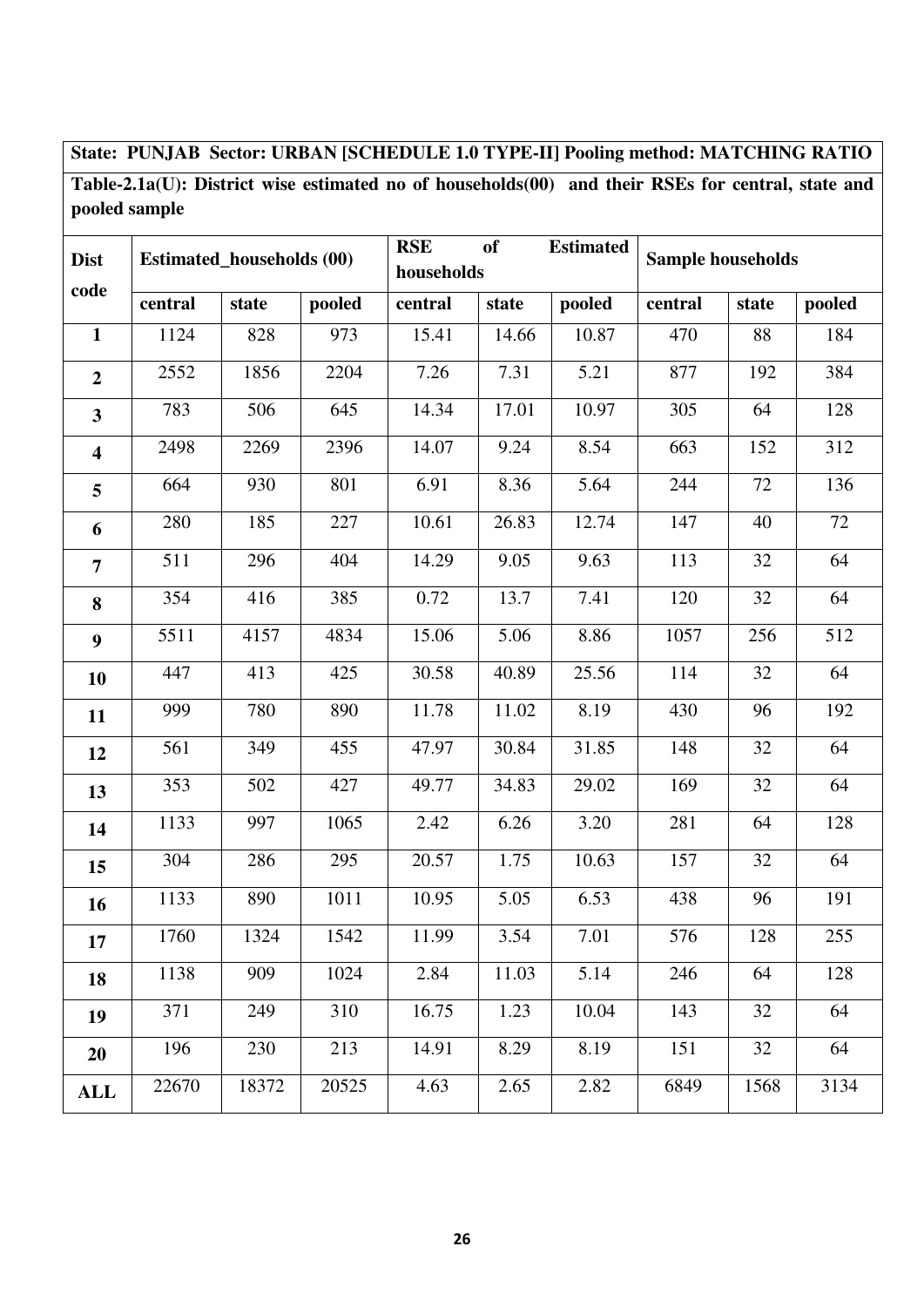**State: PUNJAB Sector: URBAN [SCHEDULE 1.0 TYPE-II] Pooling method: MATCHING RATIO**

**Table-2.1a(U): District wise estimated no of households(00) and their RSEs for central, state and pooled sample**

| Dist code | Estimated_households (00) | | | RSE of Estimated households | | | Sample households | | |
|---|---|---|---|---|---|---|---|---|---|
| | central | state | pooled | central | state | pooled | central | state | pooled |
| **1** | 1124 | 828 | 973 | 15.41 | 14.66 | 10.87 | 470 | 88 | 184 |
| **2** | 2552 | 1856 | 2204 | 7.26 | 7.31 | 5.21 | 877 | 192 | 384 |
| **3** | 783 | 506 | 645 | 14.34 | 17.01 | 10.97 | 305 | 64 | 128 |
| **4** | 2498 | 2269 | 2396 | 14.07 | 9.24 | 8.54 | 663 | 152 | 312 |
| **5** | 664 | 930 | 801 | 6.91 | 8.36 | 5.64 | 244 | 72 | 136 |
| **6** | 280 | 185 | 227 | 10.61 | 26.83 | 12.74 | 147 | 40 | 72 |
| **7** | 511 | 296 | 404 | 14.29 | 9.05 | 9.63 | 113 | 32 | 64 |
| **8** | 354 | 416 | 385 | 0.72 | 13.7 | 7.41 | 120 | 32 | 64 |
| **9** | 5511 | 4157 | 4834 | 15.06 | 5.06 | 8.86 | 1057 | 256 | 512 |
| **10** | 447 | 413 | 425 | 30.58 | 40.89 | 25.56 | 114 | 32 | 64 |
| **11** | 999 | 780 | 890 | 11.78 | 11.02 | 8.19 | 430 | 96 | 192 |
| **12** | 561 | 349 | 455 | 47.97 | 30.84 | 31.85 | 148 | 32 | 64 |
| **13** | 353 | 502 | 427 | 49.77 | 34.83 | 29.02 | 169 | 32 | 64 |
| **14** | 1133 | 997 | 1065 | 2.42 | 6.26 | 3.20 | 281 | 64 | 128 |
| **15** | 304 | 286 | 295 | 20.57 | 1.75 | 10.63 | 157 | 32 | 64 |
| **16** | 1133 | 890 | 1011 | 10.95 | 5.05 | 6.53 | 438 | 96 | 191 |
| **17** | 1760 | 1324 | 1542 | 11.99 | 3.54 | 7.01 | 576 | 128 | 255 |
| **18** | 1138 | 909 | 1024 | 2.84 | 11.03 | 5.14 | 246 | 64 | 128 |
| **19** | 371 | 249 | 310 | 16.75 | 1.23 | 10.04 | 143 | 32 | 64 |
| **20** | 196 | 230 | 213 | 14.91 | 8.29 | 8.19 | 151 | 32 | 64 |
| **ALL** | 22670 | 18372 | 20525 | 4.63 | 2.65 | 2.82 | 6849 | 1568 | 3134 |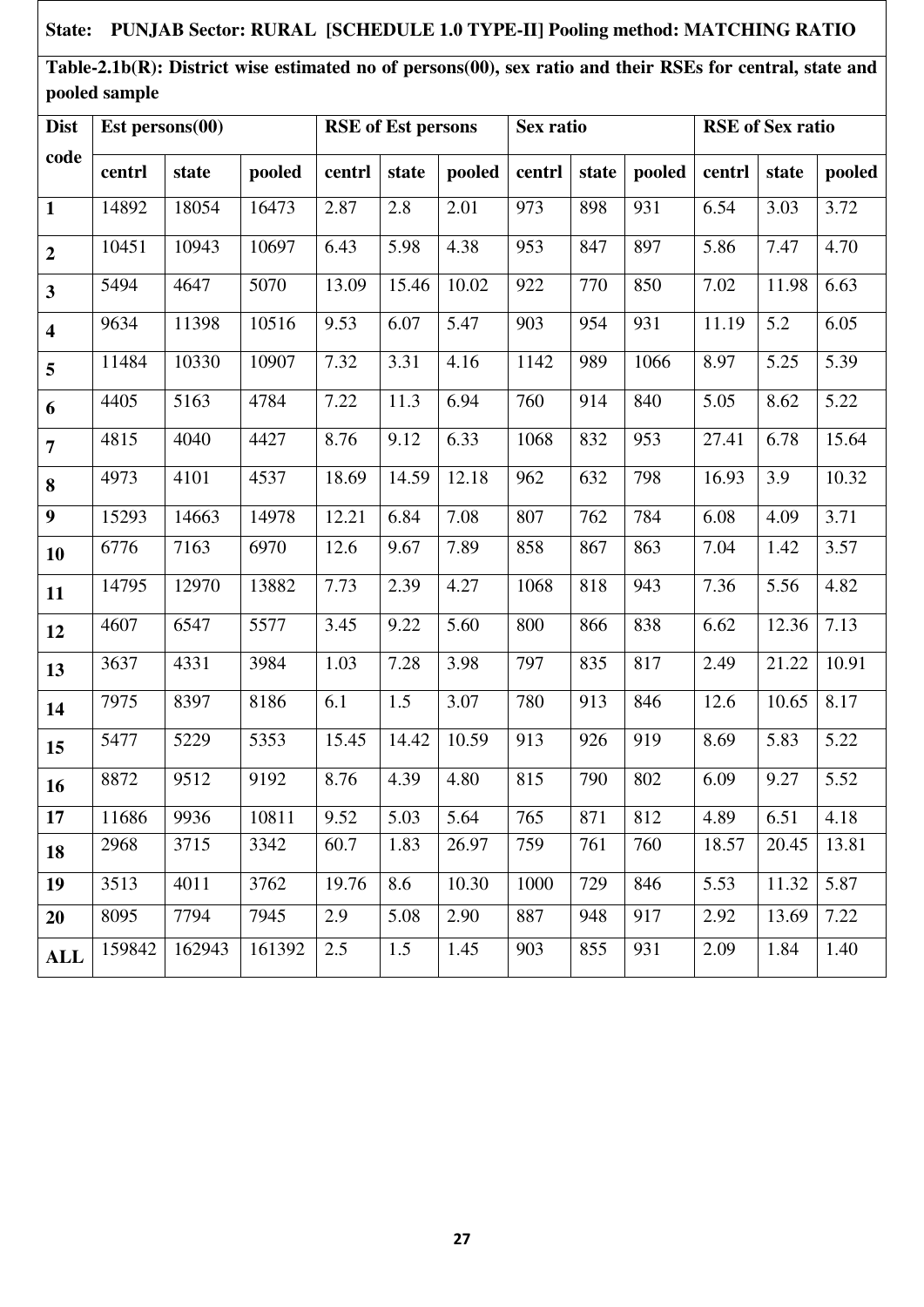**State: PUNJAB Sector: RURAL [SCHEDULE 1.0 TYPE-II] Pooling method: MATCHING RATIO**

**Table-2.1b(R): District wise estimated no of persons(00), sex ratio and their RSEs for central, state and pooled sample**

| Dist code | Est persons(00) | | | RSE of Est persons | | | Sex ratio | | | RSE of Sex ratio | | |
|---|---|---|---|---|---|---|---|---|---|---|---|---|
| | centrl | state | pooled | centrl | state | pooled | centrl | state | pooled | centrl | state | pooled |
| **1** | 14892 | 18054 | 16473 | 2.87 | 2.8 | 2.01 | 973 | 898 | 931 | 6.54 | 3.03 | 3.72 |
| **2** | 10451 | 10943 | 10697 | 6.43 | 5.98 | 4.38 | 953 | 847 | 897 | 5.86 | 7.47 | 4.70 |
| **3** | 5494 | 4647 | 5070 | 13.09 | 15.46 | 10.02 | 922 | 770 | 850 | 7.02 | 11.98 | 6.63 |
| **4** | 9634 | 11398 | 10516 | 9.53 | 6.07 | 5.47 | 903 | 954 | 931 | 11.19 | 5.2 | 6.05 |
| **5** | 11484 | 10330 | 10907 | 7.32 | 3.31 | 4.16 | 1142 | 989 | 1066 | 8.97 | 5.25 | 5.39 |
| **6** | 4405 | 5163 | 4784 | 7.22 | 11.3 | 6.94 | 760 | 914 | 840 | 5.05 | 8.62 | 5.22 |
| **7** | 4815 | 4040 | 4427 | 8.76 | 9.12 | 6.33 | 1068 | 832 | 953 | 27.41 | 6.78 | 15.64 |
| **8** | 4973 | 4101 | 4537 | 18.69 | 14.59 | 12.18 | 962 | 632 | 798 | 16.93 | 3.9 | 10.32 |
| **9** | 15293 | 14663 | 14978 | 12.21 | 6.84 | 7.08 | 807 | 762 | 784 | 6.08 | 4.09 | 3.71 |
| **10** | 6776 | 7163 | 6970 | 12.6 | 9.67 | 7.89 | 858 | 867 | 863 | 7.04 | 1.42 | 3.57 |
| **11** | 14795 | 12970 | 13882 | 7.73 | 2.39 | 4.27 | 1068 | 818 | 943 | 7.36 | 5.56 | 4.82 |
| **12** | 4607 | 6547 | 5577 | 3.45 | 9.22 | 5.60 | 800 | 866 | 838 | 6.62 | 12.36 | 7.13 |
| **13** | 3637 | 4331 | 3984 | 1.03 | 7.28 | 3.98 | 797 | 835 | 817 | 2.49 | 21.22 | 10.91 |
| **14** | 7975 | 8397 | 8186 | 6.1 | 1.5 | 3.07 | 780 | 913 | 846 | 12.6 | 10.65 | 8.17 |
| **15** | 5477 | 5229 | 5353 | 15.45 | 14.42 | 10.59 | 913 | 926 | 919 | 8.69 | 5.83 | 5.22 |
| **16** | 8872 | 9512 | 9192 | 8.76 | 4.39 | 4.80 | 815 | 790 | 802 | 6.09 | 9.27 | 5.52 |
| **17** | 11686 | 9936 | 10811 | 9.52 | 5.03 | 5.64 | 765 | 871 | 812 | 4.89 | 6.51 | 4.18 |
| **18** | 2968 | 3715 | 3342 | 60.7 | 1.83 | 26.97 | 759 | 761 | 760 | 18.57 | 20.45 | 13.81 |
| **19** | 3513 | 4011 | 3762 | 19.76 | 8.6 | 10.30 | 1000 | 729 | 846 | 5.53 | 11.32 | 5.87 |
| **20** | 8095 | 7794 | 7945 | 2.9 | 5.08 | 2.90 | 887 | 948 | 917 | 2.92 | 13.69 | 7.22 |
| **ALL** | 159842 | 162943 | 161392 | 2.5 | 1.5 | 1.45 | 903 | 855 | 931 | 2.09 | 1.84 | 1.40 |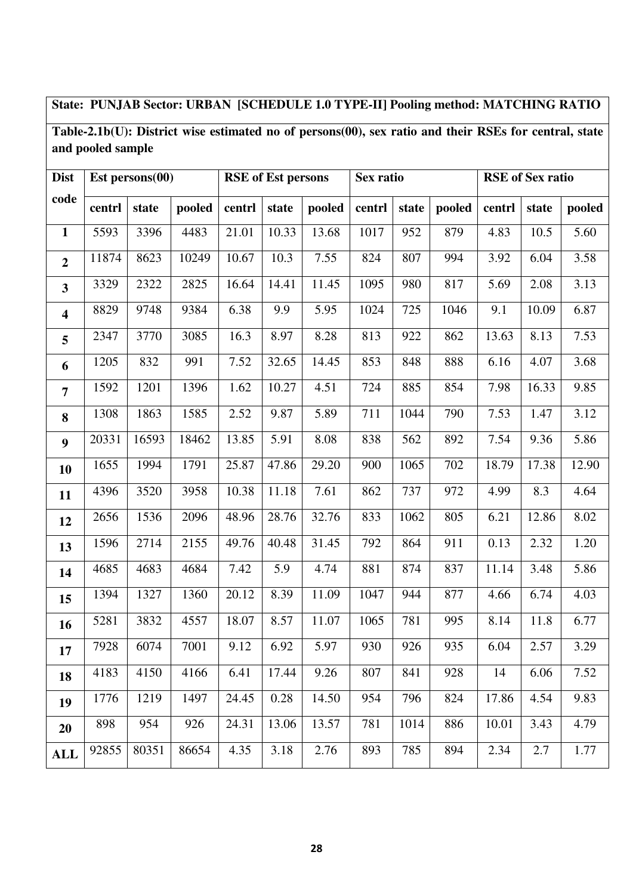**State: PUNJAB Sector: URBAN [SCHEDULE 1.0 TYPE-II] Pooling method: MATCHING RATIO**

**Table-2.1b(U): District wise estimated no of persons(00), sex ratio and their RSEs for central, state and pooled sample**

| Dist code | Est persons(00) | | | RSE of Est persons | | | Sex ratio | | | RSE of Sex ratio | | |
|---|---|---|---|---|---|---|---|---|---|---|---|---|
| | centrl | state | pooled | centrl | state | pooled | centrl | state | pooled | centrl | state | pooled |
| **1** | 5593 | 3396 | 4483 | 21.01 | 10.33 | 13.68 | 1017 | 952 | 879 | 4.83 | 10.5 | 5.60 |
| **2** | 11874 | 8623 | 10249 | 10.67 | 10.3 | 7.55 | 824 | 807 | 994 | 3.92 | 6.04 | 3.58 |
| **3** | 3329 | 2322 | 2825 | 16.64 | 14.41 | 11.45 | 1095 | 980 | 817 | 5.69 | 2.08 | 3.13 |
| **4** | 8829 | 9748 | 9384 | 6.38 | 9.9 | 5.95 | 1024 | 725 | 1046 | 9.1 | 10.09 | 6.87 |
| **5** | 2347 | 3770 | 3085 | 16.3 | 8.97 | 8.28 | 813 | 922 | 862 | 13.63 | 8.13 | 7.53 |
| **6** | 1205 | 832 | 991 | 7.52 | 32.65 | 14.45 | 853 | 848 | 888 | 6.16 | 4.07 | 3.68 |
| **7** | 1592 | 1201 | 1396 | 1.62 | 10.27 | 4.51 | 724 | 885 | 854 | 7.98 | 16.33 | 9.85 |
| **8** | 1308 | 1863 | 1585 | 2.52 | 9.87 | 5.89 | 711 | 1044 | 790 | 7.53 | 1.47 | 3.12 |
| **9** | 20331 | 16593 | 18462 | 13.85 | 5.91 | 8.08 | 838 | 562 | 892 | 7.54 | 9.36 | 5.86 |
| **10** | 1655 | 1994 | 1791 | 25.87 | 47.86 | 29.20 | 900 | 1065 | 702 | 18.79 | 17.38 | 12.90 |
| **11** | 4396 | 3520 | 3958 | 10.38 | 11.18 | 7.61 | 862 | 737 | 972 | 4.99 | 8.3 | 4.64 |
| **12** | 2656 | 1536 | 2096 | 48.96 | 28.76 | 32.76 | 833 | 1062 | 805 | 6.21 | 12.86 | 8.02 |
| **13** | 1596 | 2714 | 2155 | 49.76 | 40.48 | 31.45 | 792 | 864 | 911 | 0.13 | 2.32 | 1.20 |
| **14** | 4685 | 4683 | 4684 | 7.42 | 5.9 | 4.74 | 881 | 874 | 837 | 11.14 | 3.48 | 5.86 |
| **15** | 1394 | 1327 | 1360 | 20.12 | 8.39 | 11.09 | 1047 | 944 | 877 | 4.66 | 6.74 | 4.03 |
| **16** | 5281 | 3832 | 4557 | 18.07 | 8.57 | 11.07 | 1065 | 781 | 995 | 8.14 | 11.8 | 6.77 |
| **17** | 7928 | 6074 | 7001 | 9.12 | 6.92 | 5.97 | 930 | 926 | 935 | 6.04 | 2.57 | 3.29 |
| **18** | 4183 | 4150 | 4166 | 6.41 | 17.44 | 9.26 | 807 | 841 | 928 | 14 | 6.06 | 7.52 |
| **19** | 1776 | 1219 | 1497 | 24.45 | 0.28 | 14.50 | 954 | 796 | 824 | 17.86 | 4.54 | 9.83 |
| **20** | 898 | 954 | 926 | 24.31 | 13.06 | 13.57 | 781 | 1014 | 886 | 10.01 | 3.43 | 4.79 |
| **ALL** | 92855 | 80351 | 86654 | 4.35 | 3.18 | 2.76 | 893 | 785 | 894 | 2.34 | 2.7 | 1.77 |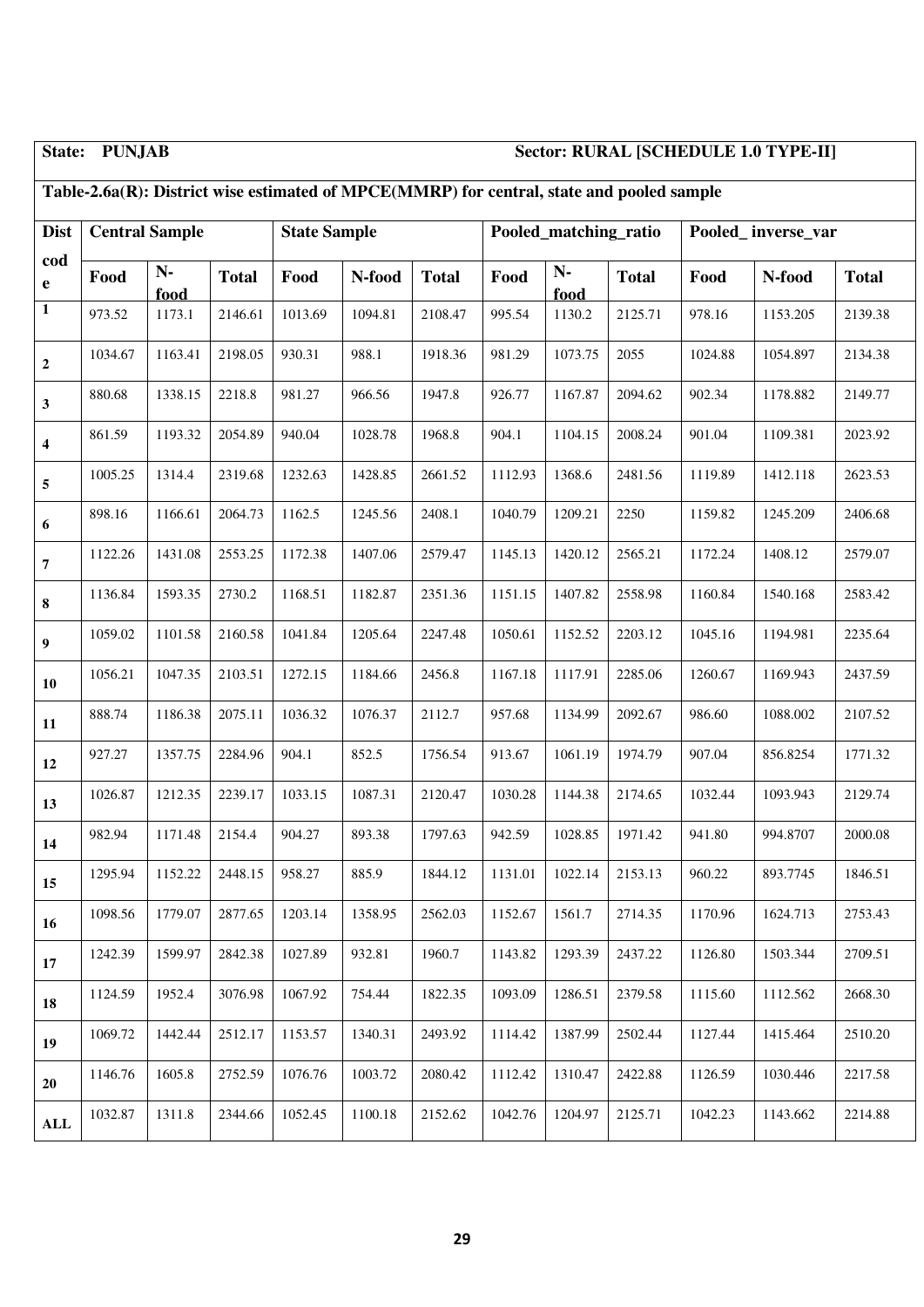**State: PUNJAB** **Sector: RURAL [SCHEDULE 1.0 TYPE-II]**

**Table-2.6a(R): District wise estimated of MPCE(MMRP) for central, state and pooled sample**

| Dist code | Central Sample | | | State Sample | | | Pooled_matching_ratio | | | Pooled_ inverse_var | | |
|---|---|---|---|---|---|---|---|---|---|---|---|---|
| | Food | N-food | Total | Food | N-food | Total | Food | N-food | Total | Food | N-food | Total |
| 1 | 973.52 | 1173.1 | 2146.61 | 1013.69 | 1094.81 | 2108.47 | 995.54 | 1130.2 | 2125.71 | 978.16 | 1153.205 | 2139.38 |
| 2 | 1034.67 | 1163.41 | 2198.05 | 930.31 | 988.1 | 1918.36 | 981.29 | 1073.75 | 2055 | 1024.88 | 1054.897 | 2134.38 |
| 3 | 880.68 | 1338.15 | 2218.8 | 981.27 | 966.56 | 1947.8 | 926.77 | 1167.87 | 2094.62 | 902.34 | 1178.882 | 2149.77 |
| 4 | 861.59 | 1193.32 | 2054.89 | 940.04 | 1028.78 | 1968.8 | 904.1 | 1104.15 | 2008.24 | 901.04 | 1109.381 | 2023.92 |
| 5 | 1005.25 | 1314.4 | 2319.68 | 1232.63 | 1428.85 | 2661.52 | 1112.93 | 1368.6 | 2481.56 | 1119.89 | 1412.118 | 2623.53 |
| 6 | 898.16 | 1166.61 | 2064.73 | 1162.5 | 1245.56 | 2408.1 | 1040.79 | 1209.21 | 2250 | 1159.82 | 1245.209 | 2406.68 |
| 7 | 1122.26 | 1431.08 | 2553.25 | 1172.38 | 1407.06 | 2579.47 | 1145.13 | 1420.12 | 2565.21 | 1172.24 | 1408.12 | 2579.07 |
| 8 | 1136.84 | 1593.35 | 2730.2 | 1168.51 | 1182.87 | 2351.36 | 1151.15 | 1407.82 | 2558.98 | 1160.84 | 1540.168 | 2583.42 |
| 9 | 1059.02 | 1101.58 | 2160.58 | 1041.84 | 1205.64 | 2247.48 | 1050.61 | 1152.52 | 2203.12 | 1045.16 | 1194.981 | 2235.64 |
| 10 | 1056.21 | 1047.35 | 2103.51 | 1272.15 | 1184.66 | 2456.8 | 1167.18 | 1117.91 | 2285.06 | 1260.67 | 1169.943 | 2437.59 |
| 11 | 888.74 | 1186.38 | 2075.11 | 1036.32 | 1076.37 | 2112.7 | 957.68 | 1134.99 | 2092.67 | 986.60 | 1088.002 | 2107.52 |
| 12 | 927.27 | 1357.75 | 2284.96 | 904.1 | 852.5 | 1756.54 | 913.67 | 1061.19 | 1974.79 | 907.04 | 856.8254 | 1771.32 |
| 13 | 1026.87 | 1212.35 | 2239.17 | 1033.15 | 1087.31 | 2120.47 | 1030.28 | 1144.38 | 2174.65 | 1032.44 | 1093.943 | 2129.74 |
| 14 | 982.94 | 1171.48 | 2154.4 | 904.27 | 893.38 | 1797.63 | 942.59 | 1028.85 | 1971.42 | 941.80 | 994.8707 | 2000.08 |
| 15 | 1295.94 | 1152.22 | 2448.15 | 958.27 | 885.9 | 1844.12 | 1131.01 | 1022.14 | 2153.13 | 960.22 | 893.7745 | 1846.51 |
| 16 | 1098.56 | 1779.07 | 2877.65 | 1203.14 | 1358.95 | 2562.03 | 1152.67 | 1561.7 | 2714.35 | 1170.96 | 1624.713 | 2753.43 |
| 17 | 1242.39 | 1599.97 | 2842.38 | 1027.89 | 932.81 | 1960.7 | 1143.82 | 1293.39 | 2437.22 | 1126.80 | 1503.344 | 2709.51 |
| 18 | 1124.59 | 1952.4 | 3076.98 | 1067.92 | 754.44 | 1822.35 | 1093.09 | 1286.51 | 2379.58 | 1115.60 | 1112.562 | 2668.30 |
| 19 | 1069.72 | 1442.44 | 2512.17 | 1153.57 | 1340.31 | 2493.92 | 1114.42 | 1387.99 | 2502.44 | 1127.44 | 1415.464 | 2510.20 |
| 20 | 1146.76 | 1605.8 | 2752.59 | 1076.76 | 1003.72 | 2080.42 | 1112.42 | 1310.47 | 2422.88 | 1126.59 | 1030.446 | 2217.58 |
| ALL | 1032.87 | 1311.8 | 2344.66 | 1052.45 | 1100.18 | 2152.62 | 1042.76 | 1204.97 | 2125.71 | 1042.23 | 1143.662 | 2214.88 |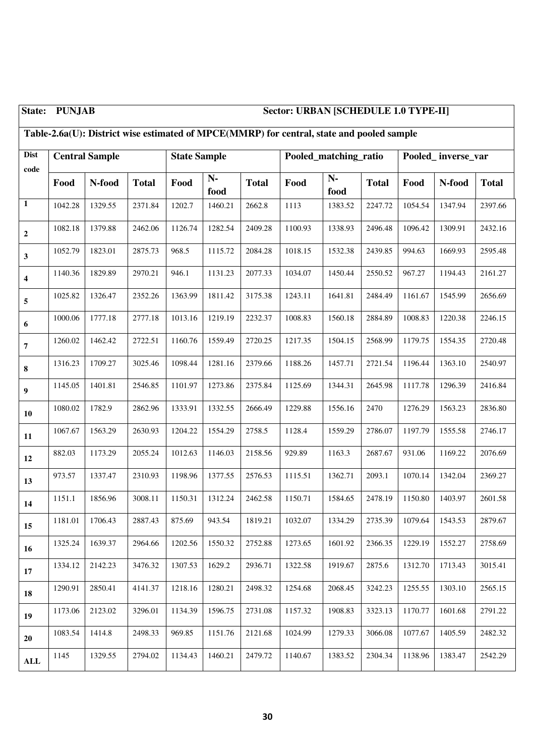**State: PUNJAB** **Sector: URBAN [SCHEDULE 1.0 TYPE-II]**

**Table-2.6a(U): District wise estimated of MPCE(MMRP) for central, state and pooled sample**

| Dist code | Central Sample | | | State Sample | | | Pooled_matching_ratio | | | Pooled_ inverse_var | | |
|---|---|---|---|---|---|---|---|---|---|---|---|---|
| | Food | N-food | Total | Food | N-food | Total | Food | N-food | Total | Food | N-food | Total |
| 1 | 1042.28 | 1329.55 | 2371.84 | 1202.7 | 1460.21 | 2662.8 | 1113 | 1383.52 | 2247.72 | 1054.54 | 1347.94 | 2397.66 |
| 2 | 1082.18 | 1379.88 | 2462.06 | 1126.74 | 1282.54 | 2409.28 | 1100.93 | 1338.93 | 2496.48 | 1096.42 | 1309.91 | 2432.16 |
| 3 | 1052.79 | 1823.01 | 2875.73 | 968.5 | 1115.72 | 2084.28 | 1018.15 | 1532.38 | 2439.85 | 994.63 | 1669.93 | 2595.48 |
| 4 | 1140.36 | 1829.89 | 2970.21 | 946.1 | 1131.23 | 2077.33 | 1034.07 | 1450.44 | 2550.52 | 967.27 | 1194.43 | 2161.27 |
| 5 | 1025.82 | 1326.47 | 2352.26 | 1363.99 | 1811.42 | 3175.38 | 1243.11 | 1641.81 | 2484.49 | 1161.67 | 1545.99 | 2656.69 |
| 6 | 1000.06 | 1777.18 | 2777.18 | 1013.16 | 1219.19 | 2232.37 | 1008.83 | 1560.18 | 2884.89 | 1008.83 | 1220.38 | 2246.15 |
| 7 | 1260.02 | 1462.42 | 2722.51 | 1160.76 | 1559.49 | 2720.25 | 1217.35 | 1504.15 | 2568.99 | 1179.75 | 1554.35 | 2720.48 |
| 8 | 1316.23 | 1709.27 | 3025.46 | 1098.44 | 1281.16 | 2379.66 | 1188.26 | 1457.71 | 2721.54 | 1196.44 | 1363.10 | 2540.97 |
| 9 | 1145.05 | 1401.81 | 2546.85 | 1101.97 | 1273.86 | 2375.84 | 1125.69 | 1344.31 | 2645.98 | 1117.78 | 1296.39 | 2416.84 |
| 10 | 1080.02 | 1782.9 | 2862.96 | 1333.91 | 1332.55 | 2666.49 | 1229.88 | 1556.16 | 2470 | 1276.29 | 1563.23 | 2836.80 |
| 11 | 1067.67 | 1563.29 | 2630.93 | 1204.22 | 1554.29 | 2758.5 | 1128.4 | 1559.29 | 2786.07 | 1197.79 | 1555.58 | 2746.17 |
| 12 | 882.03 | 1173.29 | 2055.24 | 1012.63 | 1146.03 | 2158.56 | 929.89 | 1163.3 | 2687.67 | 931.06 | 1169.22 | 2076.69 |
| 13 | 973.57 | 1337.47 | 2310.93 | 1198.96 | 1377.55 | 2576.53 | 1115.51 | 1362.71 | 2093.1 | 1070.14 | 1342.04 | 2369.27 |
| 14 | 1151.1 | 1856.96 | 3008.11 | 1150.31 | 1312.24 | 2462.58 | 1150.71 | 1584.65 | 2478.19 | 1150.80 | 1403.97 | 2601.58 |
| 15 | 1181.01 | 1706.43 | 2887.43 | 875.69 | 943.54 | 1819.21 | 1032.07 | 1334.29 | 2735.39 | 1079.64 | 1543.53 | 2879.67 |
| 16 | 1325.24 | 1639.37 | 2964.66 | 1202.56 | 1550.32 | 2752.88 | 1273.65 | 1601.92 | 2366.35 | 1229.19 | 1552.27 | 2758.69 |
| 17 | 1334.12 | 2142.23 | 3476.32 | 1307.53 | 1629.2 | 2936.71 | 1322.58 | 1919.67 | 2875.6 | 1312.70 | 1713.43 | 3015.41 |
| 18 | 1290.91 | 2850.41 | 4141.37 | 1218.16 | 1280.21 | 2498.32 | 1254.68 | 2068.45 | 3242.23 | 1255.55 | 1303.10 | 2565.15 |
| 19 | 1173.06 | 2123.02 | 3296.01 | 1134.39 | 1596.75 | 2731.08 | 1157.32 | 1908.83 | 3323.13 | 1170.77 | 1601.68 | 2791.22 |
| 20 | 1083.54 | 1414.8 | 2498.33 | 969.85 | 1151.76 | 2121.68 | 1024.99 | 1279.33 | 3066.08 | 1077.67 | 1405.59 | 2482.32 |
| ALL | 1145 | 1329.55 | 2794.02 | 1134.43 | 1460.21 | 2479.72 | 1140.67 | 1383.52 | 2304.34 | 1138.96 | 1383.47 | 2542.29 |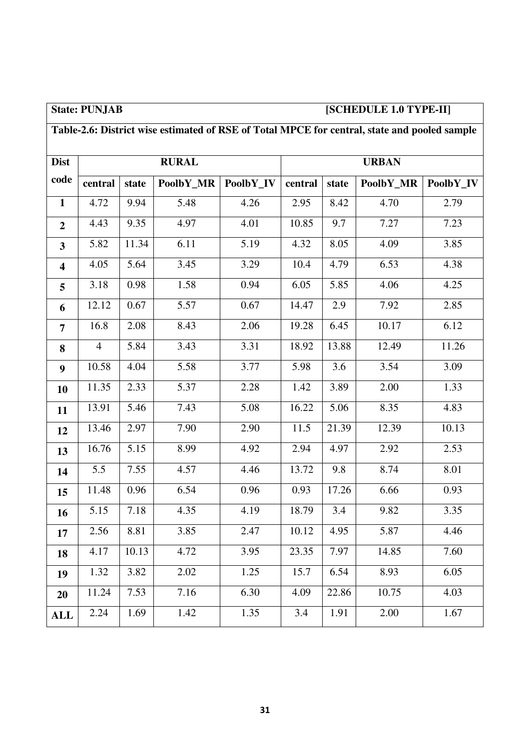**State: PUNJAB** **[SCHEDULE 1.0 TYPE-II]**

**Table-2.6: District wise estimated of RSE of Total MPCE for central, state and pooled sample**

| Dist code | RURAL | | | | URBAN | | | |
|---|---|---|---|---|---|---|---|---|
| | central | state | PoolbY_MR | PoolbY_IV | central | state | PoolbY_MR | PoolbY_IV |
| **1** | 4.72 | 9.94 | 5.48 | 4.26 | 2.95 | 8.42 | 4.70 | 2.79 |
| **2** | 4.43 | 9.35 | 4.97 | 4.01 | 10.85 | 9.7 | 7.27 | 7.23 |
| **3** | 5.82 | 11.34 | 6.11 | 5.19 | 4.32 | 8.05 | 4.09 | 3.85 |
| **4** | 4.05 | 5.64 | 3.45 | 3.29 | 10.4 | 4.79 | 6.53 | 4.38 |
| **5** | 3.18 | 0.98 | 1.58 | 0.94 | 6.05 | 5.85 | 4.06 | 4.25 |
| **6** | 12.12 | 0.67 | 5.57 | 0.67 | 14.47 | 2.9 | 7.92 | 2.85 |
| **7** | 16.8 | 2.08 | 8.43 | 2.06 | 19.28 | 6.45 | 10.17 | 6.12 |
| **8** | 4 | 5.84 | 3.43 | 3.31 | 18.92 | 13.88 | 12.49 | 11.26 |
| **9** | 10.58 | 4.04 | 5.58 | 3.77 | 5.98 | 3.6 | 3.54 | 3.09 |
| **10** | 11.35 | 2.33 | 5.37 | 2.28 | 1.42 | 3.89 | 2.00 | 1.33 |
| **11** | 13.91 | 5.46 | 7.43 | 5.08 | 16.22 | 5.06 | 8.35 | 4.83 |
| **12** | 13.46 | 2.97 | 7.90 | 2.90 | 11.5 | 21.39 | 12.39 | 10.13 |
| **13** | 16.76 | 5.15 | 8.99 | 4.92 | 2.94 | 4.97 | 2.92 | 2.53 |
| **14** | 5.5 | 7.55 | 4.57 | 4.46 | 13.72 | 9.8 | 8.74 | 8.01 |
| **15** | 11.48 | 0.96 | 6.54 | 0.96 | 0.93 | 17.26 | 6.66 | 0.93 |
| **16** | 5.15 | 7.18 | 4.35 | 4.19 | 18.79 | 3.4 | 9.82 | 3.35 |
| **17** | 2.56 | 8.81 | 3.85 | 2.47 | 10.12 | 4.95 | 5.87 | 4.46 |
| **18** | 4.17 | 10.13 | 4.72 | 3.95 | 23.35 | 7.97 | 14.85 | 7.60 |
| **19** | 1.32 | 3.82 | 2.02 | 1.25 | 15.7 | 6.54 | 8.93 | 6.05 |
| **20** | 11.24 | 7.53 | 7.16 | 6.30 | 4.09 | 22.86 | 10.75 | 4.03 |
| **ALL** | 2.24 | 1.69 | 1.42 | 1.35 | 3.4 | 1.91 | 2.00 | 1.67 |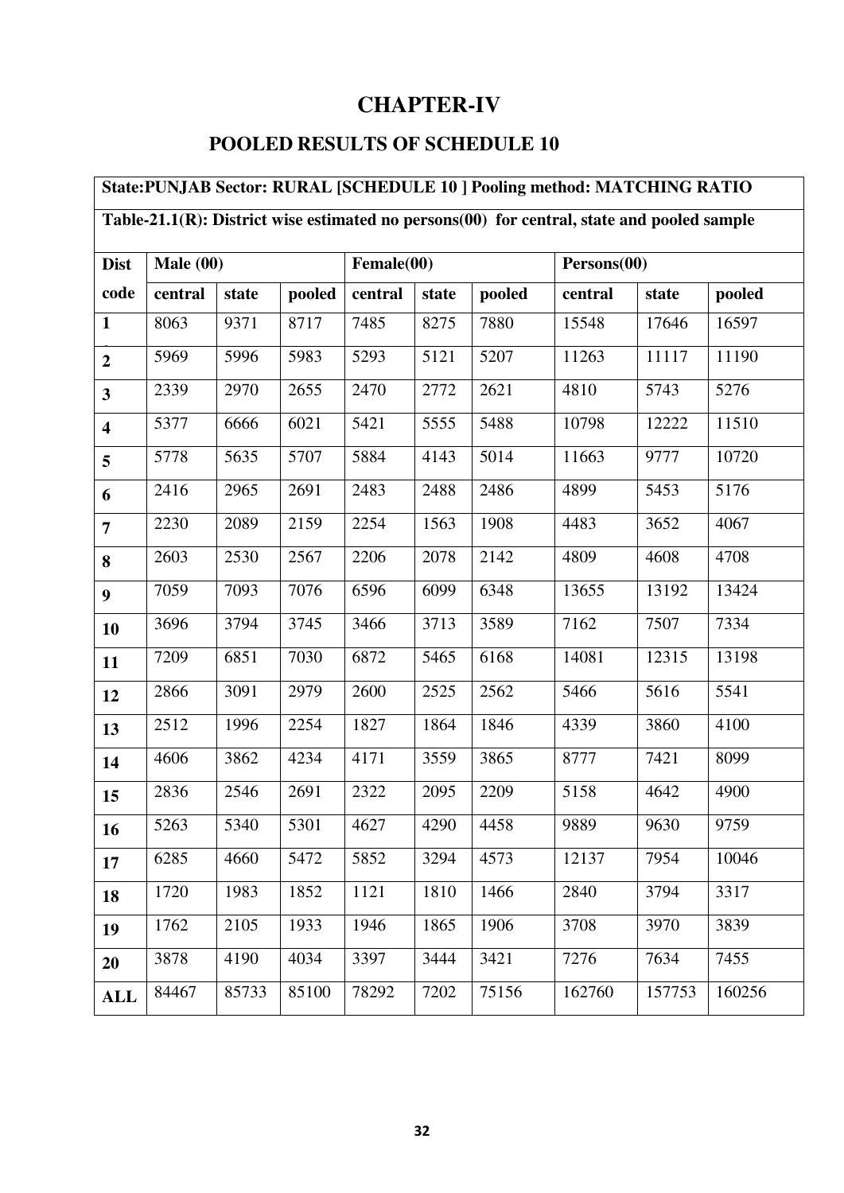# CHAPTER-IV

## POOLED RESULTS OF SCHEDULE 10

| State:PUNJAB Sector: RURAL [SCHEDULE 10 ] Pooling method: MATCHING RATIO | | | | | | | | | |
|---|---|---|---|---|---|---|---|---|---|
| **Table-21.1(R): District wise estimated no persons(00) for central, state and pooled sample** | | | | | | | | | |
| **Dist code** | **Male (00)** | | | **Female(00)** | | | **Persons(00)** | | |
| | **central** | **state** | **pooled** | **central** | **state** | **pooled** | **central** | **state** | **pooled** |
| **1** | 8063 | 9371 | 8717 | 7485 | 8275 | 7880 | 15548 | 17646 | 16597 |
| **2** | 5969 | 5996 | 5983 | 5293 | 5121 | 5207 | 11263 | 11117 | 11190 |
| **3** | 2339 | 2970 | 2655 | 2470 | 2772 | 2621 | 4810 | 5743 | 5276 |
| **4** | 5377 | 6666 | 6021 | 5421 | 5555 | 5488 | 10798 | 12222 | 11510 |
| **5** | 5778 | 5635 | 5707 | 5884 | 4143 | 5014 | 11663 | 9777 | 10720 |
| **6** | 2416 | 2965 | 2691 | 2483 | 2488 | 2486 | 4899 | 5453 | 5176 |
| **7** | 2230 | 2089 | 2159 | 2254 | 1563 | 1908 | 4483 | 3652 | 4067 |
| **8** | 2603 | 2530 | 2567 | 2206 | 2078 | 2142 | 4809 | 4608 | 4708 |
| **9** | 7059 | 7093 | 7076 | 6596 | 6099 | 6348 | 13655 | 13192 | 13424 |
| **10** | 3696 | 3794 | 3745 | 3466 | 3713 | 3589 | 7162 | 7507 | 7334 |
| **11** | 7209 | 6851 | 7030 | 6872 | 5465 | 6168 | 14081 | 12315 | 13198 |
| **12** | 2866 | 3091 | 2979 | 2600 | 2525 | 2562 | 5466 | 5616 | 5541 |
| **13** | 2512 | 1996 | 2254 | 1827 | 1864 | 1846 | 4339 | 3860 | 4100 |
| **14** | 4606 | 3862 | 4234 | 4171 | 3559 | 3865 | 8777 | 7421 | 8099 |
| **15** | 2836 | 2546 | 2691 | 2322 | 2095 | 2209 | 5158 | 4642 | 4900 |
| **16** | 5263 | 5340 | 5301 | 4627 | 4290 | 4458 | 9889 | 9630 | 9759 |
| **17** | 6285 | 4660 | 5472 | 5852 | 3294 | 4573 | 12137 | 7954 | 10046 |
| **18** | 1720 | 1983 | 1852 | 1121 | 1810 | 1466 | 2840 | 3794 | 3317 |
| **19** | 1762 | 2105 | 1933 | 1946 | 1865 | 1906 | 3708 | 3970 | 3839 |
| **20** | 3878 | 4190 | 4034 | 3397 | 3444 | 3421 | 7276 | 7634 | 7455 |
| **ALL** | 84467 | 85733 | 85100 | 78292 | 7202 | 75156 | 162760 | 157753 | 160256 |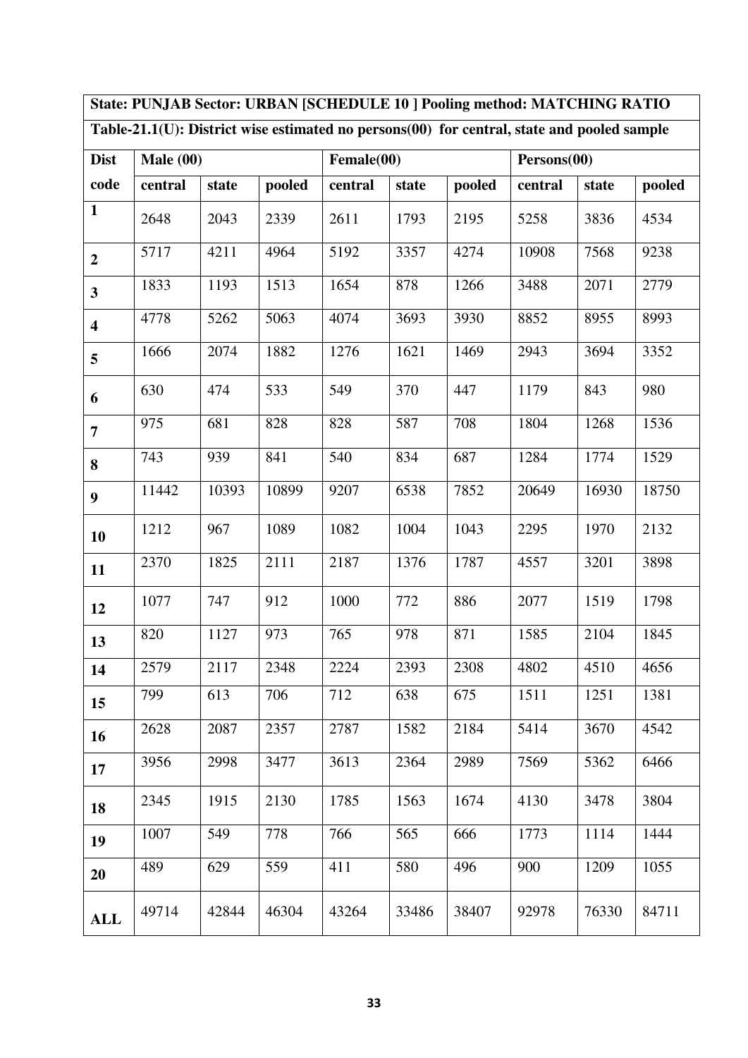| State: PUNJAB Sector: URBAN [SCHEDULE 10 ] Pooling method: MATCHING RATIO | | | | | | | | | |
|---|---|---|---|---|---|---|---|---|---|
| **Table-21.1(U): District wise estimated no persons(00) for central, state and pooled sample** | | | | | | | | | |
| **Dist** | **Male (00)** | | | **Female(00)** | | | **Persons(00)** | | |
| **code** | **central** | **state** | **pooled** | **central** | **state** | **pooled** | **central** | **state** | **pooled** |
| **1** | 2648 | 2043 | 2339 | 2611 | 1793 | 2195 | 5258 | 3836 | 4534 |
| **2** | 5717 | 4211 | 4964 | 5192 | 3357 | 4274 | 10908 | 7568 | 9238 |
| **3** | 1833 | 1193 | 1513 | 1654 | 878 | 1266 | 3488 | 2071 | 2779 |
| **4** | 4778 | 5262 | 5063 | 4074 | 3693 | 3930 | 8852 | 8955 | 8993 |
| **5** | 1666 | 2074 | 1882 | 1276 | 1621 | 1469 | 2943 | 3694 | 3352 |
| **6** | 630 | 474 | 533 | 549 | 370 | 447 | 1179 | 843 | 980 |
| **7** | 975 | 681 | 828 | 828 | 587 | 708 | 1804 | 1268 | 1536 |
| **8** | 743 | 939 | 841 | 540 | 834 | 687 | 1284 | 1774 | 1529 |
| **9** | 11442 | 10393 | 10899 | 9207 | 6538 | 7852 | 20649 | 16930 | 18750 |
| **10** | 1212 | 967 | 1089 | 1082 | 1004 | 1043 | 2295 | 1970 | 2132 |
| **11** | 2370 | 1825 | 2111 | 2187 | 1376 | 1787 | 4557 | 3201 | 3898 |
| **12** | 1077 | 747 | 912 | 1000 | 772 | 886 | 2077 | 1519 | 1798 |
| **13** | 820 | 1127 | 973 | 765 | 978 | 871 | 1585 | 2104 | 1845 |
| **14** | 2579 | 2117 | 2348 | 2224 | 2393 | 2308 | 4802 | 4510 | 4656 |
| **15** | 799 | 613 | 706 | 712 | 638 | 675 | 1511 | 1251 | 1381 |
| **16** | 2628 | 2087 | 2357 | 2787 | 1582 | 2184 | 5414 | 3670 | 4542 |
| **17** | 3956 | 2998 | 3477 | 3613 | 2364 | 2989 | 7569 | 5362 | 6466 |
| **18** | 2345 | 1915 | 2130 | 1785 | 1563 | 1674 | 4130 | 3478 | 3804 |
| **19** | 1007 | 549 | 778 | 766 | 565 | 666 | 1773 | 1114 | 1444 |
| **20** | 489 | 629 | 559 | 411 | 580 | 496 | 900 | 1209 | 1055 |
| **ALL** | 49714 | 42844 | 46304 | 43264 | 33486 | 38407 | 92978 | 76330 | 84711 |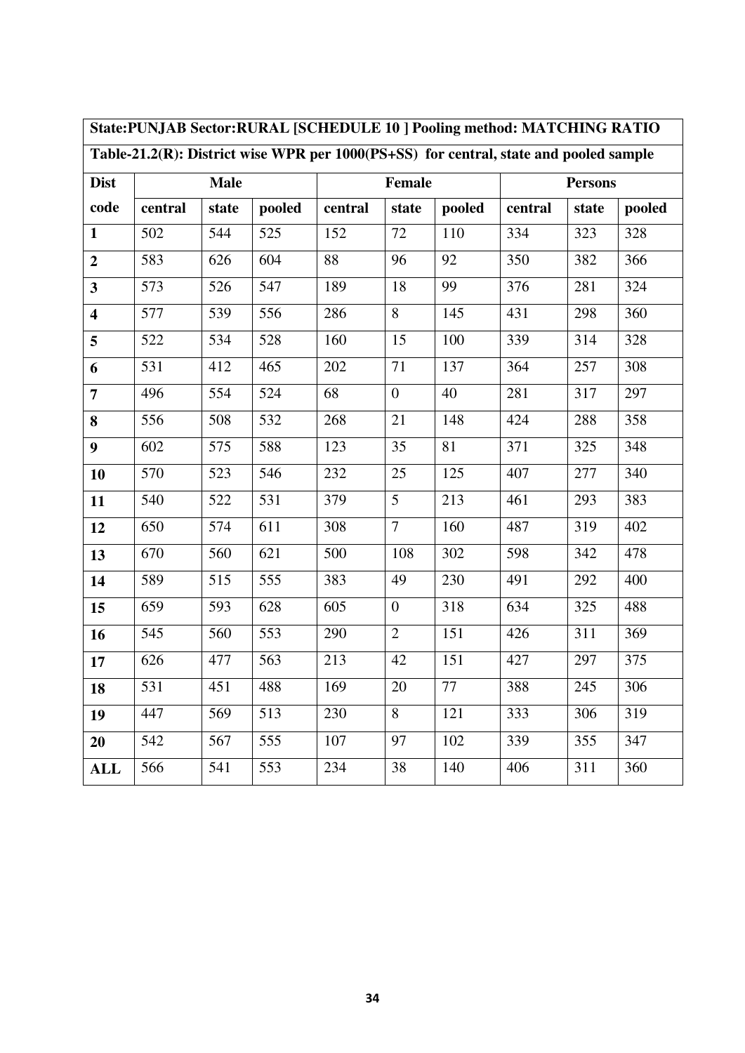**State:PUNJAB Sector:RURAL [SCHEDULE 10 ] Pooling method: MATCHING RATIO**

**Table-21.2(R): District wise WPR per 1000(PS+SS) for central, state and pooled sample**

| Dist code | Male | | | Female | | | Persons | | |
|---|---|---|---|---|---|---|---|---|---|
| | central | state | pooled | central | state | pooled | central | state | pooled |
| **1** | 502 | 544 | 525 | 152 | 72 | 110 | 334 | 323 | 328 |
| **2** | 583 | 626 | 604 | 88 | 96 | 92 | 350 | 382 | 366 |
| **3** | 573 | 526 | 547 | 189 | 18 | 99 | 376 | 281 | 324 |
| **4** | 577 | 539 | 556 | 286 | 8 | 145 | 431 | 298 | 360 |
| **5** | 522 | 534 | 528 | 160 | 15 | 100 | 339 | 314 | 328 |
| **6** | 531 | 412 | 465 | 202 | 71 | 137 | 364 | 257 | 308 |
| **7** | 496 | 554 | 524 | 68 | 0 | 40 | 281 | 317 | 297 |
| **8** | 556 | 508 | 532 | 268 | 21 | 148 | 424 | 288 | 358 |
| **9** | 602 | 575 | 588 | 123 | 35 | 81 | 371 | 325 | 348 |
| **10** | 570 | 523 | 546 | 232 | 25 | 125 | 407 | 277 | 340 |
| **11** | 540 | 522 | 531 | 379 | 5 | 213 | 461 | 293 | 383 |
| **12** | 650 | 574 | 611 | 308 | 7 | 160 | 487 | 319 | 402 |
| **13** | 670 | 560 | 621 | 500 | 108 | 302 | 598 | 342 | 478 |
| **14** | 589 | 515 | 555 | 383 | 49 | 230 | 491 | 292 | 400 |
| **15** | 659 | 593 | 628 | 605 | 0 | 318 | 634 | 325 | 488 |
| **16** | 545 | 560 | 553 | 290 | 2 | 151 | 426 | 311 | 369 |
| **17** | 626 | 477 | 563 | 213 | 42 | 151 | 427 | 297 | 375 |
| **18** | 531 | 451 | 488 | 169 | 20 | 77 | 388 | 245 | 306 |
| **19** | 447 | 569 | 513 | 230 | 8 | 121 | 333 | 306 | 319 |
| **20** | 542 | 567 | 555 | 107 | 97 | 102 | 339 | 355 | 347 |
| **ALL** | 566 | 541 | 553 | 234 | 38 | 140 | 406 | 311 | 360 |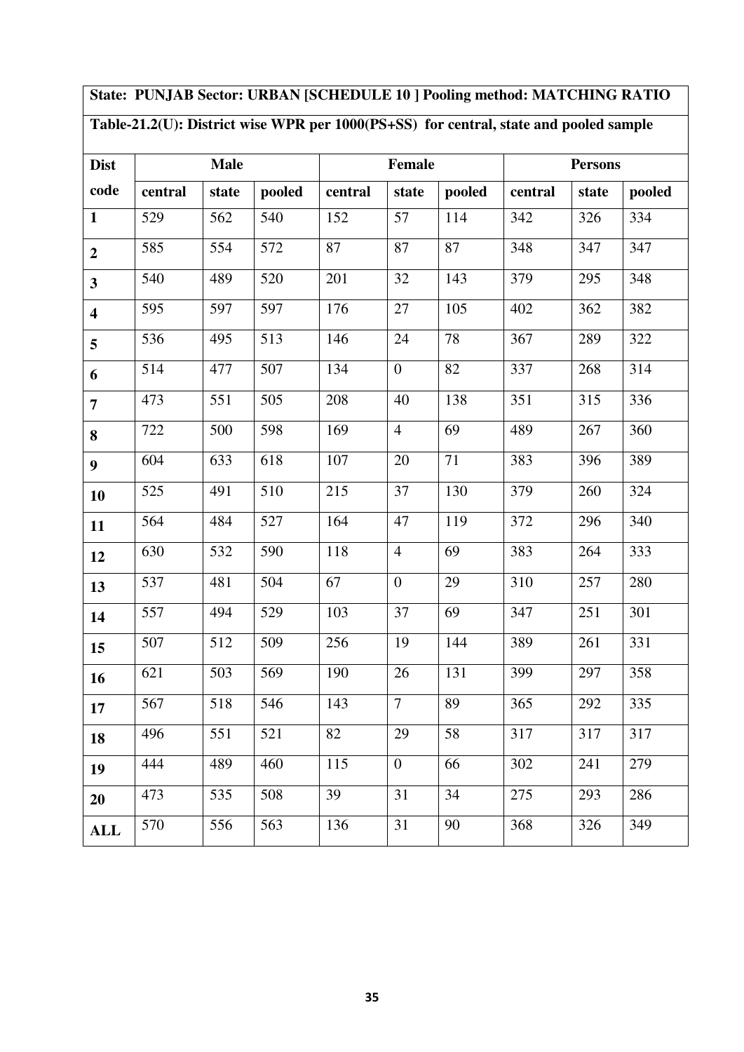**State: PUNJAB Sector: URBAN [SCHEDULE 10 ] Pooling method: MATCHING RATIO**

**Table-21.2(U): District wise WPR per 1000(PS+SS) for central, state and pooled sample**

| Dist code | Male | | | Female | | | Persons | | |
|---|---|---|---|---|---|---|---|---|---|
| | central | state | pooled | central | state | pooled | central | state | pooled |
| **1** | 529 | 562 | 540 | 152 | 57 | 114 | 342 | 326 | 334 |
| **2** | 585 | 554 | 572 | 87 | 87 | 87 | 348 | 347 | 347 |
| **3** | 540 | 489 | 520 | 201 | 32 | 143 | 379 | 295 | 348 |
| **4** | 595 | 597 | 597 | 176 | 27 | 105 | 402 | 362 | 382 |
| **5** | 536 | 495 | 513 | 146 | 24 | 78 | 367 | 289 | 322 |
| **6** | 514 | 477 | 507 | 134 | 0 | 82 | 337 | 268 | 314 |
| **7** | 473 | 551 | 505 | 208 | 40 | 138 | 351 | 315 | 336 |
| **8** | 722 | 500 | 598 | 169 | 4 | 69 | 489 | 267 | 360 |
| **9** | 604 | 633 | 618 | 107 | 20 | 71 | 383 | 396 | 389 |
| **10** | 525 | 491 | 510 | 215 | 37 | 130 | 379 | 260 | 324 |
| **11** | 564 | 484 | 527 | 164 | 47 | 119 | 372 | 296 | 340 |
| **12** | 630 | 532 | 590 | 118 | 4 | 69 | 383 | 264 | 333 |
| **13** | 537 | 481 | 504 | 67 | 0 | 29 | 310 | 257 | 280 |
| **14** | 557 | 494 | 529 | 103 | 37 | 69 | 347 | 251 | 301 |
| **15** | 507 | 512 | 509 | 256 | 19 | 144 | 389 | 261 | 331 |
| **16** | 621 | 503 | 569 | 190 | 26 | 131 | 399 | 297 | 358 |
| **17** | 567 | 518 | 546 | 143 | 7 | 89 | 365 | 292 | 335 |
| **18** | 496 | 551 | 521 | 82 | 29 | 58 | 317 | 317 | 317 |
| **19** | 444 | 489 | 460 | 115 | 0 | 66 | 302 | 241 | 279 |
| **20** | 473 | 535 | 508 | 39 | 31 | 34 | 275 | 293 | 286 |
| **ALL** | 570 | 556 | 563 | 136 | 31 | 90 | 368 | 326 | 349 |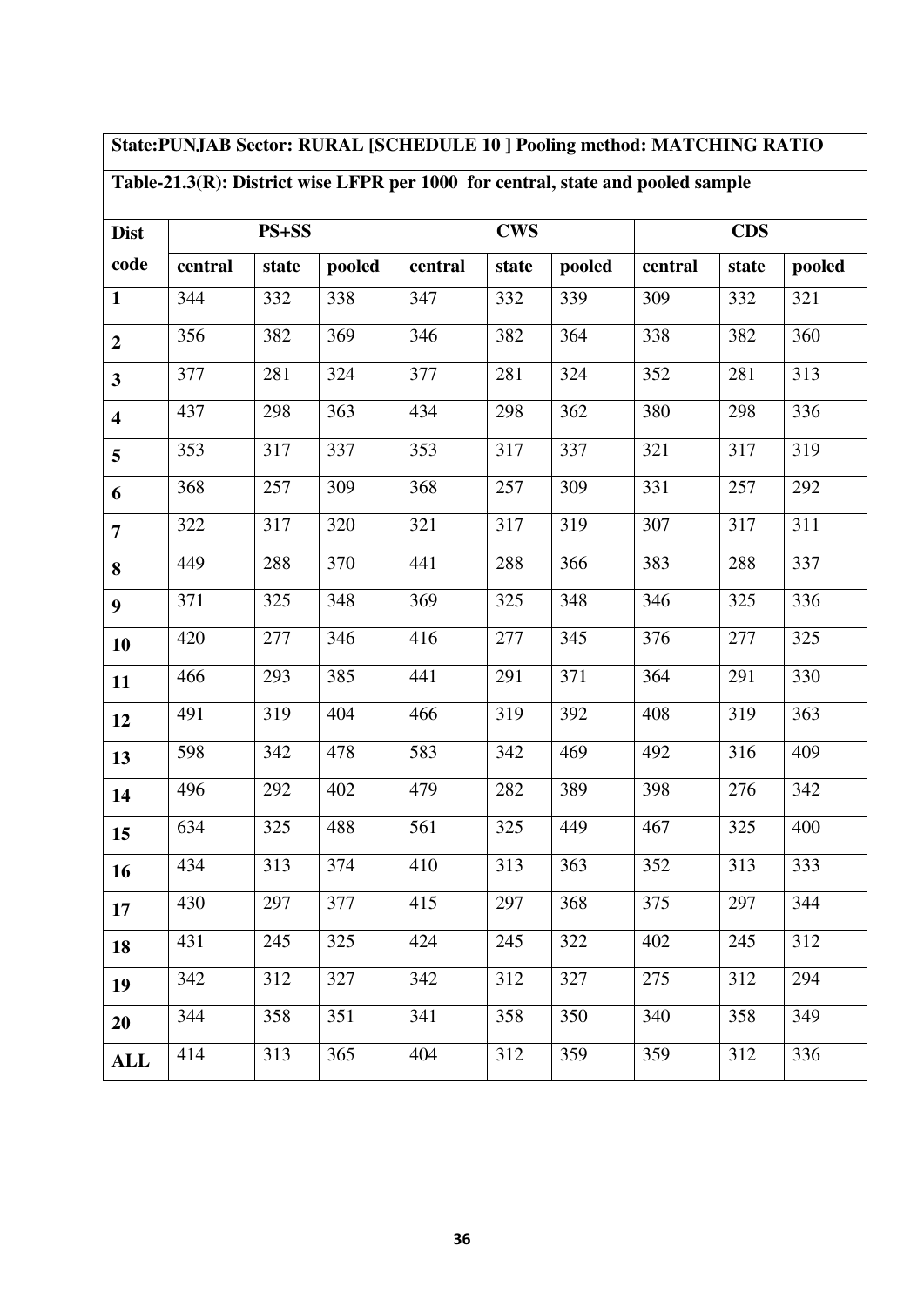| State:PUNJAB Sector: RURAL [SCHEDULE 10 ] Pooling method: MATCHING RATIO | | | | | | | | | |
|---|---|---|---|---|---|---|---|---|---|
| **Table-21.3(R): District wise LFPR per 1000 for central, state and pooled sample** | | | | | | | | | |
| **Dist code** | **PS+SS** | | | **CWS** | | | **CDS** | | |
| | **central** | **state** | **pooled** | **central** | **state** | **pooled** | **central** | **state** | **pooled** |
| **1** | 344 | 332 | 338 | 347 | 332 | 339 | 309 | 332 | 321 |
| **2** | 356 | 382 | 369 | 346 | 382 | 364 | 338 | 382 | 360 |
| **3** | 377 | 281 | 324 | 377 | 281 | 324 | 352 | 281 | 313 |
| **4** | 437 | 298 | 363 | 434 | 298 | 362 | 380 | 298 | 336 |
| **5** | 353 | 317 | 337 | 353 | 317 | 337 | 321 | 317 | 319 |
| **6** | 368 | 257 | 309 | 368 | 257 | 309 | 331 | 257 | 292 |
| **7** | 322 | 317 | 320 | 321 | 317 | 319 | 307 | 317 | 311 |
| **8** | 449 | 288 | 370 | 441 | 288 | 366 | 383 | 288 | 337 |
| **9** | 371 | 325 | 348 | 369 | 325 | 348 | 346 | 325 | 336 |
| **10** | 420 | 277 | 346 | 416 | 277 | 345 | 376 | 277 | 325 |
| **11** | 466 | 293 | 385 | 441 | 291 | 371 | 364 | 291 | 330 |
| **12** | 491 | 319 | 404 | 466 | 319 | 392 | 408 | 319 | 363 |
| **13** | 598 | 342 | 478 | 583 | 342 | 469 | 492 | 316 | 409 |
| **14** | 496 | 292 | 402 | 479 | 282 | 389 | 398 | 276 | 342 |
| **15** | 634 | 325 | 488 | 561 | 325 | 449 | 467 | 325 | 400 |
| **16** | 434 | 313 | 374 | 410 | 313 | 363 | 352 | 313 | 333 |
| **17** | 430 | 297 | 377 | 415 | 297 | 368 | 375 | 297 | 344 |
| **18** | 431 | 245 | 325 | 424 | 245 | 322 | 402 | 245 | 312 |
| **19** | 342 | 312 | 327 | 342 | 312 | 327 | 275 | 312 | 294 |
| **20** | 344 | 358 | 351 | 341 | 358 | 350 | 340 | 358 | 349 |
| **ALL** | 414 | 313 | 365 | 404 | 312 | 359 | 359 | 312 | 336 |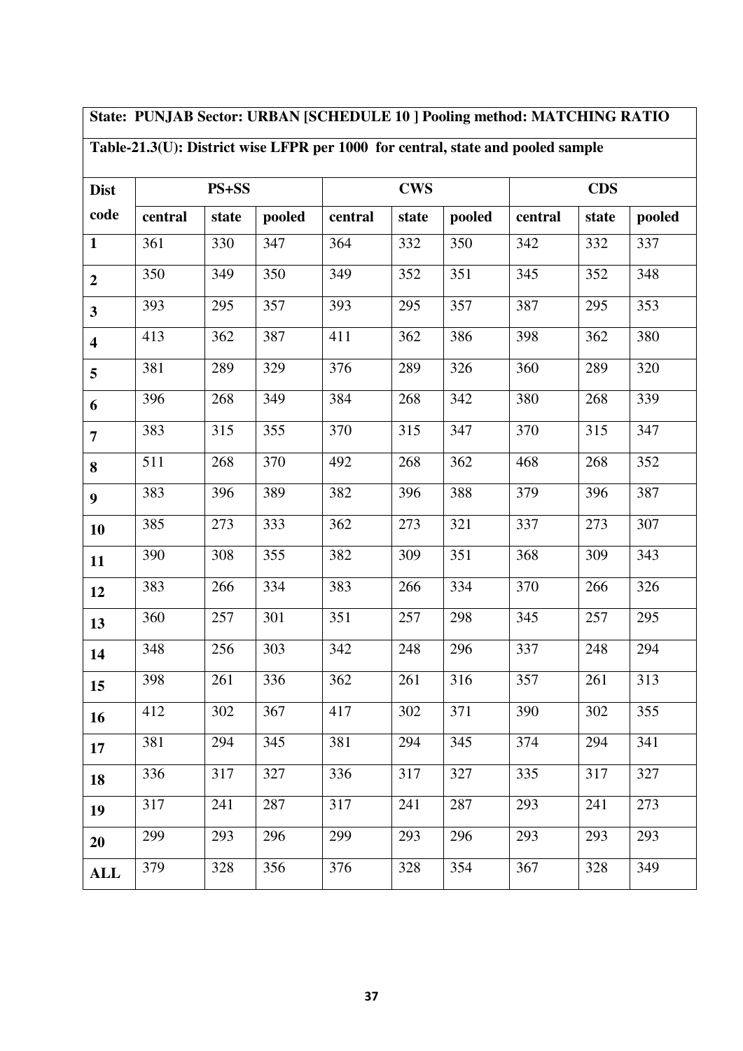**State: PUNJAB Sector: URBAN [SCHEDULE 10 ] Pooling method: MATCHING RATIO**

**Table-21.3(U): District wise LFPR per 1000 for central, state and pooled sample**

| Dist code | PS+SS | | | CWS | | | CDS | | |
|---|---|---|---|---|---|---|---|---|---|
| | central | state | pooled | central | state | pooled | central | state | pooled |
| **1** | 361 | 330 | 347 | 364 | 332 | 350 | 342 | 332 | 337 |
| **2** | 350 | 349 | 350 | 349 | 352 | 351 | 345 | 352 | 348 |
| **3** | 393 | 295 | 357 | 393 | 295 | 357 | 387 | 295 | 353 |
| **4** | 413 | 362 | 387 | 411 | 362 | 386 | 398 | 362 | 380 |
| **5** | 381 | 289 | 329 | 376 | 289 | 326 | 360 | 289 | 320 |
| **6** | 396 | 268 | 349 | 384 | 268 | 342 | 380 | 268 | 339 |
| **7** | 383 | 315 | 355 | 370 | 315 | 347 | 370 | 315 | 347 |
| **8** | 511 | 268 | 370 | 492 | 268 | 362 | 468 | 268 | 352 |
| **9** | 383 | 396 | 389 | 382 | 396 | 388 | 379 | 396 | 387 |
| **10** | 385 | 273 | 333 | 362 | 273 | 321 | 337 | 273 | 307 |
| **11** | 390 | 308 | 355 | 382 | 309 | 351 | 368 | 309 | 343 |
| **12** | 383 | 266 | 334 | 383 | 266 | 334 | 370 | 266 | 326 |
| **13** | 360 | 257 | 301 | 351 | 257 | 298 | 345 | 257 | 295 |
| **14** | 348 | 256 | 303 | 342 | 248 | 296 | 337 | 248 | 294 |
| **15** | 398 | 261 | 336 | 362 | 261 | 316 | 357 | 261 | 313 |
| **16** | 412 | 302 | 367 | 417 | 302 | 371 | 390 | 302 | 355 |
| **17** | 381 | 294 | 345 | 381 | 294 | 345 | 374 | 294 | 341 |
| **18** | 336 | 317 | 327 | 336 | 317 | 327 | 335 | 317 | 327 |
| **19** | 317 | 241 | 287 | 317 | 241 | 287 | 293 | 241 | 273 |
| **20** | 299 | 293 | 296 | 299 | 293 | 296 | 293 | 293 | 293 |
| **ALL** | 379 | 328 | 356 | 376 | 328 | 354 | 367 | 328 | 349 |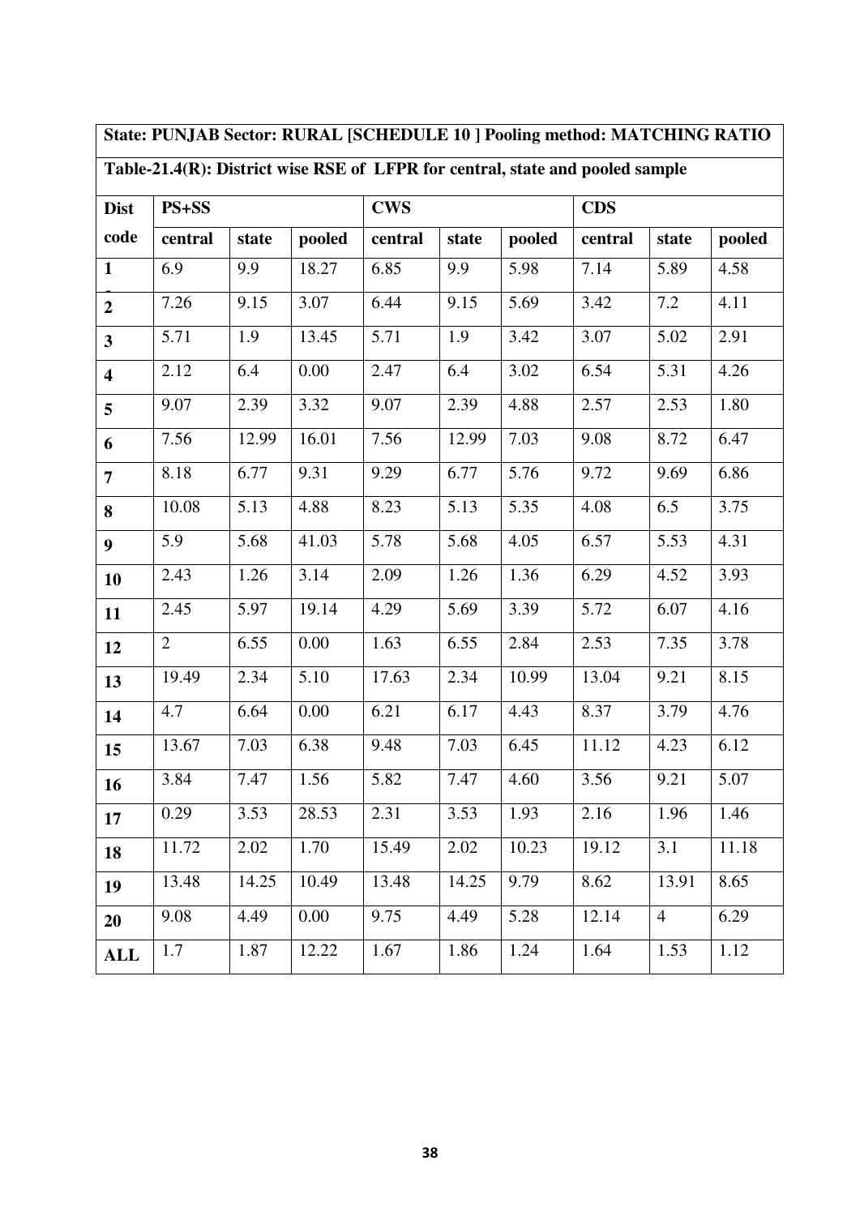**State: PUNJAB Sector: RURAL [SCHEDULE 10 ] Pooling method: MATCHING RATIO**

**Table-21.4(R): District wise RSE of LFPR for central, state and pooled sample**

| Dist code | PS+SS | | | CWS | | | CDS | | |
|---|---|---|---|---|---|---|---|---|---|
| | central | state | pooled | central | state | pooled | central | state | pooled |
| 1 | 6.9 | 9.9 | 18.27 | 6.85 | 9.9 | 5.98 | 7.14 | 5.89 | 4.58 |
| 2 | 7.26 | 9.15 | 3.07 | 6.44 | 9.15 | 5.69 | 3.42 | 7.2 | 4.11 |
| 3 | 5.71 | 1.9 | 13.45 | 5.71 | 1.9 | 3.42 | 3.07 | 5.02 | 2.91 |
| 4 | 2.12 | 6.4 | 0.00 | 2.47 | 6.4 | 3.02 | 6.54 | 5.31 | 4.26 |
| 5 | 9.07 | 2.39 | 3.32 | 9.07 | 2.39 | 4.88 | 2.57 | 2.53 | 1.80 |
| 6 | 7.56 | 12.99 | 16.01 | 7.56 | 12.99 | 7.03 | 9.08 | 8.72 | 6.47 |
| 7 | 8.18 | 6.77 | 9.31 | 9.29 | 6.77 | 5.76 | 9.72 | 9.69 | 6.86 |
| 8 | 10.08 | 5.13 | 4.88 | 8.23 | 5.13 | 5.35 | 4.08 | 6.5 | 3.75 |
| 9 | 5.9 | 5.68 | 41.03 | 5.78 | 5.68 | 4.05 | 6.57 | 5.53 | 4.31 |
| 10 | 2.43 | 1.26 | 3.14 | 2.09 | 1.26 | 1.36 | 6.29 | 4.52 | 3.93 |
| 11 | 2.45 | 5.97 | 19.14 | 4.29 | 5.69 | 3.39 | 5.72 | 6.07 | 4.16 |
| 12 | 2 | 6.55 | 0.00 | 1.63 | 6.55 | 2.84 | 2.53 | 7.35 | 3.78 |
| 13 | 19.49 | 2.34 | 5.10 | 17.63 | 2.34 | 10.99 | 13.04 | 9.21 | 8.15 |
| 14 | 4.7 | 6.64 | 0.00 | 6.21 | 6.17 | 4.43 | 8.37 | 3.79 | 4.76 |
| 15 | 13.67 | 7.03 | 6.38 | 9.48 | 7.03 | 6.45 | 11.12 | 4.23 | 6.12 |
| 16 | 3.84 | 7.47 | 1.56 | 5.82 | 7.47 | 4.60 | 3.56 | 9.21 | 5.07 |
| 17 | 0.29 | 3.53 | 28.53 | 2.31 | 3.53 | 1.93 | 2.16 | 1.96 | 1.46 |
| 18 | 11.72 | 2.02 | 1.70 | 15.49 | 2.02 | 10.23 | 19.12 | 3.1 | 11.18 |
| 19 | 13.48 | 14.25 | 10.49 | 13.48 | 14.25 | 9.79 | 8.62 | 13.91 | 8.65 |
| 20 | 9.08 | 4.49 | 0.00 | 9.75 | 4.49 | 5.28 | 12.14 | 4 | 6.29 |
| ALL | 1.7 | 1.87 | 12.22 | 1.67 | 1.86 | 1.24 | 1.64 | 1.53 | 1.12 |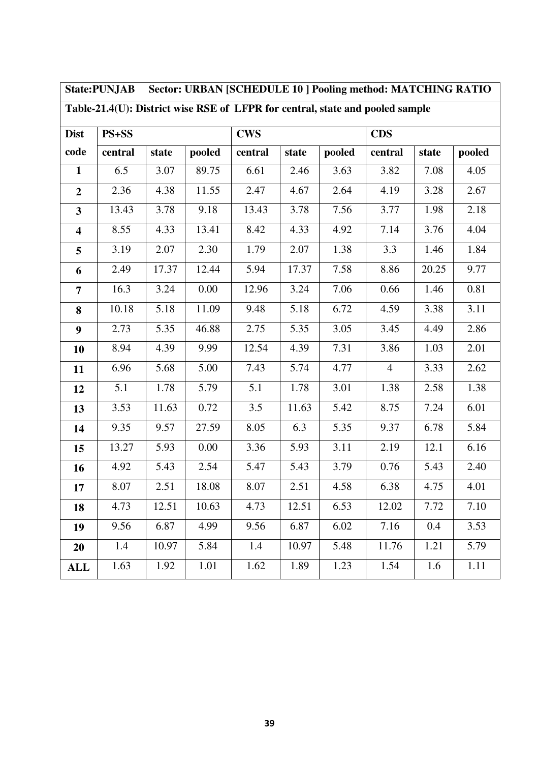| State:PUNJAB Sector: URBAN [SCHEDULE 10 ] Pooling method: MATCHING RATIO | | | | | | | | | |
|---|---|---|---|---|---|---|---|---|---|
| **Table-21.4(U): District wise RSE of LFPR for central, state and pooled sample** | | | | | | | | | |
| **Dist** | **PS+SS** | | | **CWS** | | | **CDS** | | |
| **code** | **central** | **state** | **pooled** | **central** | **state** | **pooled** | **central** | **state** | **pooled** |
| **1** | 6.5 | 3.07 | 89.75 | 6.61 | 2.46 | 3.63 | 3.82 | 7.08 | 4.05 |
| **2** | 2.36 | 4.38 | 11.55 | 2.47 | 4.67 | 2.64 | 4.19 | 3.28 | 2.67 |
| **3** | 13.43 | 3.78 | 9.18 | 13.43 | 3.78 | 7.56 | 3.77 | 1.98 | 2.18 |
| **4** | 8.55 | 4.33 | 13.41 | 8.42 | 4.33 | 4.92 | 7.14 | 3.76 | 4.04 |
| **5** | 3.19 | 2.07 | 2.30 | 1.79 | 2.07 | 1.38 | 3.3 | 1.46 | 1.84 |
| **6** | 2.49 | 17.37 | 12.44 | 5.94 | 17.37 | 7.58 | 8.86 | 20.25 | 9.77 |
| **7** | 16.3 | 3.24 | 0.00 | 12.96 | 3.24 | 7.06 | 0.66 | 1.46 | 0.81 |
| **8** | 10.18 | 5.18 | 11.09 | 9.48 | 5.18 | 6.72 | 4.59 | 3.38 | 3.11 |
| **9** | 2.73 | 5.35 | 46.88 | 2.75 | 5.35 | 3.05 | 3.45 | 4.49 | 2.86 |
| **10** | 8.94 | 4.39 | 9.99 | 12.54 | 4.39 | 7.31 | 3.86 | 1.03 | 2.01 |
| **11** | 6.96 | 5.68 | 5.00 | 7.43 | 5.74 | 4.77 | 4 | 3.33 | 2.62 |
| **12** | 5.1 | 1.78 | 5.79 | 5.1 | 1.78 | 3.01 | 1.38 | 2.58 | 1.38 |
| **13** | 3.53 | 11.63 | 0.72 | 3.5 | 11.63 | 5.42 | 8.75 | 7.24 | 6.01 |
| **14** | 9.35 | 9.57 | 27.59 | 8.05 | 6.3 | 5.35 | 9.37 | 6.78 | 5.84 |
| **15** | 13.27 | 5.93 | 0.00 | 3.36 | 5.93 | 3.11 | 2.19 | 12.1 | 6.16 |
| **16** | 4.92 | 5.43 | 2.54 | 5.47 | 5.43 | 3.79 | 0.76 | 5.43 | 2.40 |
| **17** | 8.07 | 2.51 | 18.08 | 8.07 | 2.51 | 4.58 | 6.38 | 4.75 | 4.01 |
| **18** | 4.73 | 12.51 | 10.63 | 4.73 | 12.51 | 6.53 | 12.02 | 7.72 | 7.10 |
| **19** | 9.56 | 6.87 | 4.99 | 9.56 | 6.87 | 6.02 | 7.16 | 0.4 | 3.53 |
| **20** | 1.4 | 10.97 | 5.84 | 1.4 | 10.97 | 5.48 | 11.76 | 1.21 | 5.79 |
| **ALL** | 1.63 | 1.92 | 1.01 | 1.62 | 1.89 | 1.23 | 1.54 | 1.6 | 1.11 |